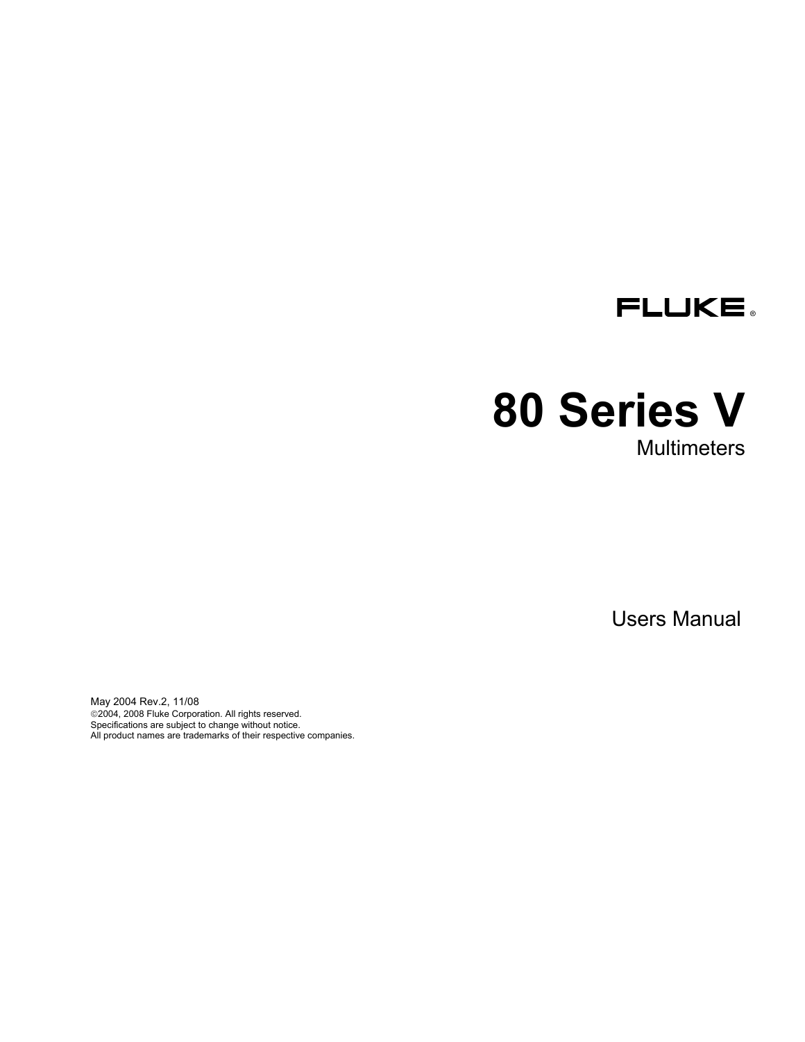FLUKE ®

# 80 Series V

Multimeters

Users Manual

May 2004 Rev.2, 11/08
©2004, 2008 Fluke Corporation. All rights reserved.
Specifications are subject to change without notice.
All product names are trademarks of their respective companies.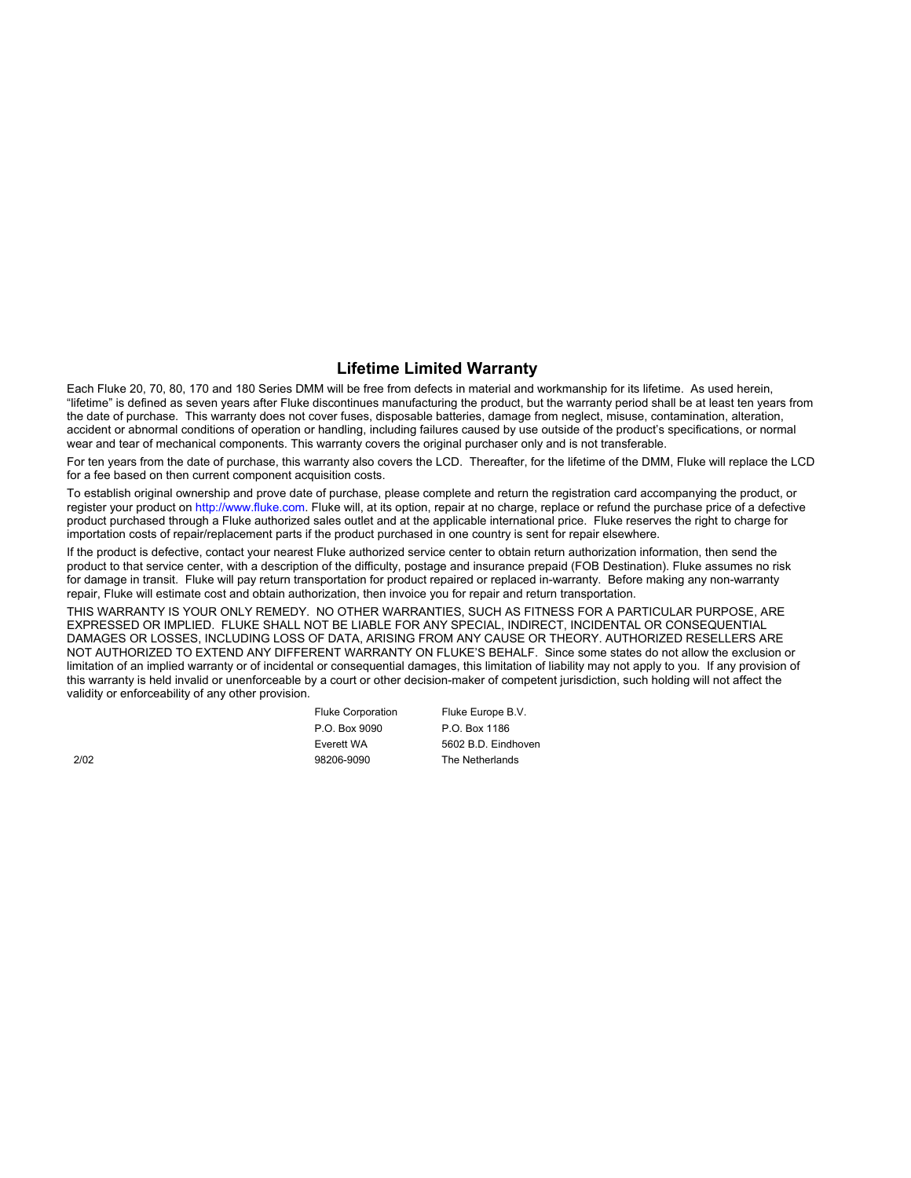## Lifetime Limited Warranty

Each Fluke 20, 70, 80, 170 and 180 Series DMM will be free from defects in material and workmanship for its lifetime. As used herein, "lifetime" is defined as seven years after Fluke discontinues manufacturing the product, but the warranty period shall be at least ten years from the date of purchase. This warranty does not cover fuses, disposable batteries, damage from neglect, misuse, contamination, alteration, accident or abnormal conditions of operation or handling, including failures caused by use outside of the product's specifications, or normal wear and tear of mechanical components. This warranty covers the original purchaser only and is not transferable.

For ten years from the date of purchase, this warranty also covers the LCD. Thereafter, for the lifetime of the DMM, Fluke will replace the LCD for a fee based on then current component acquisition costs.

To establish original ownership and prove date of purchase, please complete and return the registration card accompanying the product, or register your product on http://www.fluke.com. Fluke will, at its option, repair at no charge, replace or refund the purchase price of a defective product purchased through a Fluke authorized sales outlet and at the applicable international price. Fluke reserves the right to charge for importation costs of repair/replacement parts if the product purchased in one country is sent for repair elsewhere.

If the product is defective, contact your nearest Fluke authorized service center to obtain return authorization information, then send the product to that service center, with a description of the difficulty, postage and insurance prepaid (FOB Destination). Fluke assumes no risk for damage in transit. Fluke will pay return transportation for product repaired or replaced in-warranty. Before making any non-warranty repair, Fluke will estimate cost and obtain authorization, then invoice you for repair and return transportation.

THIS WARRANTY IS YOUR ONLY REMEDY. NO OTHER WARRANTIES, SUCH AS FITNESS FOR A PARTICULAR PURPOSE, ARE EXPRESSED OR IMPLIED. FLUKE SHALL NOT BE LIABLE FOR ANY SPECIAL, INDIRECT, INCIDENTAL OR CONSEQUENTIAL DAMAGES OR LOSSES, INCLUDING LOSS OF DATA, ARISING FROM ANY CAUSE OR THEORY. AUTHORIZED RESELLERS ARE NOT AUTHORIZED TO EXTEND ANY DIFFERENT WARRANTY ON FLUKE'S BEHALF. Since some states do not allow the exclusion or limitation of an implied warranty or of incidental or consequential damages, this limitation of liability may not apply to you. If any provision of this warranty is held invalid or unenforceable by a court or other decision-maker of competent jurisdiction, such holding will not affect the validity or enforceability of any other provision.

Fluke Corporation
P.O. Box 9090
Everett WA
98206-9090

Fluke Europe B.V.
P.O. Box 1186
5602 B.D. Eindhoven
The Netherlands

2/02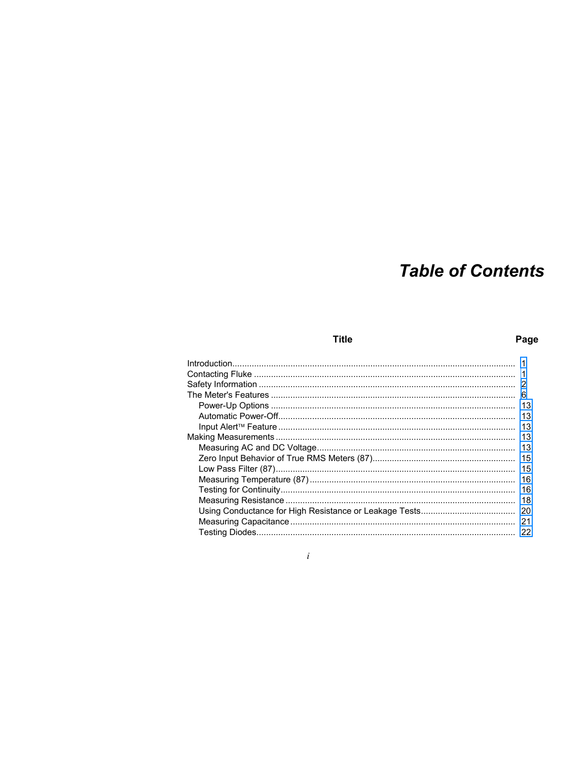# Table of Contents

| Title | Page |
|---|---|
| Introduction | 1 |
| Contacting Fluke | 1 |
| Safety Information | 2 |
| The Meter's Features | 6 |
| Power-Up Options | 13 |
| Automatic Power-Off | 13 |
| Input Alert™ Feature | 13 |
| Making Measurements | 13 |
| Measuring AC and DC Voltage | 13 |
| Zero Input Behavior of True RMS Meters (87) | 15 |
| Low Pass Filter (87) | 15 |
| Measuring Temperature (87) | 16 |
| Testing for Continuity | 16 |
| Measuring Resistance | 18 |
| Using Conductance for High Resistance or Leakage Tests | 20 |
| Measuring Capacitance | 21 |
| Testing Diodes | 22 |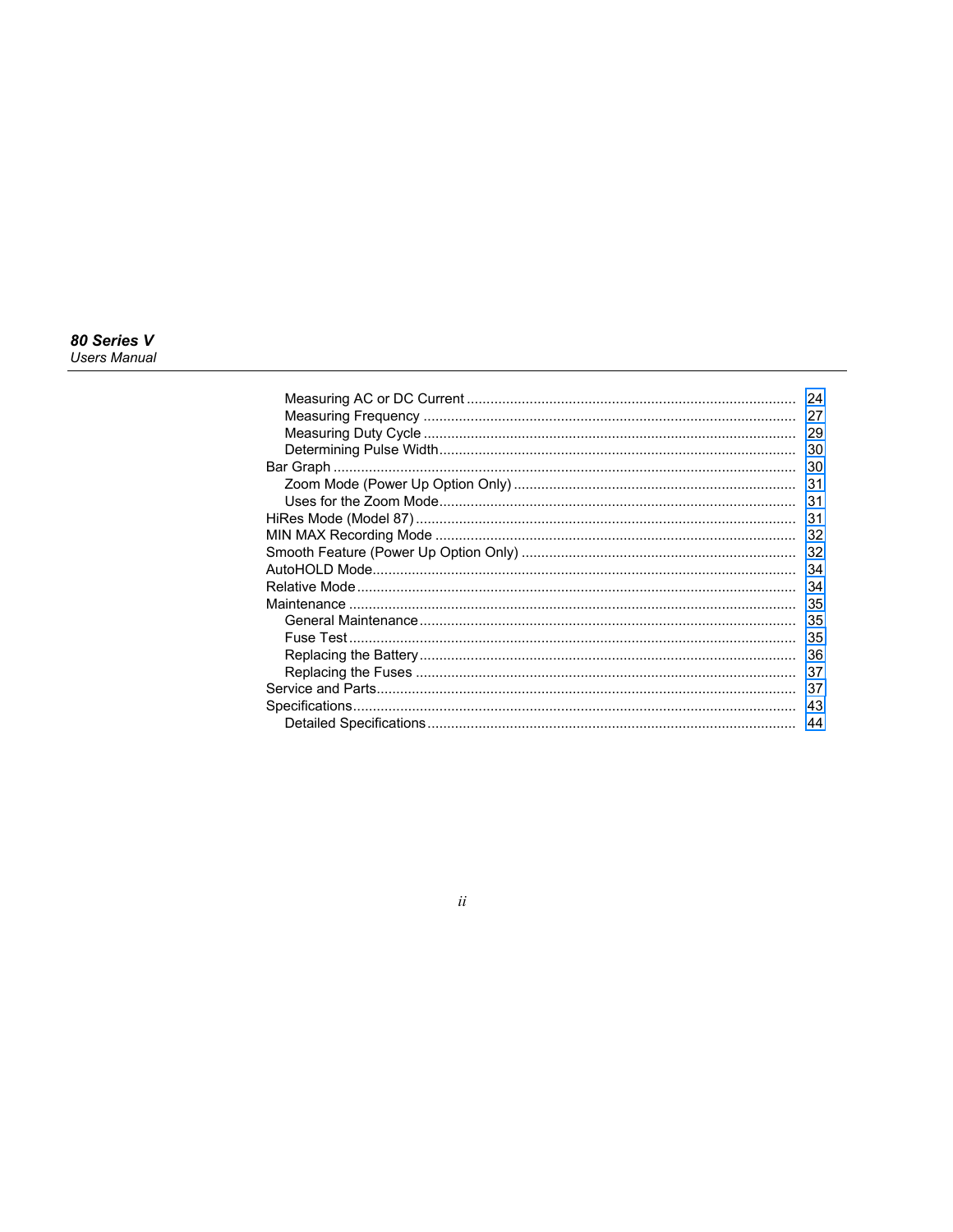| | |
|---|---|
| Measuring AC or DC Current | 24 |
| Measuring Frequency | 27 |
| Measuring Duty Cycle | 29 |
| Determining Pulse Width | 30 |
| Bar Graph | 30 |
| Zoom Mode (Power Up Option Only) | 31 |
| Uses for the Zoom Mode | 31 |
| HiRes Mode (Model 87) | 31 |
| MIN MAX Recording Mode | 32 |
| Smooth Feature (Power Up Option Only) | 32 |
| AutoHOLD Mode | 34 |
| Relative Mode | 34 |
| Maintenance | 35 |
| General Maintenance | 35 |
| Fuse Test | 35 |
| Replacing the Battery | 36 |
| Replacing the Fuses | 37 |
| Service and Parts | 37 |
| Specifications | 43 |
| Detailed Specifications | 44 |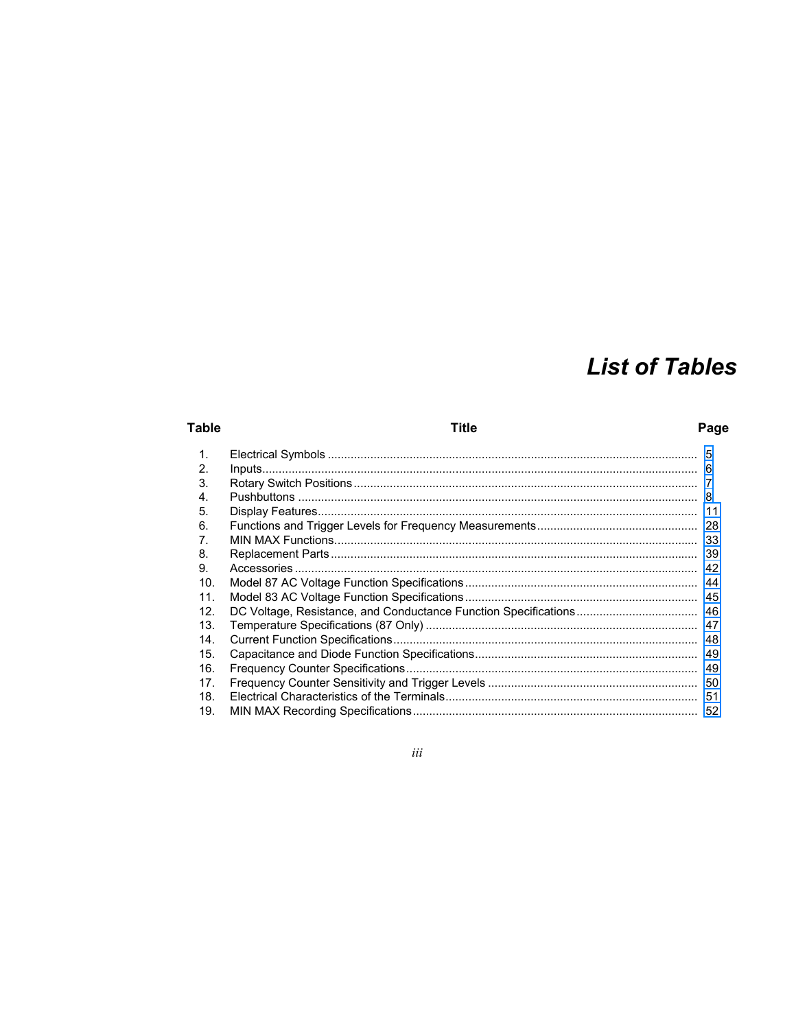# List of Tables

| Table | Title | Page |
|---|---|---|
| 1. | Electrical Symbols | 5 |
| 2. | Inputs | 6 |
| 3. | Rotary Switch Positions | 7 |
| 4. | Pushbuttons | 8 |
| 5. | Display Features | 11 |
| 6. | Functions and Trigger Levels for Frequency Measurements | 28 |
| 7. | MIN MAX Functions | 33 |
| 8. | Replacement Parts | 39 |
| 9. | Accessories | 42 |
| 10. | Model 87 AC Voltage Function Specifications | 44 |
| 11. | Model 83 AC Voltage Function Specifications | 45 |
| 12. | DC Voltage, Resistance, and Conductance Function Specifications | 46 |
| 13. | Temperature Specifications (87 Only) | 47 |
| 14. | Current Function Specifications | 48 |
| 15. | Capacitance and Diode Function Specifications | 49 |
| 16. | Frequency Counter Specifications | 49 |
| 17. | Frequency Counter Sensitivity and Trigger Levels | 50 |
| 18. | Electrical Characteristics of the Terminals | 51 |
| 19. | MIN MAX Recording Specifications | 52 |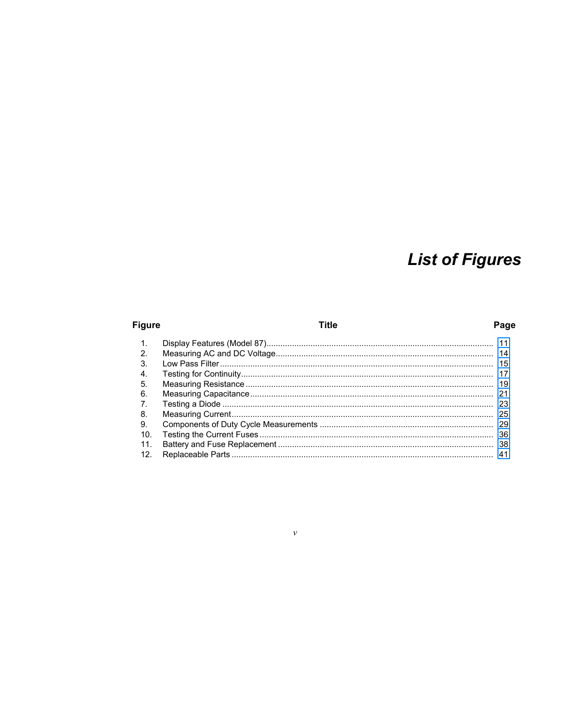# List of Figures

| Figure | Title | Page |
| --- | --- | --- |
| 1. | Display Features (Model 87) | 11 |
| 2. | Measuring AC and DC Voltage | 14 |
| 3. | Low Pass Filter | 15 |
| 4. | Testing for Continuity | 17 |
| 5. | Measuring Resistance | 19 |
| 6. | Measuring Capacitance | 21 |
| 7. | Testing a Diode | 23 |
| 8. | Measuring Current | 25 |
| 9. | Components of Duty Cycle Measurements | 29 |
| 10. | Testing the Current Fuses | 36 |
| 11. | Battery and Fuse Replacement | 38 |
| 12. | Replaceable Parts | 41 |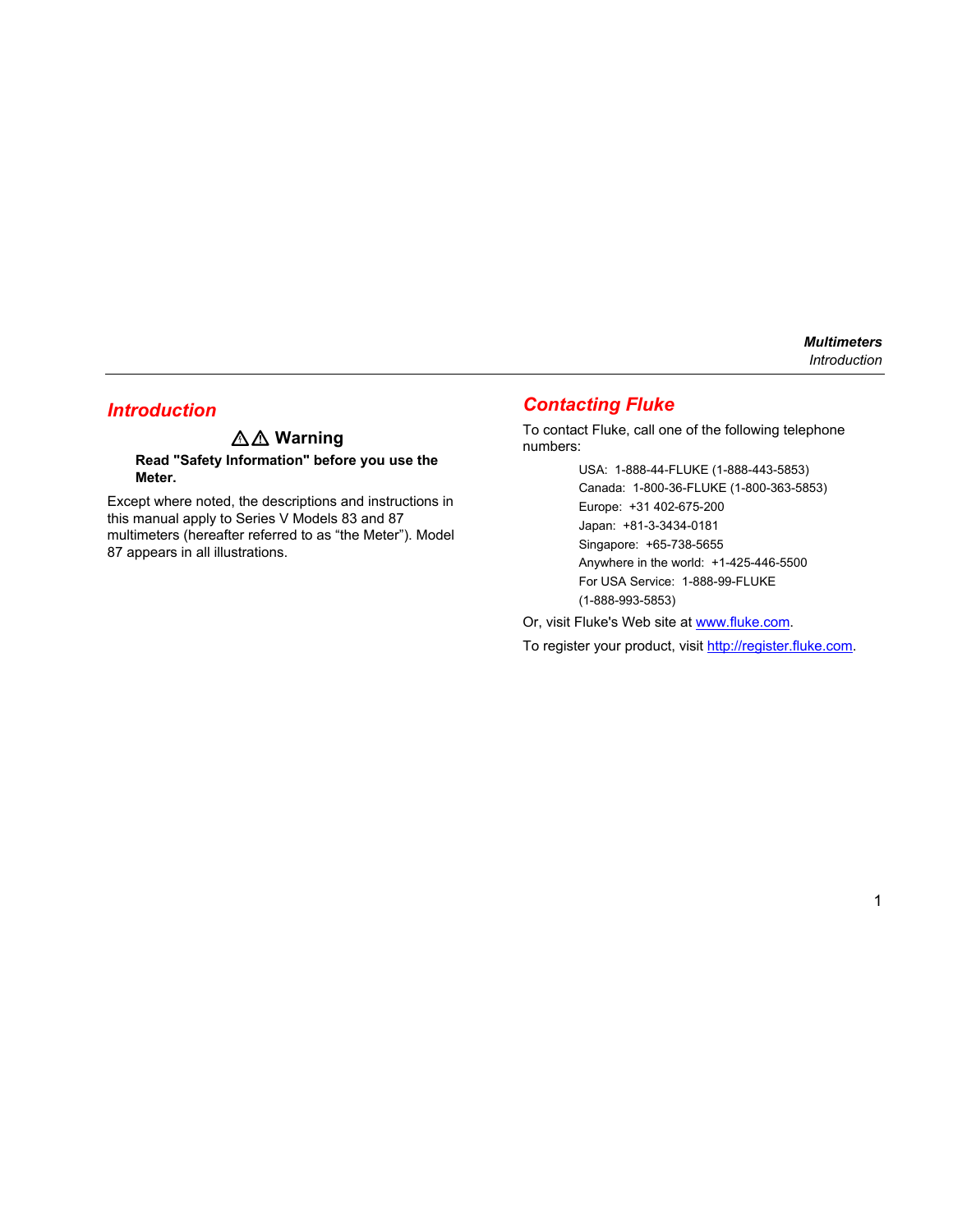## Introduction

### ⚠⚠ Warning

**Read "Safety Information" before you use the Meter.**

Except where noted, the descriptions and instructions in this manual apply to Series V Models 83 and 87 multimeters (hereafter referred to as "the Meter"). Model 87 appears in all illustrations.

## Contacting Fluke

To contact Fluke, call one of the following telephone numbers:

USA: 1-888-44-FLUKE (1-888-443-5853)
Canada: 1-800-36-FLUKE (1-800-363-5853)
Europe: +31 402-675-200
Japan: +81-3-3434-0181
Singapore: +65-738-5655
Anywhere in the world: +1-425-446-5500
For USA Service: 1-888-99-FLUKE
(1-888-993-5853)

Or, visit Fluke's Web site at www.fluke.com.

To register your product, visit http://register.fluke.com.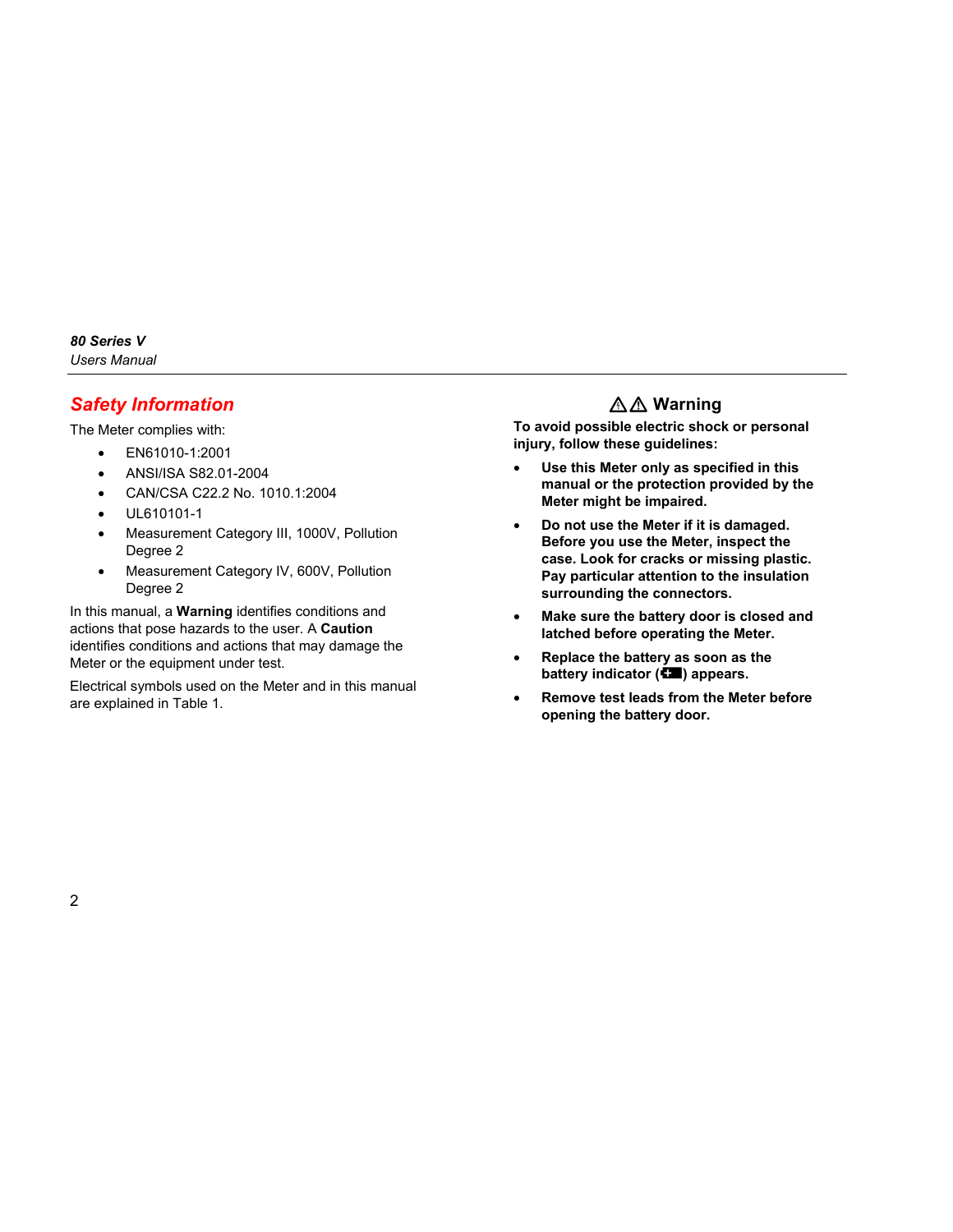## Safety Information

The Meter complies with:

- EN61010-1:2001
- ANSI/ISA S82.01-2004
- CAN/CSA C22.2 No. 1010.1:2004
- UL610101-1
- Measurement Category III, 1000V, Pollution Degree 2
- Measurement Category IV, 600V, Pollution Degree 2

In this manual, a **Warning** identifies conditions and actions that pose hazards to the user. A **Caution** identifies conditions and actions that may damage the Meter or the equipment under test.

Electrical symbols used on the Meter and in this manual are explained in Table 1.

### ⚠⚠ Warning

**To avoid possible electric shock or personal injury, follow these guidelines:**

- **Use this Meter only as specified in this manual or the protection provided by the Meter might be impaired.**
- **Do not use the Meter if it is damaged. Before you use the Meter, inspect the case. Look for cracks or missing plastic. Pay particular attention to the insulation surrounding the connectors.**
- **Make sure the battery door is closed and latched before operating the Meter.**
- **Replace the battery as soon as the battery indicator (🔋) appears.**
- **Remove test leads from the Meter before opening the battery door.**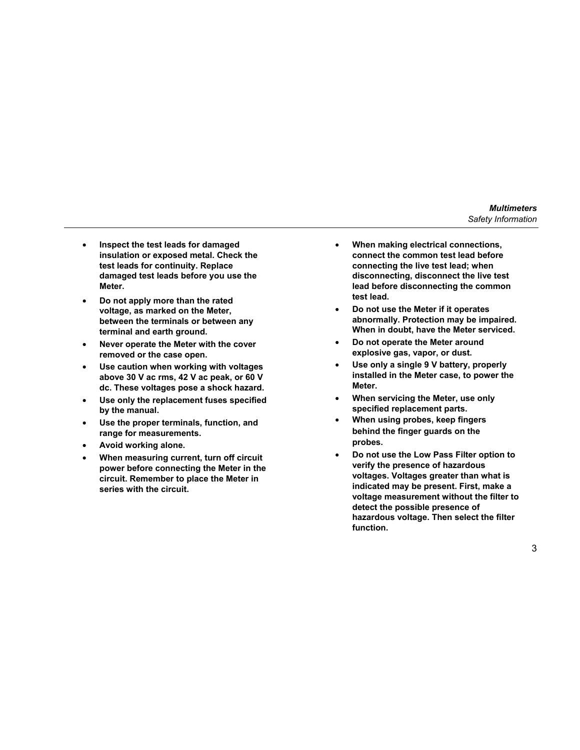- **Inspect the test leads for damaged insulation or exposed metal. Check the test leads for continuity. Replace damaged test leads before you use the Meter.**
- **Do not apply more than the rated voltage, as marked on the Meter, between the terminals or between any terminal and earth ground.**
- **Never operate the Meter with the cover removed or the case open.**
- **Use caution when working with voltages above 30 V ac rms, 42 V ac peak, or 60 V dc. These voltages pose a shock hazard.**
- **Use only the replacement fuses specified by the manual.**
- **Use the proper terminals, function, and range for measurements.**
- **Avoid working alone.**
- **When measuring current, turn off circuit power before connecting the Meter in the circuit. Remember to place the Meter in series with the circuit.**
- **When making electrical connections, connect the common test lead before connecting the live test lead; when disconnecting, disconnect the live test lead before disconnecting the common test lead.**
- **Do not use the Meter if it operates abnormally. Protection may be impaired. When in doubt, have the Meter serviced.**
- **Do not operate the Meter around explosive gas, vapor, or dust.**
- **Use only a single 9 V battery, properly installed in the Meter case, to power the Meter.**
- **When servicing the Meter, use only specified replacement parts.**
- **When using probes, keep fingers behind the finger guards on the probes.**
- **Do not use the Low Pass Filter option to verify the presence of hazardous voltages. Voltages greater than what is indicated may be present. First, make a voltage measurement without the filter to detect the possible presence of hazardous voltage. Then select the filter function.**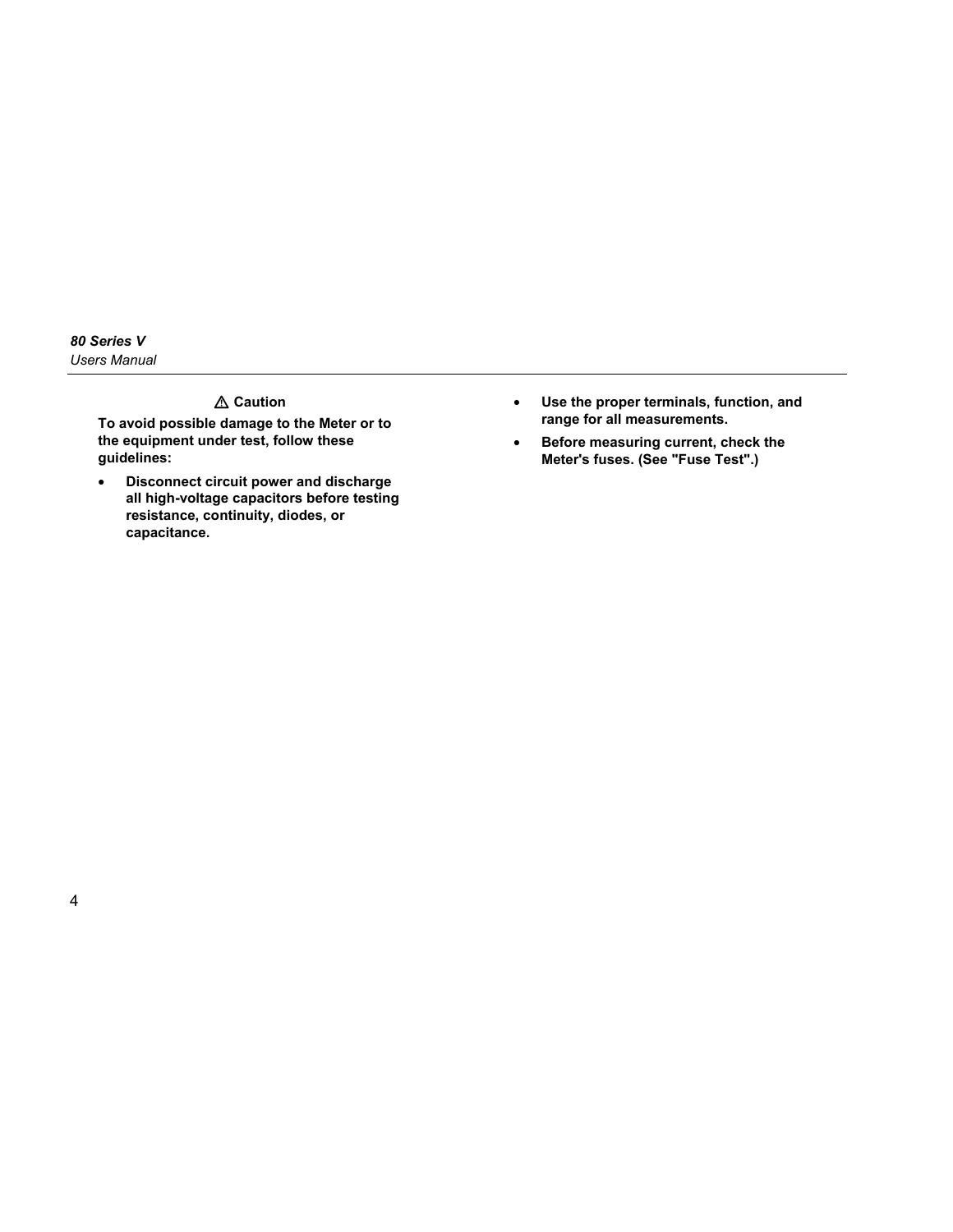**⚠ Caution**

**To avoid possible damage to the Meter or to the equipment under test, follow these guidelines:**

- **Disconnect circuit power and discharge all high-voltage capacitors before testing resistance, continuity, diodes, or capacitance.**
- **Use the proper terminals, function, and range for all measurements.**
- **Before measuring current, check the Meter's fuses. (See "Fuse Test".)**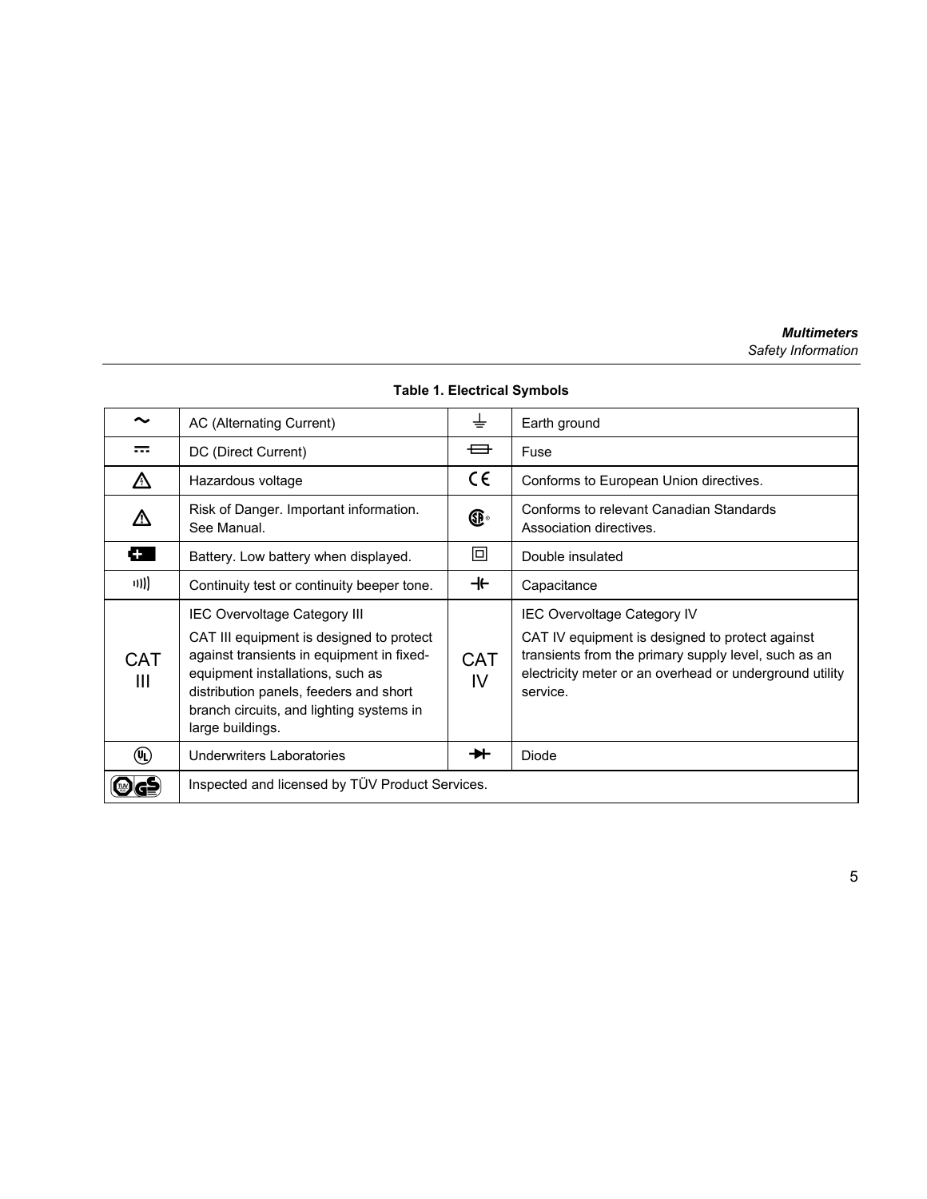**Table 1. Electrical Symbols**

| Symbol | Description | Symbol | Description |
|---|---|---|---|
| ~ | AC (Alternating Current) | ⏚ | Earth ground |
| ⎓ | DC (Direct Current) | Fuse symbol | Fuse |
| ⚠ (lightning) | Hazardous voltage | CE | Conforms to European Union directives. |
| ⚠ | Risk of Danger. Important information. See Manual. | CSA | Conforms to relevant Canadian Standards Association directives. |
| Battery symbol | Battery. Low battery when displayed. | ⧈ | Double insulated |
| Continuity symbol | Continuity test or continuity beeper tone. | Capacitor symbol | Capacitance |
| CAT III | IEC Overvoltage Category III<br><br>CAT III equipment is designed to protect against transients in equipment in fixed-equipment installations, such as distribution panels, feeders and short branch circuits, and lighting systems in large buildings. | CAT IV | IEC Overvoltage Category IV<br><br>CAT IV equipment is designed to protect against transients from the primary supply level, such as an electricity meter or an overhead or underground utility service. |
| UL | Underwriters Laboratories | Diode symbol | Diode |
| TÜV GS | Inspected and licensed by TÜV Product Services. | | |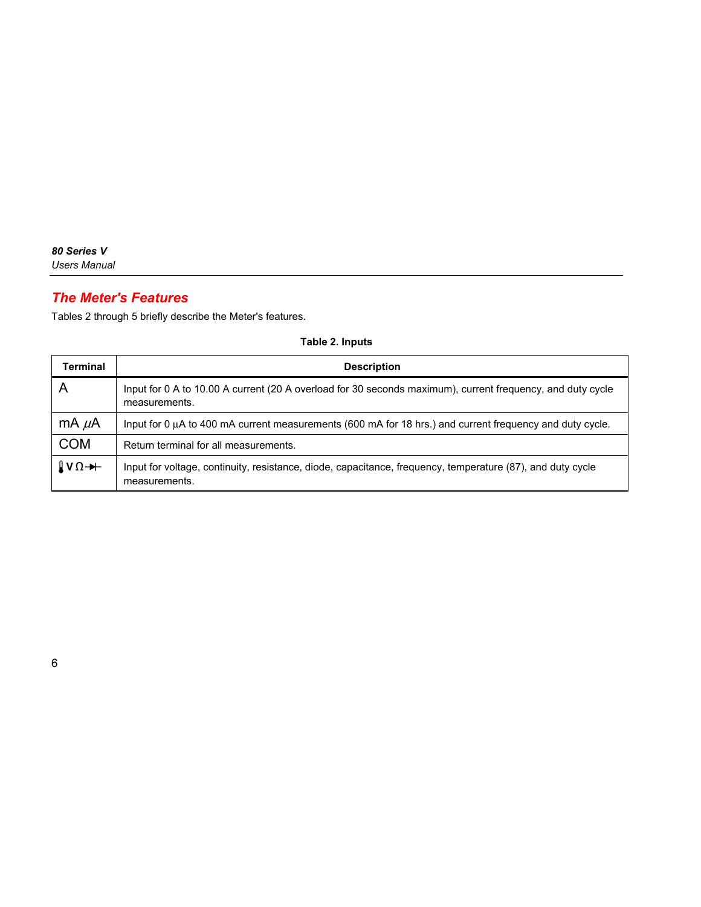## The Meter's Features

Tables 2 through 5 briefly describe the Meter's features.

**Table 2. Inputs**

| Terminal | Description |
| --- | --- |
| A | Input for 0 A to 10.00 A current (20 A overload for 30 seconds maximum), current frequency, and duty cycle measurements. |
| mA µA | Input for 0 µA to 400 mA current measurements (600 mA for 18 hrs.) and current frequency and duty cycle. |
| COM | Return terminal for all measurements. |
| 🌡 V Ω ⯈⊢ | Input for voltage, continuity, resistance, diode, capacitance, frequency, temperature (87), and duty cycle measurements. |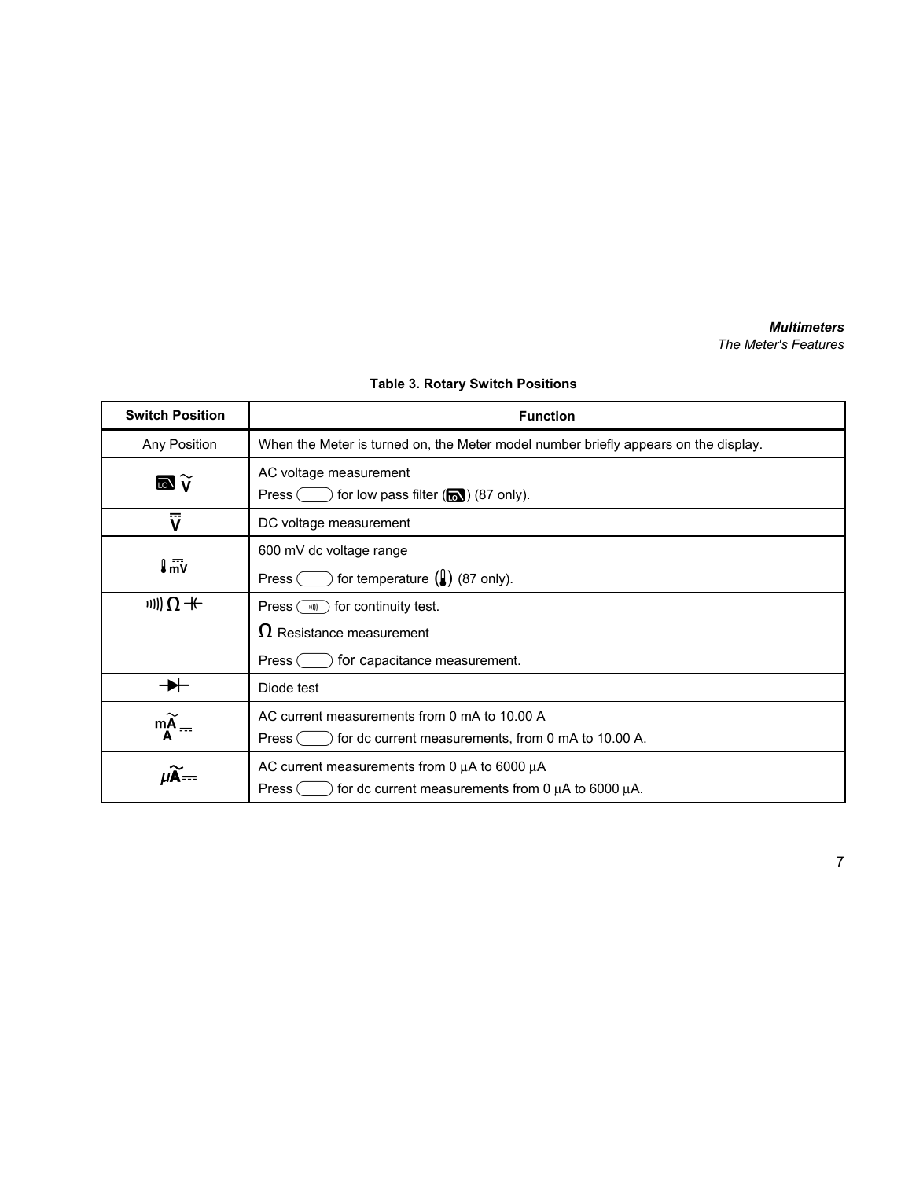**Table 3. Rotary Switch Positions**

| Switch Position | Function |
|---|---|
| Any Position | When the Meter is turned on, the Meter model number briefly appears on the display. |
| LO $\widetilde{V}$ | AC voltage measurement<br>Press ( ) for low pass filter (LO) (87 only). |
| $\overline{V}$ | DC voltage measurement |
| 🌡 $\overline{mV}$ | 600 mV dc voltage range<br>Press ( ) for temperature (🌡) (87 only). |
| ·))) Ω ⊣⊢ | Press ( ·))) ) for continuity test.<br>Ω Resistance measurement<br>Press ( ) for capacitance measurement. |
| ⊳⊢ | Diode test |
| $\widetilde{mA}$ A ⎓ | AC current measurements from 0 mA to 10.00 A<br>Press ( ) for dc current measurements, from 0 mA to 10.00 A. |
| $\mu\widetilde{A}$ ⎓ | AC current measurements from 0 µA to 6000 µA<br>Press ( ) for dc current measurements from 0 µA to 6000 µA. |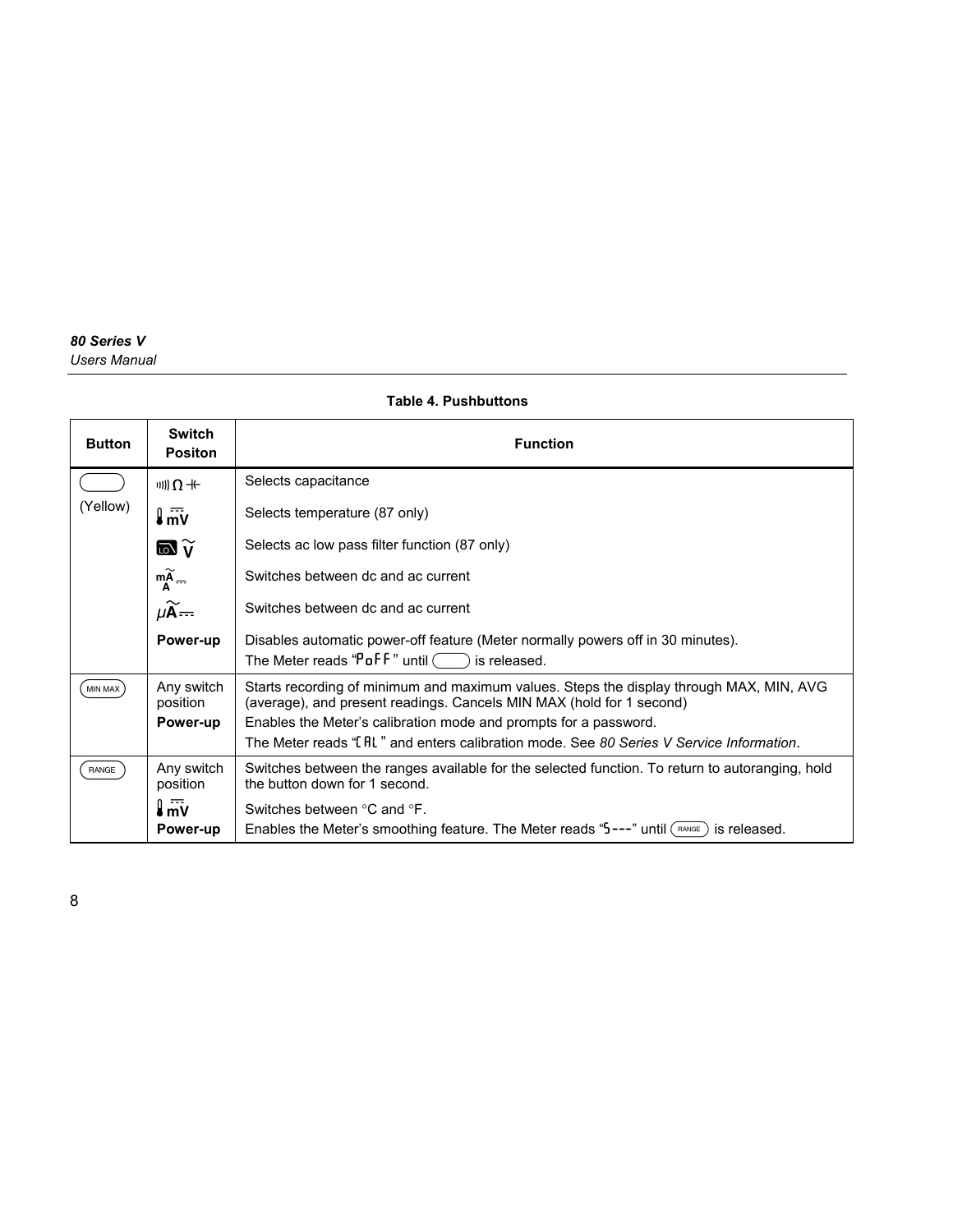**Table 4. Pushbuttons**

| Button | Switch Positon | Function |
|---|---|---|
| (Yellow) | Ω ⊣⊢ | Selects capacitance |
| | mV (temperature) | Selects temperature (87 only) |
| | LO Ṽ | Selects ac low pass filter function (87 only) |
| | mA A | Switches between dc and ac current |
| | µA | Switches between dc and ac current |
| | **Power-up** | Disables automatic power-off feature (Meter normally powers off in 30 minutes). The Meter reads "PoFF" until (Yellow) is released. |
| MIN MAX | Any switch position | Starts recording of minimum and maximum values. Steps the display through MAX, MIN, AVG (average), and present readings. Cancels MIN MAX (hold for 1 second) |
| | **Power-up** | Enables the Meter's calibration mode and prompts for a password. The Meter reads "CAL" and enters calibration mode. See *80 Series V Service Information*. |
| RANGE | Any switch position | Switches between the ranges available for the selected function. To return to autoranging, hold the button down for 1 second. |
| | mV (temperature) | Switches between °C and °F. |
| | **Power-up** | Enables the Meter's smoothing feature. The Meter reads "S---" until RANGE is released. |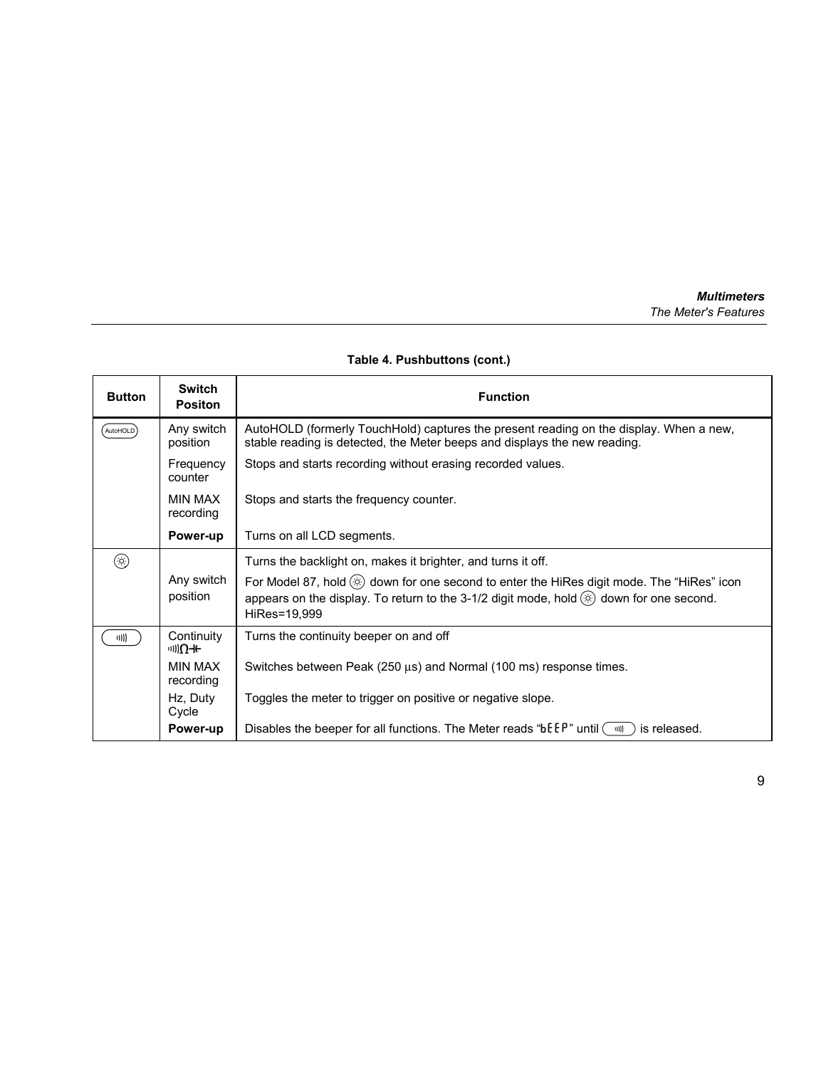**Table 4. Pushbuttons (cont.)**

| Button | Switch Positon | Function |
|---|---|---|
| AutoHOLD | Any switch position | AutoHOLD (formerly TouchHold) captures the present reading on the display. When a new, stable reading is detected, the Meter beeps and displays the new reading. |
| | Frequency counter | Stops and starts recording without erasing recorded values. |
| | MIN MAX recording | Stops and starts the frequency counter. |
| | **Power-up** | Turns on all LCD segments. |
| ☼ | | Turns the backlight on, makes it brighter, and turns it off. |
| | Any switch position | For Model 87, hold ☼ down for one second to enter the HiRes digit mode. The “HiRes” icon appears on the display. To return to the 3-1/2 digit mode, hold ☼ down for one second. HiRes=19,999 |
| ·))) | Continuity ·)))Ω⊣⊢ | Turns the continuity beeper on and off |
| | MIN MAX recording | Switches between Peak (250 µs) and Normal (100 ms) response times. |
| | Hz, Duty Cycle | Toggles the meter to trigger on positive or negative slope. |
| | **Power-up** | Disables the beeper for all functions. The Meter reads “bEEP” until ·))) is released. |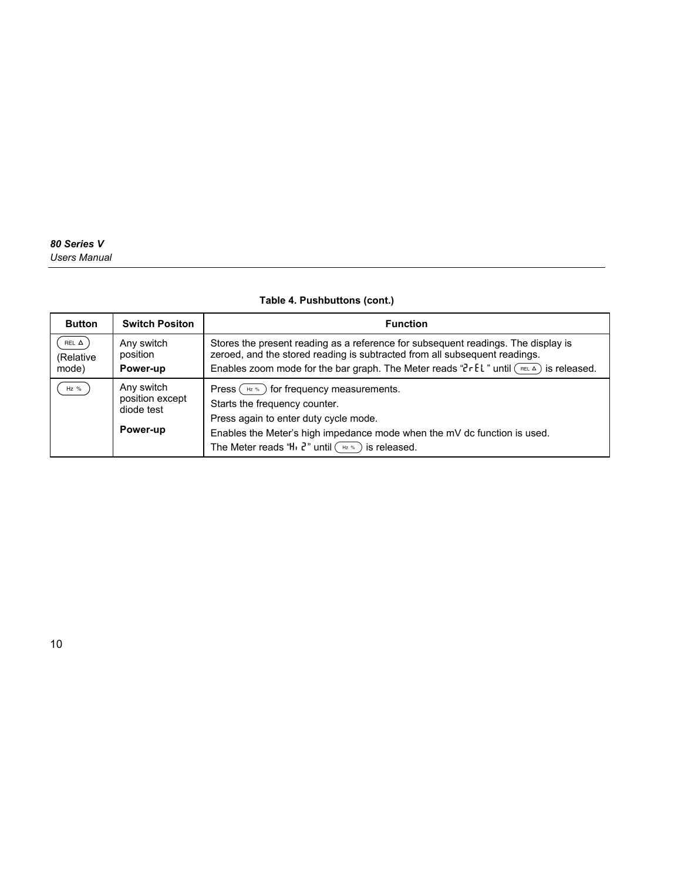**Table 4. Pushbuttons (cont.)**

| Button | Switch Positon | Function |
|---|---|---|
| REL Δ (Relative mode) | Any switch position<br>**Power-up** | Stores the present reading as a reference for subsequent readings. The display is zeroed, and the stored reading is subtracted from all subsequent readings.<br>Enables zoom mode for the bar graph. The Meter reads "ZrEL" until REL Δ is released. |
| Hz % | Any switch position except diode test<br>**Power-up** | Press Hz % for frequency measurements.<br>Starts the frequency counter.<br>Press again to enter duty cycle mode.<br>Enables the Meter's high impedance mode when the mV dc function is used.<br>The Meter reads "Hi Z" until Hz % is released. |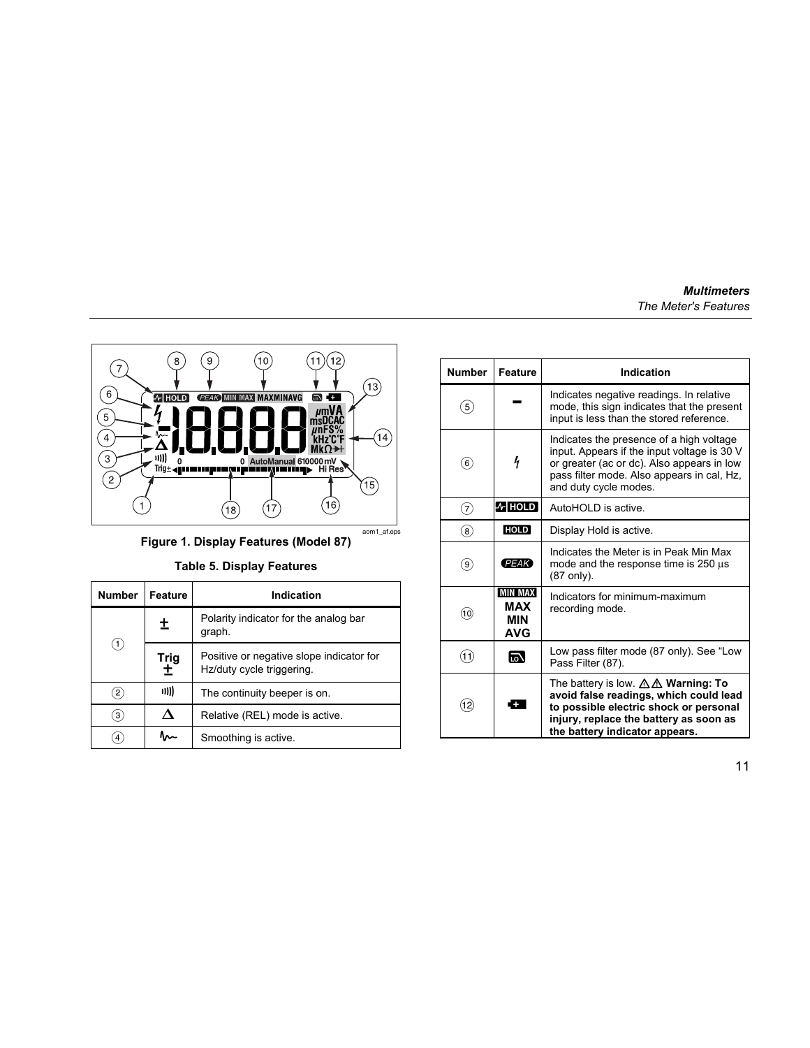Figure 1. Display Features (Model 87)

Table 5. Display Features

| Number | Feature | Indication |
|---|---|---|
| ① | ± | Polarity indicator for the analog bar graph. |
| | Trig ± | Positive or negative slope indicator for Hz/duty cycle triggering. |
| ② | ))) | The continuity beeper is on. |
| ③ | Δ | Relative (REL) mode is active. |
| ④ | ∿ | Smoothing is active. |
| ⑤ | − | Indicates negative readings. In relative mode, this sign indicates that the present input is less than the stored reference. |
| ⑥ | ϟ | Indicates the presence of a high voltage input. Appears if the input voltage is 30 V or greater (ac or dc). Also appears in low pass filter mode. Also appears in cal, Hz, and duty cycle modes. |
| ⑦ | HOLD (AutoHOLD) | AutoHOLD is active. |
| ⑧ | HOLD | Display Hold is active. |
| ⑨ | PEAK | Indicates the Meter is in Peak Min Max mode and the response time is 250 µs (87 only). |
| ⑩ | MIN MAX MAX MIN AVG | Indicators for minimum-maximum recording mode. |
| ⑪ | LO | Low pass filter mode (87 only). See "Low Pass Filter (87). |
| ⑫ | + (battery) | The battery is low. ⚠⚠ **Warning: To avoid false readings, which could lead to possible electric shock or personal injury, replace the battery as soon as the battery indicator appears.** |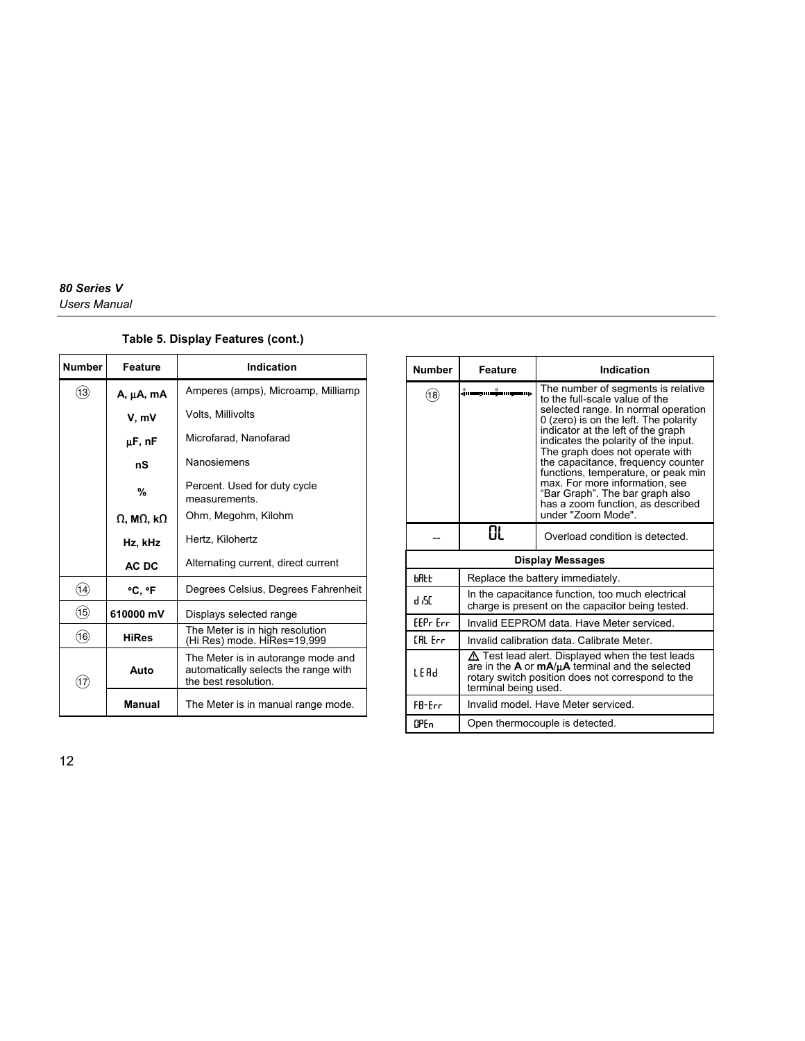**Table 5. Display Features (cont.)**

| Number | Feature | Indication |
|---|---|---|
| ⑬ | A, µA, mA | Amperes (amps), Microamp, Milliamp |
| | V, mV | Volts, Millivolts |
| | µF, nF | Microfarad, Nanofarad |
| | nS | Nanosiemens |
| | % | Percent. Used for duty cycle measurements. |
| | Ω, MΩ, kΩ | Ohm, Megohm, Kilohm |
| | Hz, kHz | Hertz, Kilohertz |
| | AC DC | Alternating current, direct current |
| ⑭ | °C, °F | Degrees Celsius, Degrees Fahrenheit |
| ⑮ | 610000 mV | Displays selected range |
| ⑯ | HiRes | The Meter is in high resolution (Hi Res) mode. HiRes=19,999 |
| ⑰ | Auto | The Meter is in autorange mode and automatically selects the range with the best resolution. |
| | Manual | The Meter is in manual range mode. |
| ⑱ | (bar graph) | The number of segments is relative to the full-scale value of the selected range. In normal operation 0 (zero) is on the left. The polarity indicator at the left of the graph indicates the polarity of the input. The graph does not operate with the capacitance, frequency counter functions, temperature, or peak min max. For more information, see "Bar Graph". The bar graph also has a zoom function, as described under "Zoom Mode". |
| -- | OL | Overload condition is detected. |

| Display Messages | |
|---|---|
| bAtt | Replace the battery immediately. |
| diSC | In the capacitance function, too much electrical charge is present on the capacitor being tested. |
| EEPr Err | Invalid EEPROM data. Have Meter serviced. |
| CAL Err | Invalid calibration data. Calibrate Meter. |
| LEAd | ⚠ Test lead alert. Displayed when the test leads are in the **A** or **mA**/**µA** terminal and the selected rotary switch position does not correspond to the terminal being used. |
| F8-Err | Invalid model. Have Meter serviced. |
| OPEn | Open thermocouple is detected. |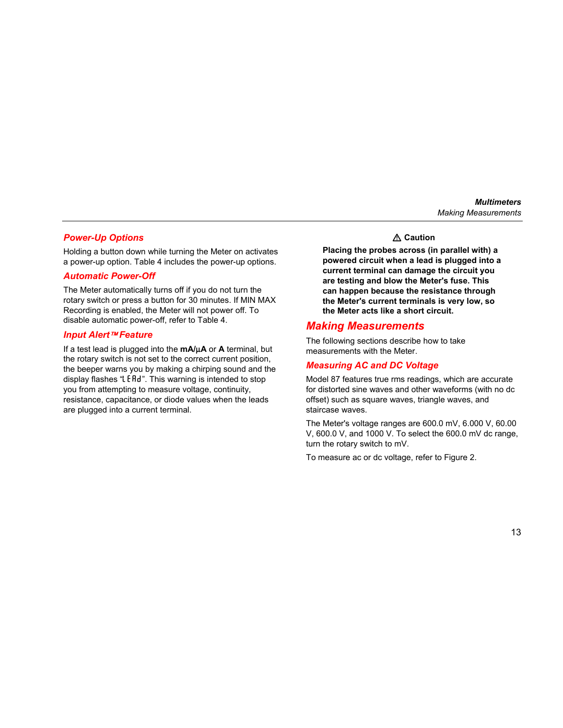## *Power-Up Options*

Holding a button down while turning the Meter on activates a power-up option. Table 4 includes the power-up options.

## *Automatic Power-Off*

The Meter automatically turns off if you do not turn the rotary switch or press a button for 30 minutes. If MIN MAX Recording is enabled, the Meter will not power off. To disable automatic power-off, refer to Table 4.

## *Input Alert™ Feature*

If a test lead is plugged into the **mA/µA** or **A** terminal, but the rotary switch is not set to the correct current position, the beeper warns you by making a chirping sound and the display flashes "LEAd". This warning is intended to stop you from attempting to measure voltage, continuity, resistance, capacitance, or diode values when the leads are plugged into a current terminal.

⚠ **Caution**

**Placing the probes across (in parallel with) a powered circuit when a lead is plugged into a current terminal can damage the circuit you are testing and blow the Meter's fuse. This can happen because the resistance through the Meter's current terminals is very low, so the Meter acts like a short circuit.**

# *Making Measurements*

The following sections describe how to take measurements with the Meter.

## *Measuring AC and DC Voltage*

Model 87 features true rms readings, which are accurate for distorted sine waves and other waveforms (with no dc offset) such as square waves, triangle waves, and staircase waves.

The Meter's voltage ranges are 600.0 mV, 6.000 V, 60.00 V, 600.0 V, and 1000 V. To select the 600.0 mV dc range, turn the rotary switch to mV.

To measure ac or dc voltage, refer to Figure 2.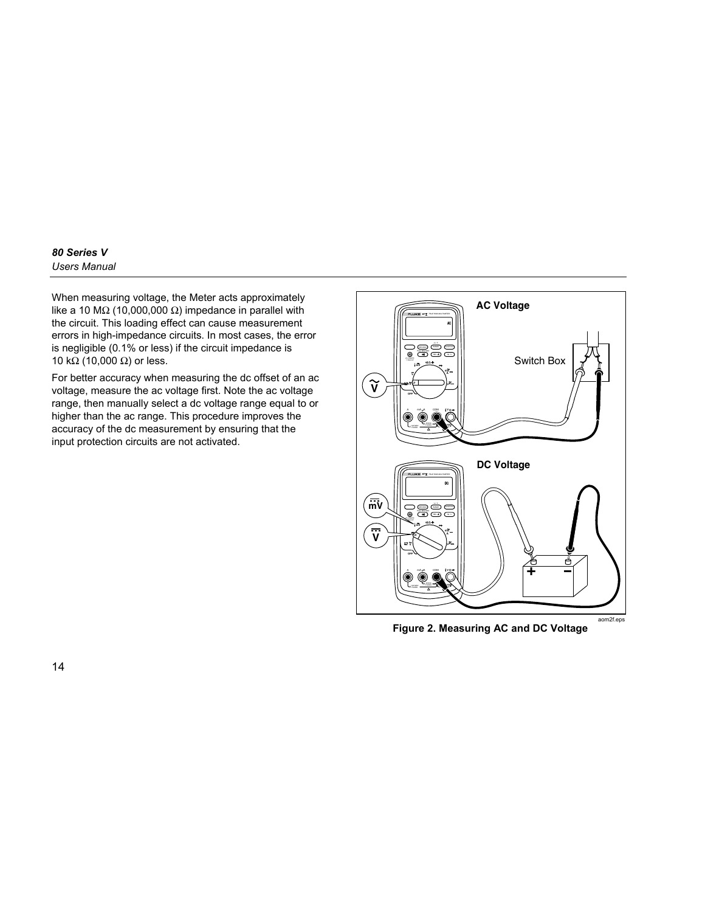When measuring voltage, the Meter acts approximately like a 10 MΩ (10,000,000 Ω) impedance in parallel with the circuit. This loading effect can cause measurement errors in high-impedance circuits. In most cases, the error is negligible (0.1% or less) if the circuit impedance is 10 kΩ (10,000 Ω) or less.

For better accuracy when measuring the dc offset of an ac voltage, measure the ac voltage first. Note the ac voltage range, then manually select a dc voltage range equal to or higher than the ac range. This procedure improves the accuracy of the dc measurement by ensuring that the input protection circuits are not activated.

**Figure 2. Measuring AC and DC Voltage**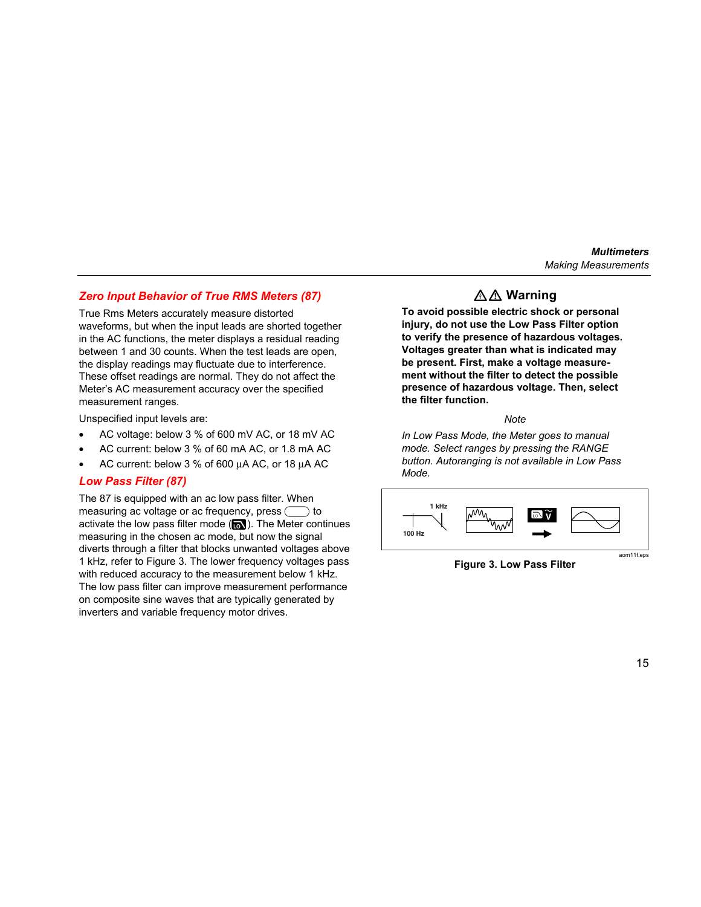## Zero Input Behavior of True RMS Meters (87)

True Rms Meters accurately measure distorted waveforms, but when the input leads are shorted together in the AC functions, the meter displays a residual reading between 1 and 30 counts. When the test leads are open, the display readings may fluctuate due to interference. These offset readings are normal. They do not affect the Meter's AC measurement accuracy over the specified measurement ranges.

Unspecified input levels are:

- AC voltage: below 3 % of 600 mV AC, or 18 mV AC
- AC current: below 3 % of 60 mA AC, or 1.8 mA AC
- AC current: below 3 % of 600 µA AC, or 18 µA AC

## Low Pass Filter (87)

The 87 is equipped with an ac low pass filter. When measuring ac voltage or ac frequency, press ( ) to activate the low pass filter mode (LO). The Meter continues measuring in the chosen ac mode, but now the signal diverts through a filter that blocks unwanted voltages above 1 kHz, refer to Figure 3. The lower frequency voltages pass with reduced accuracy to the measurement below 1 kHz. The low pass filter can improve measurement performance on composite sine waves that are typically generated by inverters and variable frequency motor drives.

### ⚠ ⚠ Warning

**To avoid possible electric shock or personal injury, do not use the Low Pass Filter option to verify the presence of hazardous voltages. Voltages greater than what is indicated may be present. First, make a voltage measurement without the filter to detect the possible presence of hazardous voltage. Then, select the filter function.**

*Note*

*In Low Pass Mode, the Meter goes to manual mode. Select ranges by pressing the RANGE button. Autoranging is not available in Low Pass Mode.*

1 kHz

100 Hz

aom11f.eps

**Figure 3. Low Pass Filter**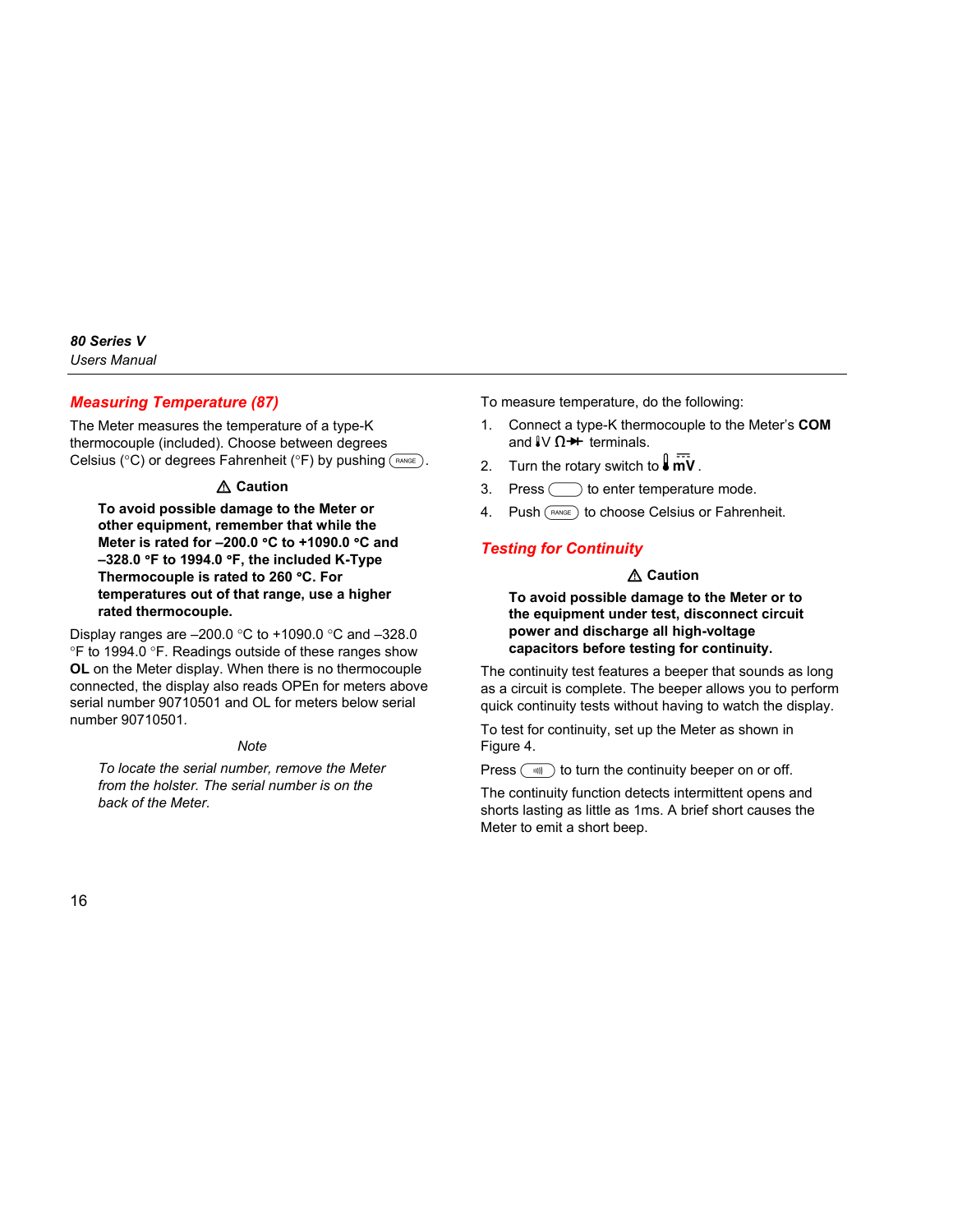## Measuring Temperature (87)

The Meter measures the temperature of a type-K thermocouple (included). Choose between degrees Celsius (°C) or degrees Fahrenheit (°F) by pushing RANGE.

⚠ **Caution**

**To avoid possible damage to the Meter or other equipment, remember that while the Meter is rated for –200.0 °C to +1090.0 °C and –328.0 °F to 1994.0 °F, the included K-Type Thermocouple is rated to 260 °C. For temperatures out of that range, use a higher rated thermocouple.**

Display ranges are –200.0 °C to +1090.0 °C and –328.0 °F to 1994.0 °F. Readings outside of these ranges show **OL** on the Meter display. When there is no thermocouple connected, the display also reads OPEn for meters above serial number 90710501 and OL for meters below serial number 90710501.

*Note*

*To locate the serial number, remove the Meter from the holster. The serial number is on the back of the Meter.*

To measure temperature, do the following:

1. Connect a type-K thermocouple to the Meter's **COM** and V Ω terminals.
2. Turn the rotary switch to mV.
3. Press ( ) to enter temperature mode.
4. Push RANGE to choose Celsius or Fahrenheit.

## Testing for Continuity

⚠ **Caution**

**To avoid possible damage to the Meter or to the equipment under test, disconnect circuit power and discharge all high-voltage capacitors before testing for continuity.**

The continuity test features a beeper that sounds as long as a circuit is complete. The beeper allows you to perform quick continuity tests without having to watch the display.

To test for continuity, set up the Meter as shown in Figure 4.

Press ( ) to turn the continuity beeper on or off.

The continuity function detects intermittent opens and shorts lasting as little as 1ms. A brief short causes the Meter to emit a short beep.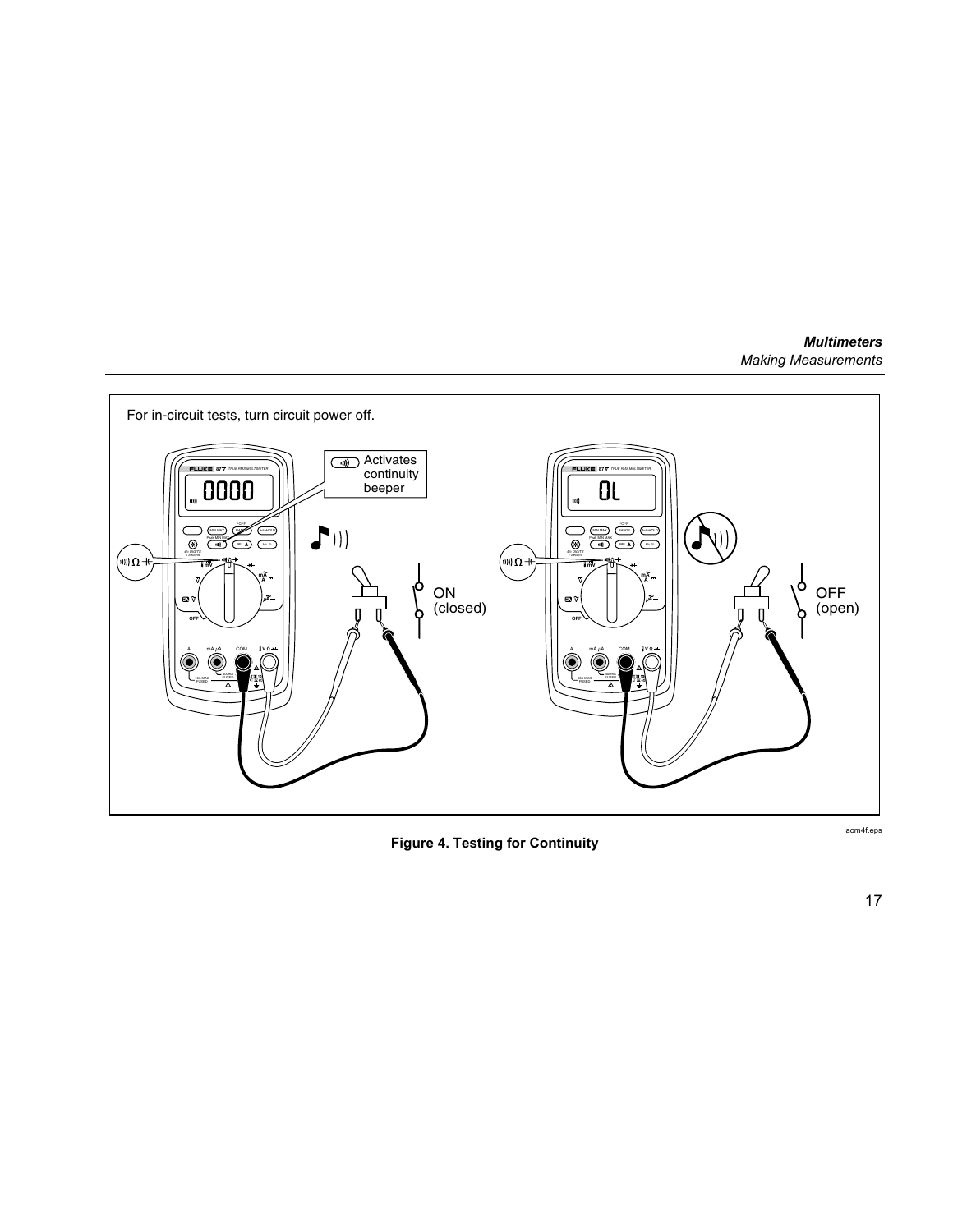For in-circuit tests, turn circuit power off.

Activates continuity beeper

ON (closed)

OFF (open)

**Figure 4. Testing for Continuity**

aom4f.eps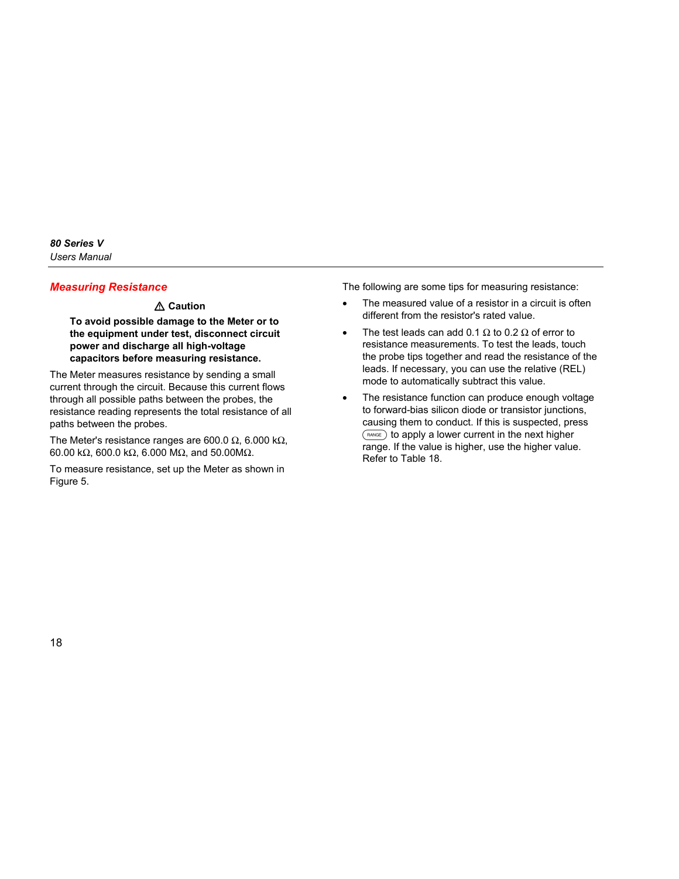## Measuring Resistance

**⚠ Caution**

**To avoid possible damage to the Meter or to the equipment under test, disconnect circuit power and discharge all high-voltage capacitors before measuring resistance.**

The Meter measures resistance by sending a small current through the circuit. Because this current flows through all possible paths between the probes, the resistance reading represents the total resistance of all paths between the probes.

The Meter's resistance ranges are 600.0 Ω, 6.000 kΩ, 60.00 kΩ, 600.0 kΩ, 6.000 MΩ, and 50.00MΩ.

To measure resistance, set up the Meter as shown in Figure 5.

The following are some tips for measuring resistance:

- The measured value of a resistor in a circuit is often different from the resistor's rated value.
- The test leads can add 0.1 Ω to 0.2 Ω of error to resistance measurements. To test the leads, touch the probe tips together and read the resistance of the leads. If necessary, you can use the relative (REL) mode to automatically subtract this value.
- The resistance function can produce enough voltage to forward-bias silicon diode or transistor junctions, causing them to conduct. If this is suspected, press RANGE to apply a lower current in the next higher range. If the value is higher, use the higher value. Refer to Table 18.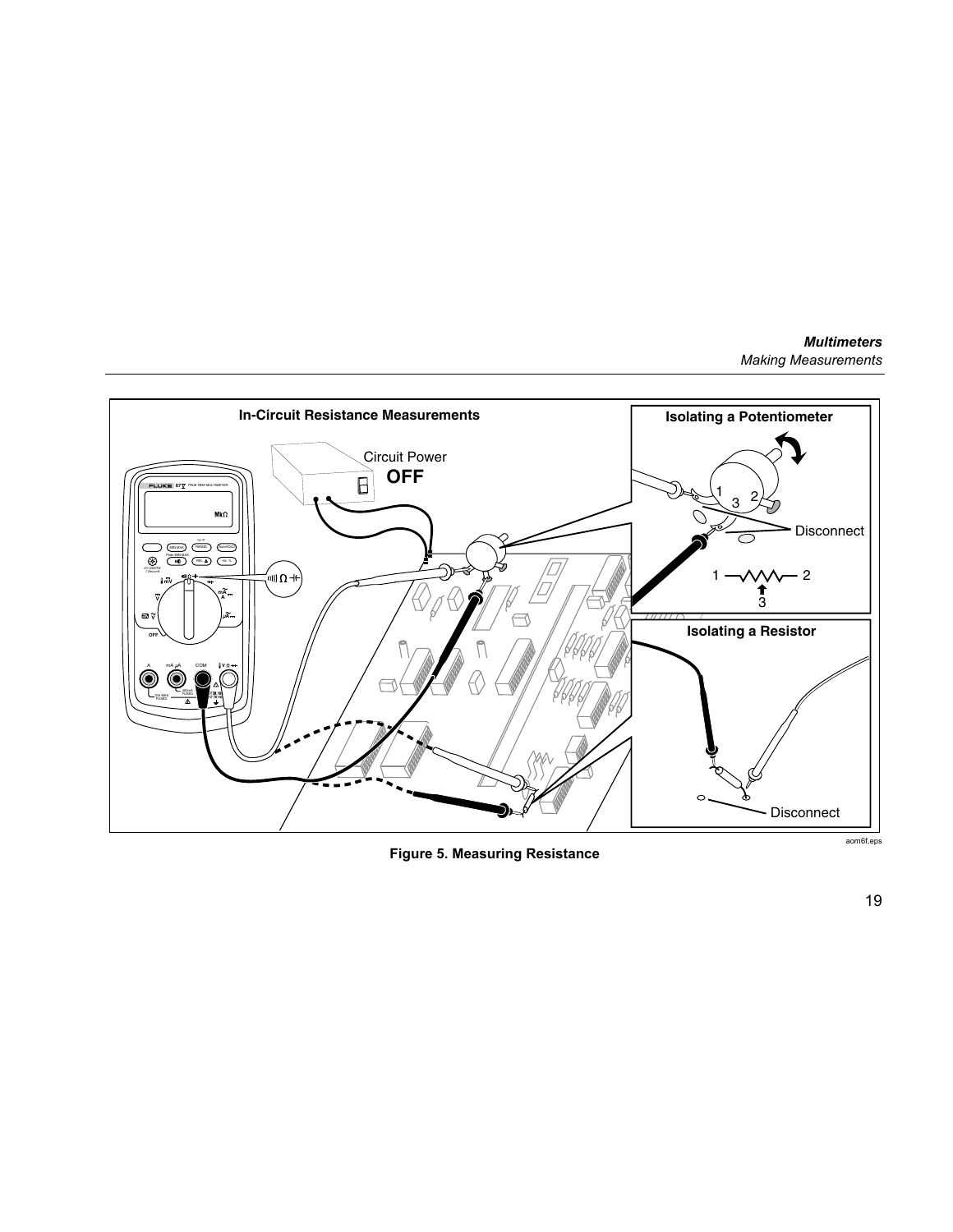Figure 5. Measuring Resistance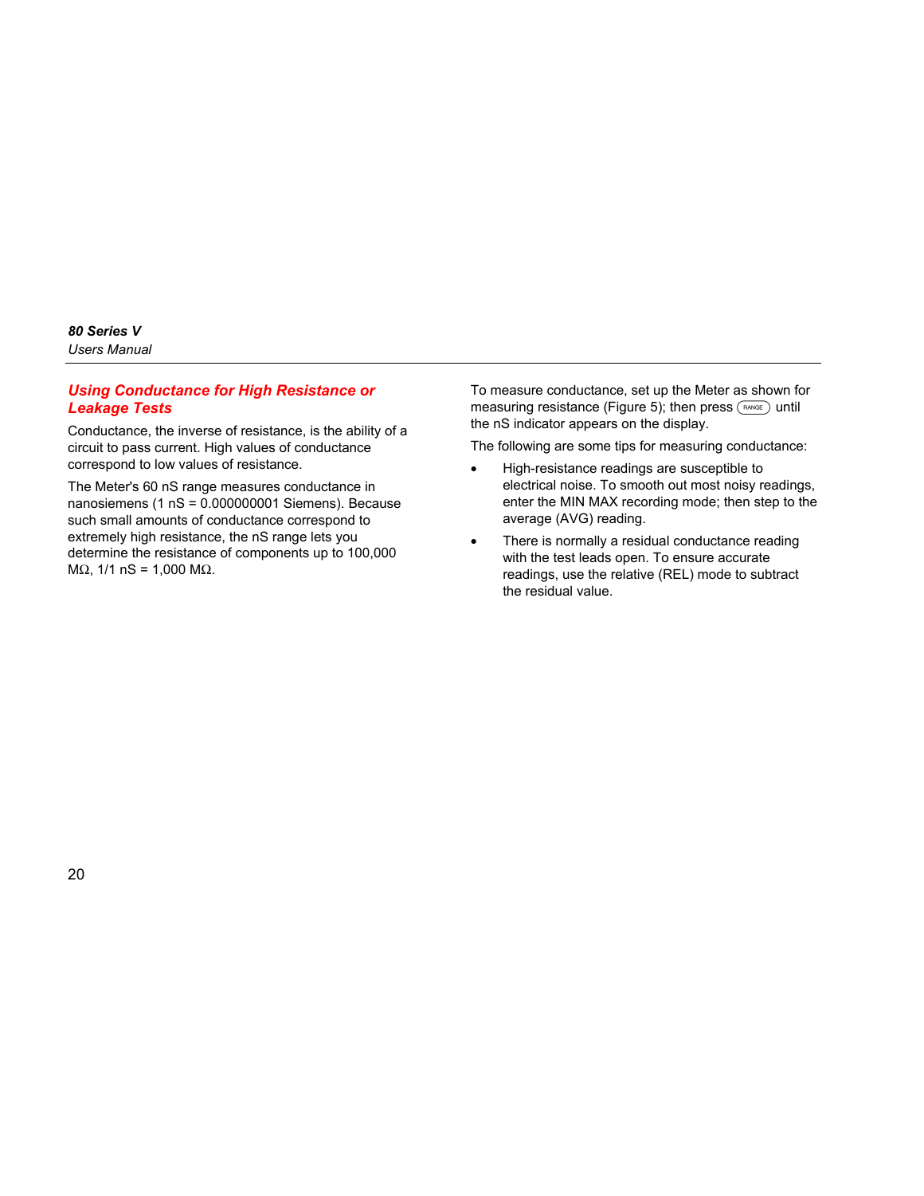## Using Conductance for High Resistance or Leakage Tests

Conductance, the inverse of resistance, is the ability of a circuit to pass current. High values of conductance correspond to low values of resistance.

The Meter's 60 nS range measures conductance in nanosiemens (1 nS = 0.000000001 Siemens). Because such small amounts of conductance correspond to extremely high resistance, the nS range lets you determine the resistance of components up to 100,000 MΩ, 1/1 nS = 1,000 MΩ.

To measure conductance, set up the Meter as shown for measuring resistance (Figure 5); then press RANGE until the nS indicator appears on the display.

The following are some tips for measuring conductance:

- High-resistance readings are susceptible to electrical noise. To smooth out most noisy readings, enter the MIN MAX recording mode; then step to the average (AVG) reading.
- There is normally a residual conductance reading with the test leads open. To ensure accurate readings, use the relative (REL) mode to subtract the residual value.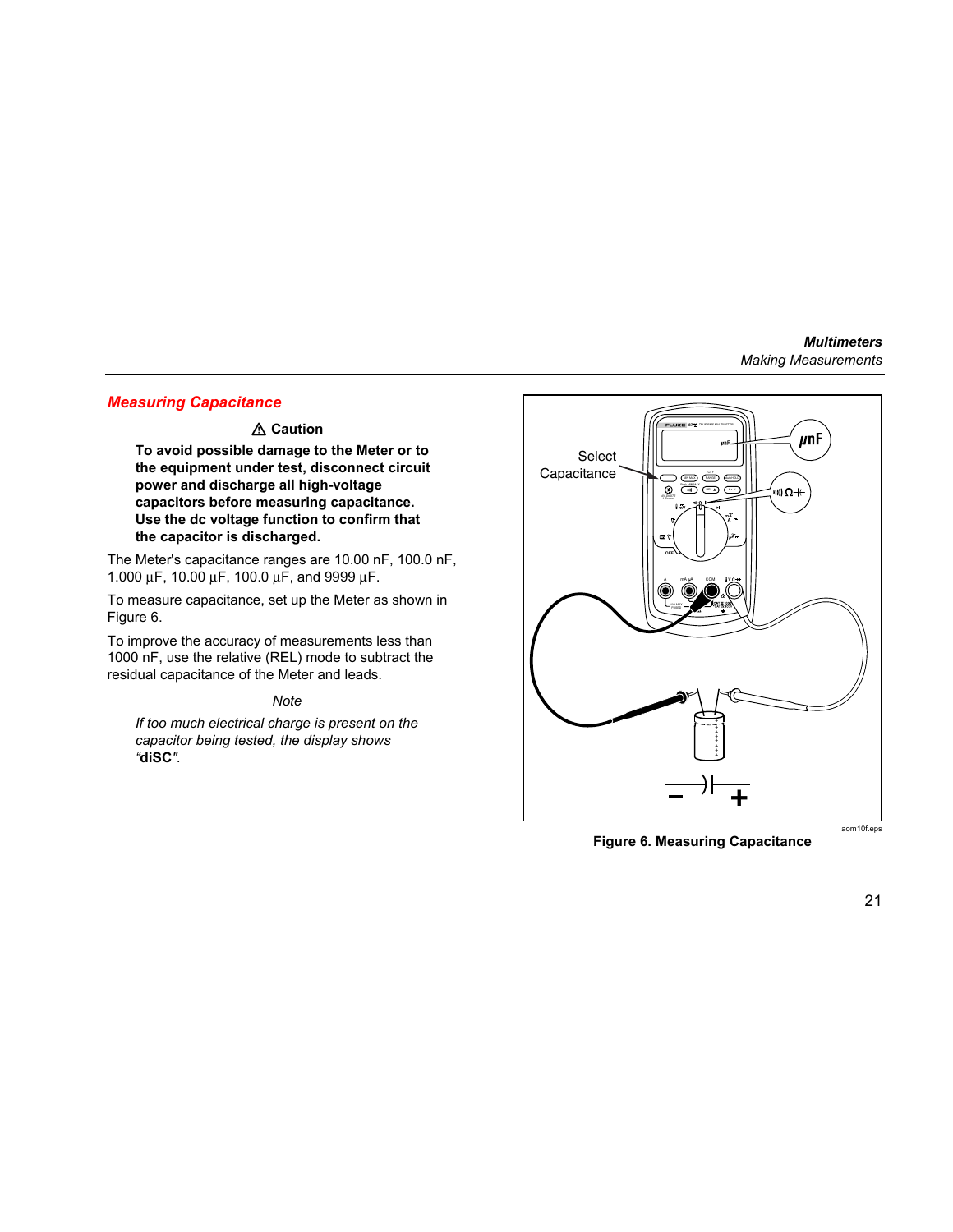## Measuring Capacitance

**⚠ Caution**

**To avoid possible damage to the Meter or to the equipment under test, disconnect circuit power and discharge all high-voltage capacitors before measuring capacitance. Use the dc voltage function to confirm that the capacitor is discharged.**

The Meter's capacitance ranges are 10.00 nF, 100.0 nF, 1.000 µF, 10.00 µF, 100.0 µF, and 9999 µF.

To measure capacitance, set up the Meter as shown in Figure 6.

To improve the accuracy of measurements less than 1000 nF, use the relative (REL) mode to subtract the residual capacitance of the Meter and leads.

*Note*

*If too much electrical charge is present on the capacitor being tested, the display shows "***diSC***".*

**Figure 6. Measuring Capacitance**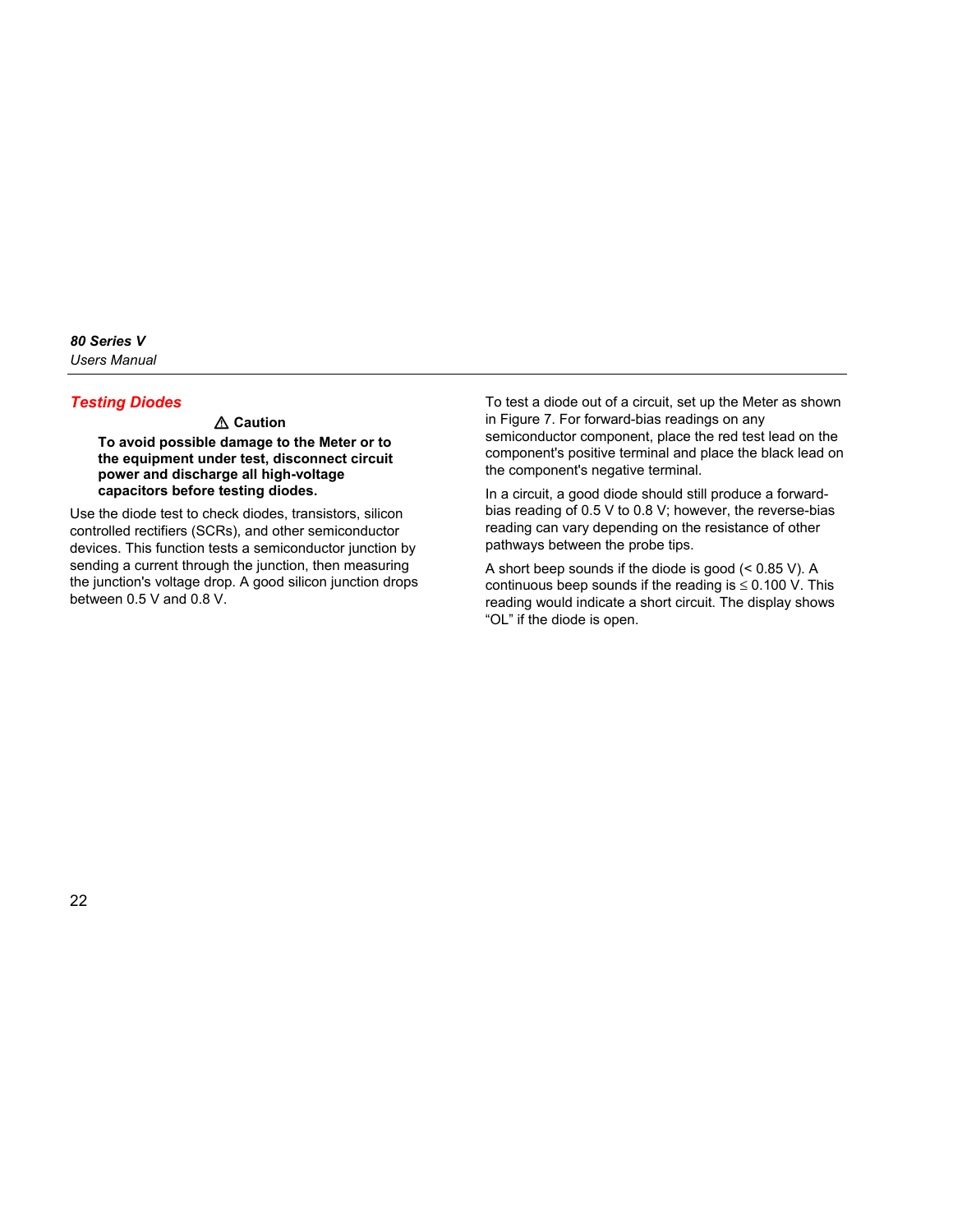## Testing Diodes

**⚠ Caution**

**To avoid possible damage to the Meter or to the equipment under test, disconnect circuit power and discharge all high-voltage capacitors before testing diodes.**

Use the diode test to check diodes, transistors, silicon controlled rectifiers (SCRs), and other semiconductor devices. This function tests a semiconductor junction by sending a current through the junction, then measuring the junction's voltage drop. A good silicon junction drops between 0.5 V and 0.8 V.

To test a diode out of a circuit, set up the Meter as shown in Figure 7. For forward-bias readings on any semiconductor component, place the red test lead on the component's positive terminal and place the black lead on the component's negative terminal.

In a circuit, a good diode should still produce a forward-bias reading of 0.5 V to 0.8 V; however, the reverse-bias reading can vary depending on the resistance of other pathways between the probe tips.

A short beep sounds if the diode is good (< 0.85 V). A continuous beep sounds if the reading is ≤ 0.100 V. This reading would indicate a short circuit. The display shows "OL" if the diode is open.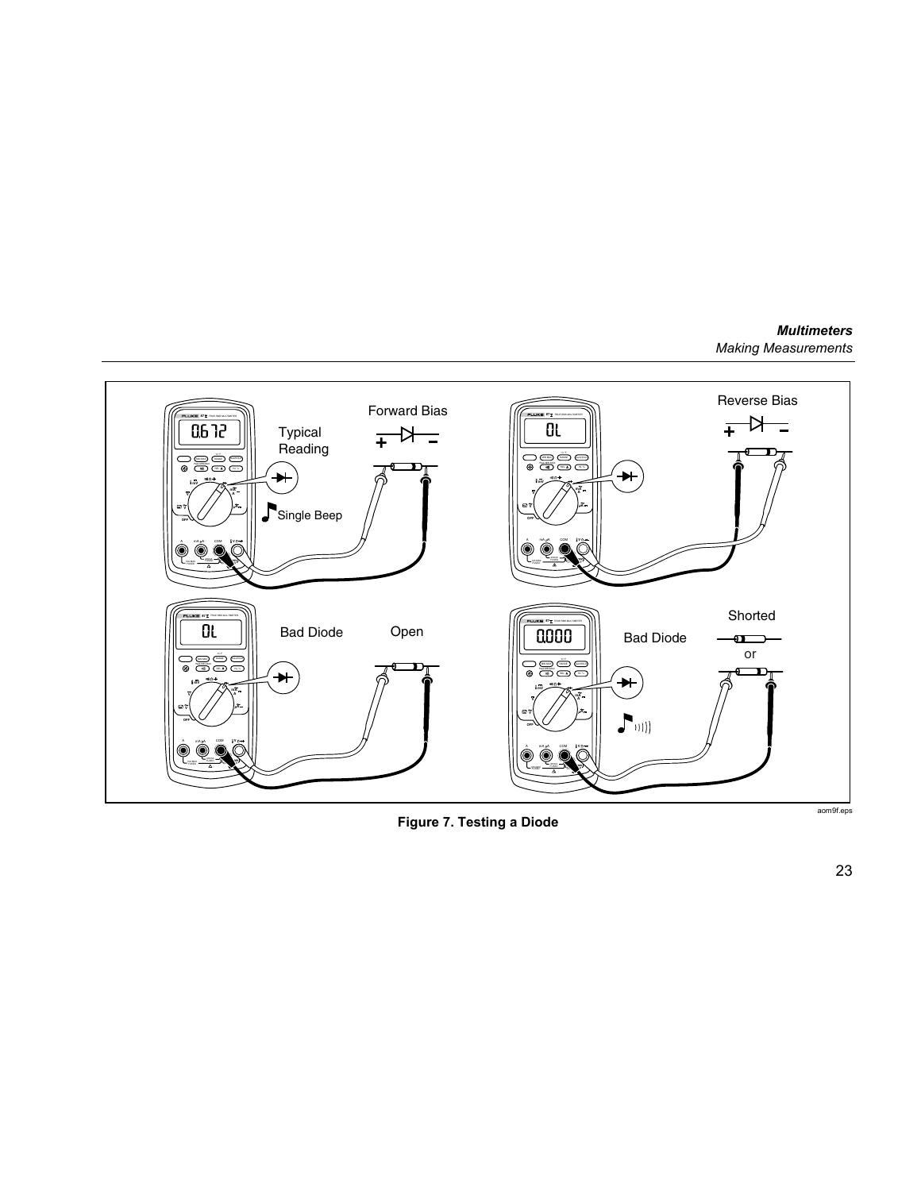**Figure 7. Testing a Diode**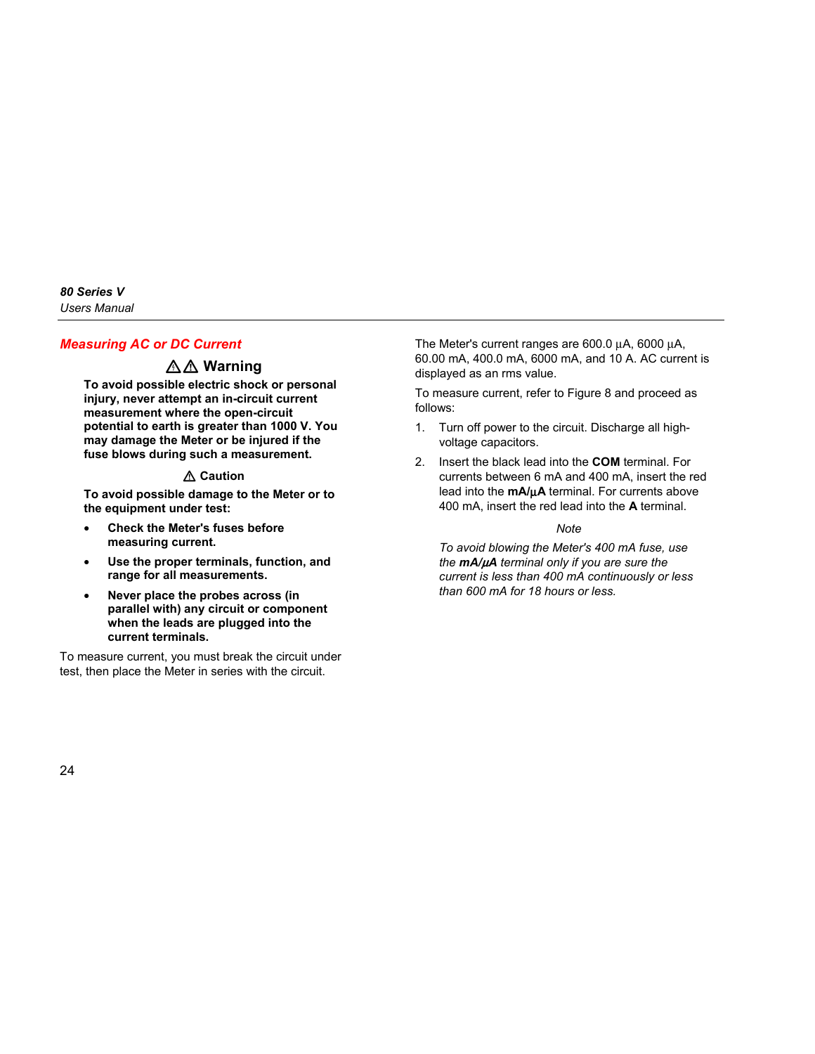## Measuring AC or DC Current

### ⚠⚠ Warning

**To avoid possible electric shock or personal injury, never attempt an in-circuit current measurement where the open-circuit potential to earth is greater than 1000 V. You may damage the Meter or be injured if the fuse blows during such a measurement.**

### ⚠ Caution

**To avoid possible damage to the Meter or to the equipment under test:**

- **Check the Meter's fuses before measuring current.**
- **Use the proper terminals, function, and range for all measurements.**
- **Never place the probes across (in parallel with) any circuit or component when the leads are plugged into the current terminals.**

To measure current, you must break the circuit under test, then place the Meter in series with the circuit.

The Meter's current ranges are 600.0 µA, 6000 µA, 60.00 mA, 400.0 mA, 6000 mA, and 10 A. AC current is displayed as an rms value.

To measure current, refer to Figure 8 and proceed as follows:

1. Turn off power to the circuit. Discharge all high-voltage capacitors.
2. Insert the black lead into the **COM** terminal. For currents between 6 mA and 400 mA, insert the red lead into the **mA/µA** terminal. For currents above 400 mA, insert the red lead into the **A** terminal.

*Note*

*To avoid blowing the Meter's 400 mA fuse, use the* ***mA/µA*** *terminal only if you are sure the current is less than 400 mA continuously or less than 600 mA for 18 hours or less.*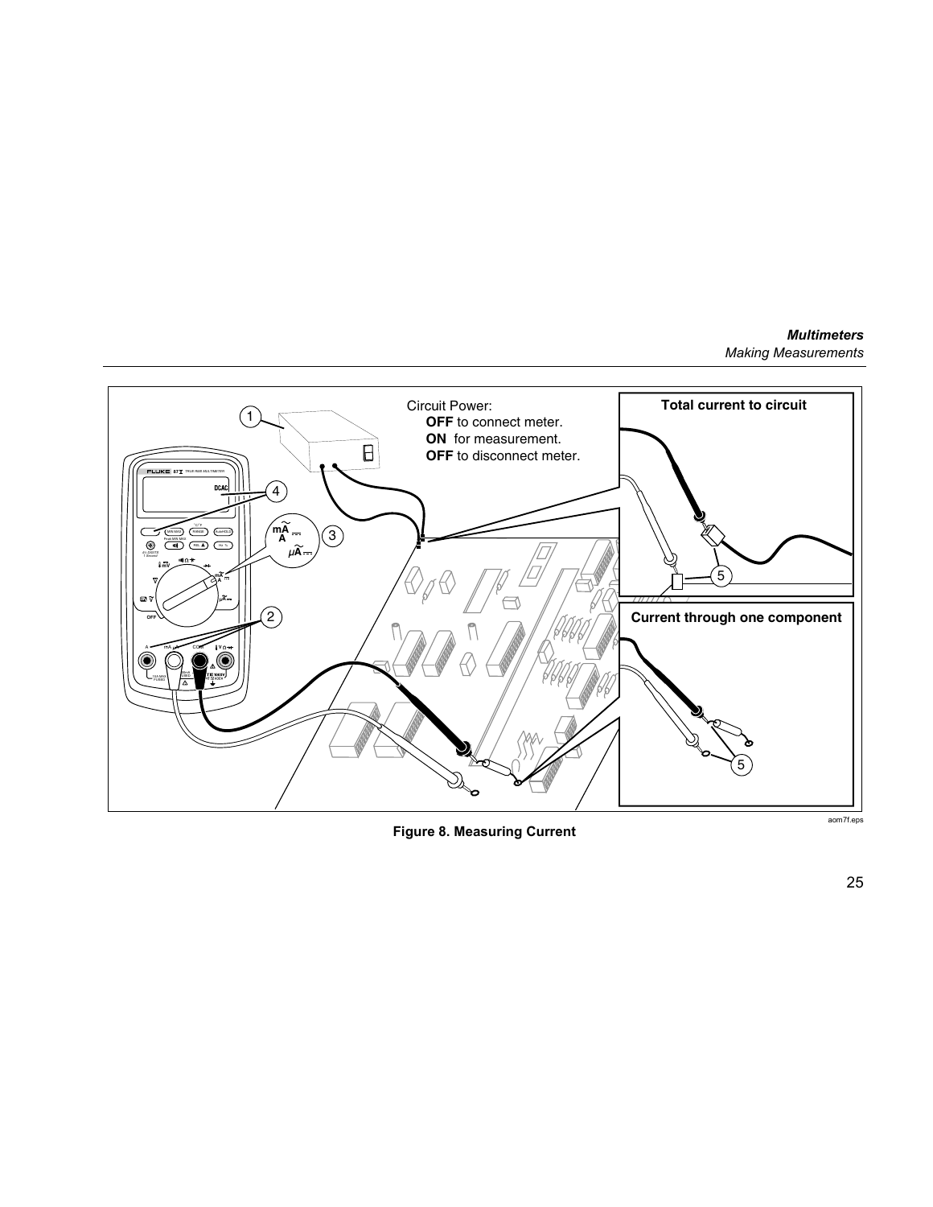Circuit Power:

**OFF** to connect meter.

**ON** for measurement.

**OFF** to disconnect meter.

**Total current to circuit**

**Current through one component**

aom7f.eps

**Figure 8. Measuring Current**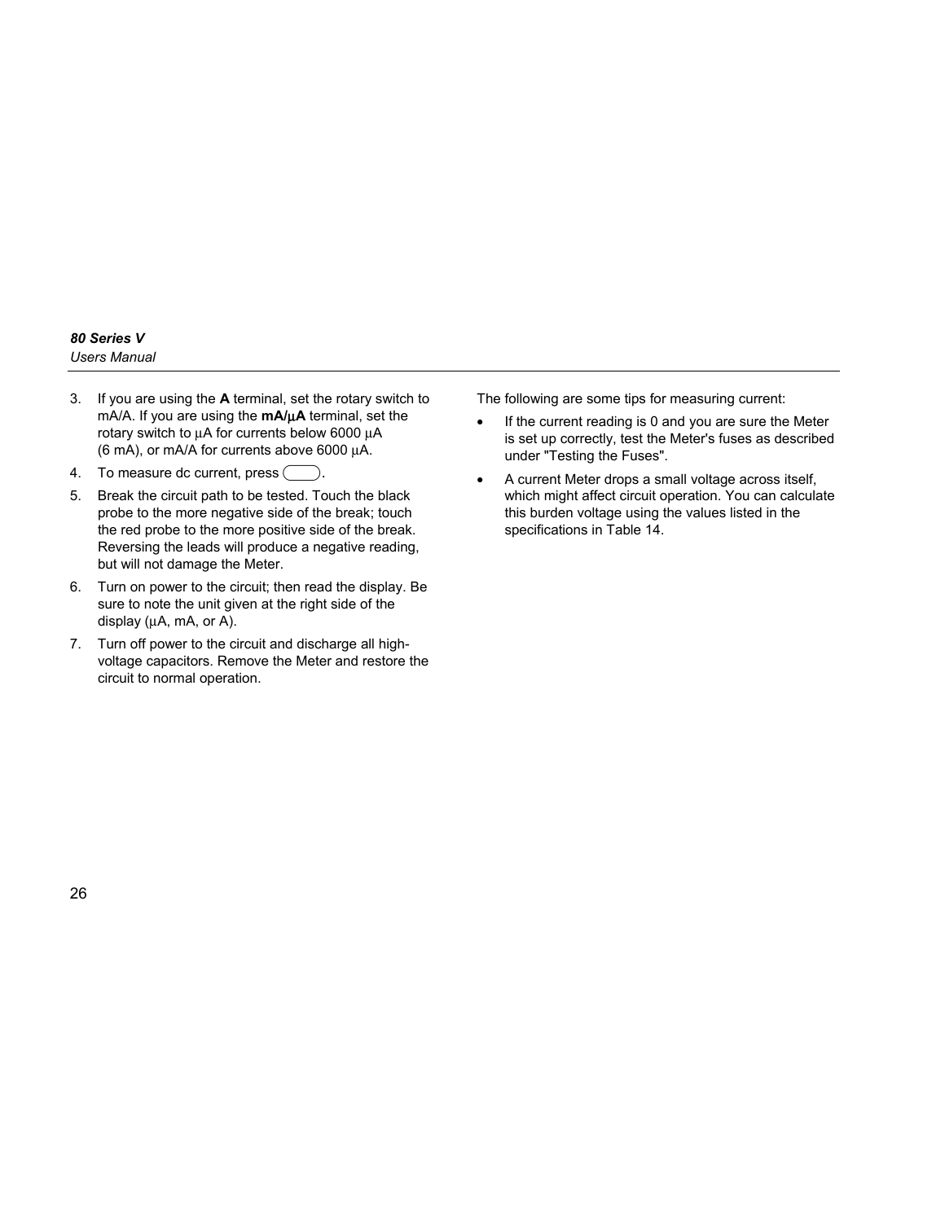3. If you are using the **A** terminal, set the rotary switch to mA/A. If you are using the **mA/μA** terminal, set the rotary switch to μA for currents below 6000 μA (6 mA), or mA/A for currents above 6000 μA.
4. To measure dc current, press ( ).
5. Break the circuit path to be tested. Touch the black probe to the more negative side of the break; touch the red probe to the more positive side of the break. Reversing the leads will produce a negative reading, but will not damage the Meter.
6. Turn on power to the circuit; then read the display. Be sure to note the unit given at the right side of the display (μA, mA, or A).
7. Turn off power to the circuit and discharge all high-voltage capacitors. Remove the Meter and restore the circuit to normal operation.

The following are some tips for measuring current:

- If the current reading is 0 and you are sure the Meter is set up correctly, test the Meter's fuses as described under "Testing the Fuses".
- A current Meter drops a small voltage across itself, which might affect circuit operation. You can calculate this burden voltage using the values listed in the specifications in Table 14.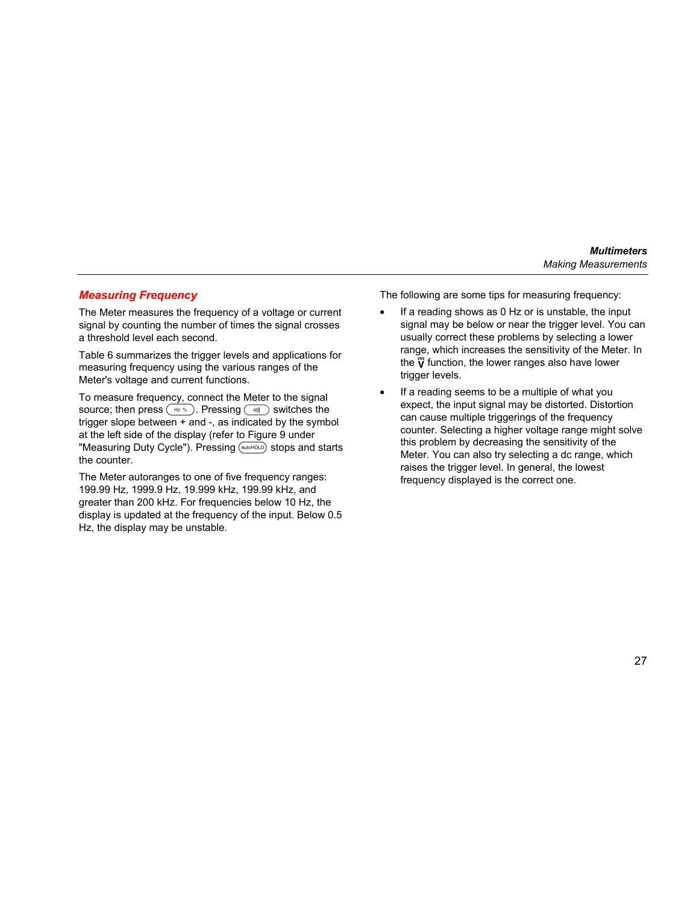## Measuring Frequency

The Meter measures the frequency of a voltage or current signal by counting the number of times the signal crosses a threshold level each second.

Table 6 summarizes the trigger levels and applications for measuring frequency using the various ranges of the Meter's voltage and current functions.

To measure frequency, connect the Meter to the signal source; then press (Hz %). Pressing (·))) ) switches the trigger slope between + and -, as indicated by the symbol at the left side of the display (refer to Figure 9 under "Measuring Duty Cycle"). Pressing (AutoHOLD) stops and starts the counter.

The Meter autoranges to one of five frequency ranges: 199.99 Hz, 1999.9 Hz, 19.999 kHz, 199.99 kHz, and greater than 200 kHz. For frequencies below 10 Hz, the display is updated at the frequency of the input. Below 0.5 Hz, the display may be unstable.

The following are some tips for measuring frequency:

- If a reading shows as 0 Hz or is unstable, the input signal may be below or near the trigger level. You can usually correct these problems by selecting a lower range, which increases the sensitivity of the Meter. In the $\tilde{V}$ function, the lower ranges also have lower trigger levels.
- If a reading seems to be a multiple of what you expect, the input signal may be distorted. Distortion can cause multiple triggerings of the frequency counter. Selecting a higher voltage range might solve this problem by decreasing the sensitivity of the Meter. You can also try selecting a dc range, which raises the trigger level. In general, the lowest frequency displayed is the correct one.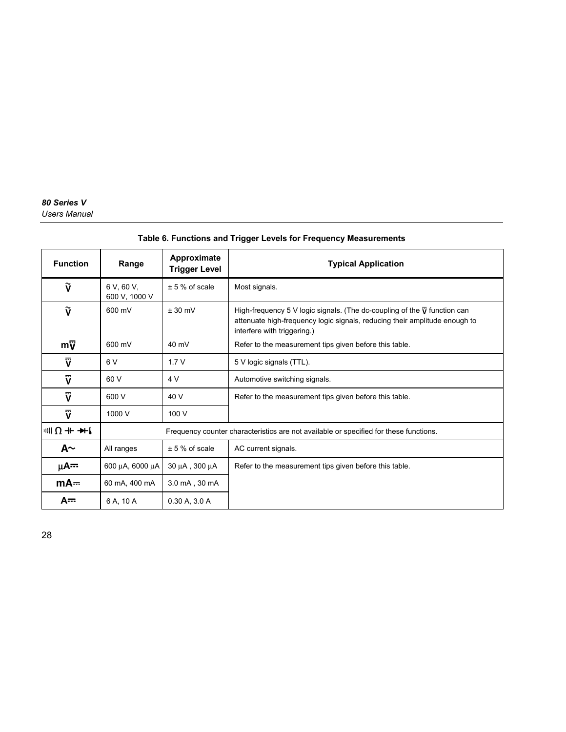**Table 6. Functions and Trigger Levels for Frequency Measurements**

| Function | Range | Approximate Trigger Level | Typical Application |
|---|---|---|---|
| Ṽ | 6 V, 60 V, 600 V, 1000 V | ± 5 % of scale | Most signals. |
| Ṽ | 600 mV | ± 30 mV | High-frequency 5 V logic signals. (The dc-coupling of the V⎓ function can attenuate high-frequency logic signals, reducing their amplitude enough to interfere with triggering.) |
| mV⎓ | 600 mV | 40 mV | Refer to the measurement tips given before this table. |
| V⎓ | 6 V | 1.7 V | 5 V logic signals (TTL). |
| V⎓ | 60 V | 4 V | Automotive switching signals. |
| V⎓ | 600 V | 40 V | Refer to the measurement tips given before this table. |
| V⎓ | 1000 V | 100 V | |
| 🔊 Ω ⊣⊢ ⊳⊢ 🌡 | Frequency counter characteristics are not available or specified for these functions. | | |
| A~ | All ranges | ± 5 % of scale | AC current signals. |
| µA⎓ | 600 µA, 6000 µA | 30 µA , 300 µA | Refer to the measurement tips given before this table. |
| mA⎓ | 60 mA, 400 mA | 3.0 mA , 30 mA | |
| A⎓ | 6 A, 10 A | 0.30 A, 3.0 A | |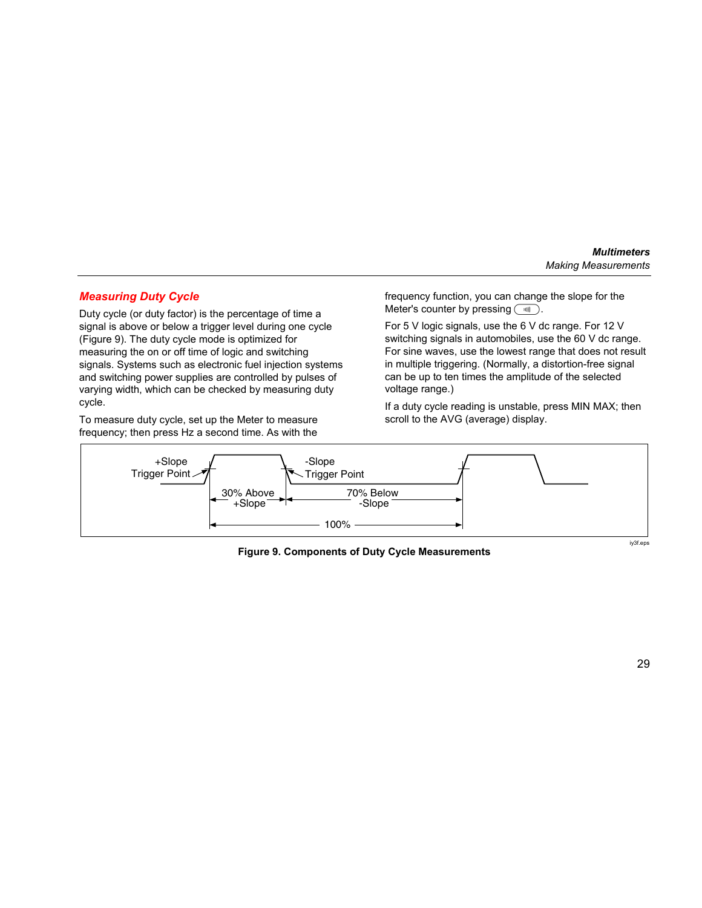## Measuring Duty Cycle

Duty cycle (or duty factor) is the percentage of time a signal is above or below a trigger level during one cycle (Figure 9). The duty cycle mode is optimized for measuring the on or off time of logic and switching signals. Systems such as electronic fuel injection systems and switching power supplies are controlled by pulses of varying width, which can be checked by measuring duty cycle.

To measure duty cycle, set up the Meter to measure frequency; then press Hz a second time. As with the frequency function, you can change the slope for the Meter's counter by pressing ( ).

For 5 V logic signals, use the 6 V dc range. For 12 V switching signals in automobiles, use the 60 V dc range. For sine waves, use the lowest range that does not result in multiple triggering. (Normally, a distortion-free signal can be up to ten times the amplitude of the selected voltage range.)

If a duty cycle reading is unstable, press MIN MAX; then scroll to the AVG (average) display.

+Slope Trigger Point
-Slope Trigger Point
30% Above +Slope
70% Below -Slope
100%

iy3f.eps

**Figure 9. Components of Duty Cycle Measurements**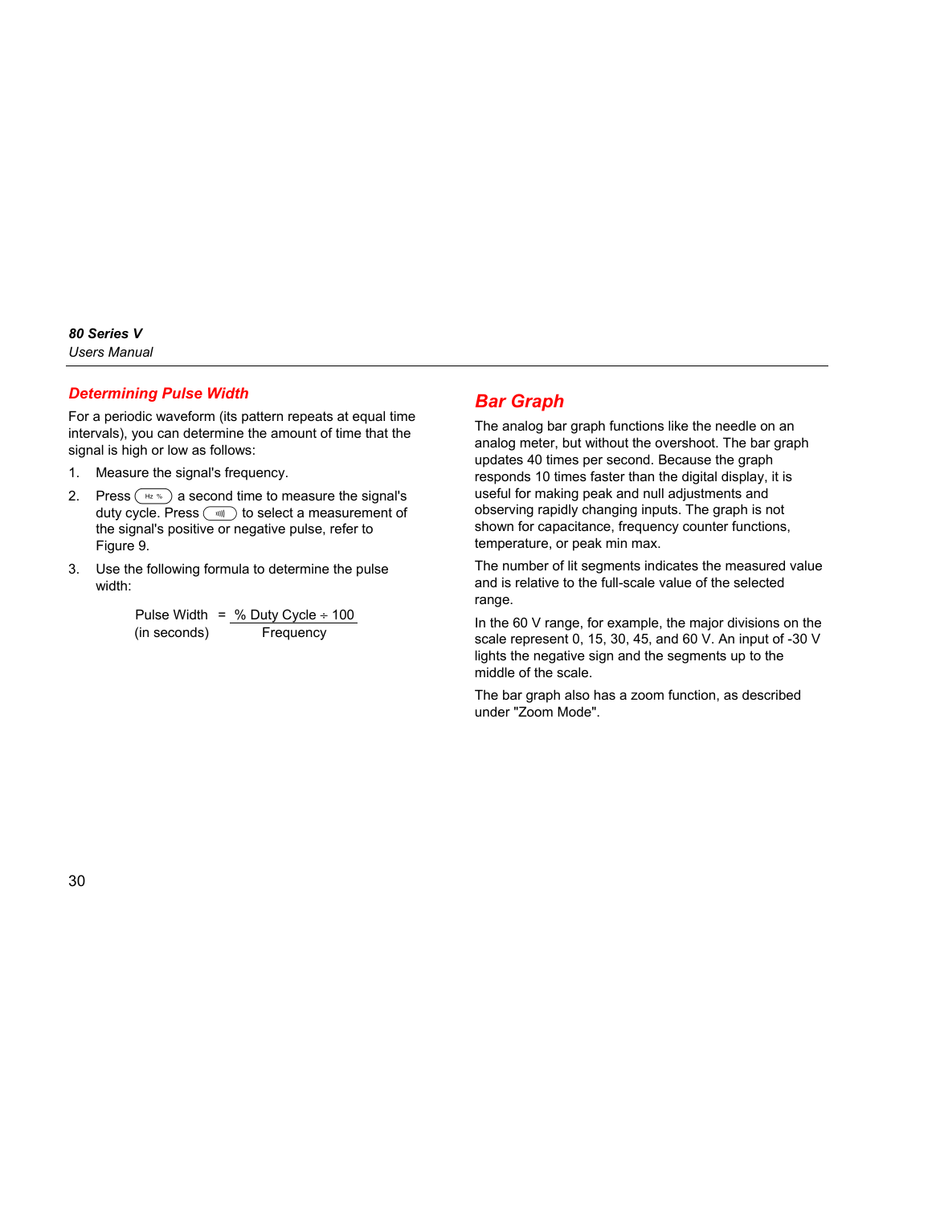## Determining Pulse Width

For a periodic waveform (its pattern repeats at equal time intervals), you can determine the amount of time that the signal is high or low as follows:

1. Measure the signal's frequency.
2. Press (Hz %) a second time to measure the signal's duty cycle. Press (°))) ) to select a measurement of the signal's positive or negative pulse, refer to Figure 9.
3. Use the following formula to determine the pulse width:

$$\text{Pulse Width (in seconds)} = \frac{\text{\% Duty Cycle} \div 100}{\text{Frequency}}$$

## Bar Graph

The analog bar graph functions like the needle on an analog meter, but without the overshoot. The bar graph updates 40 times per second. Because the graph responds 10 times faster than the digital display, it is useful for making peak and null adjustments and observing rapidly changing inputs. The graph is not shown for capacitance, frequency counter functions, temperature, or peak min max.

The number of lit segments indicates the measured value and is relative to the full-scale value of the selected range.

In the 60 V range, for example, the major divisions on the scale represent 0, 15, 30, 45, and 60 V. An input of -30 V lights the negative sign and the segments up to the middle of the scale.

The bar graph also has a zoom function, as described under "Zoom Mode".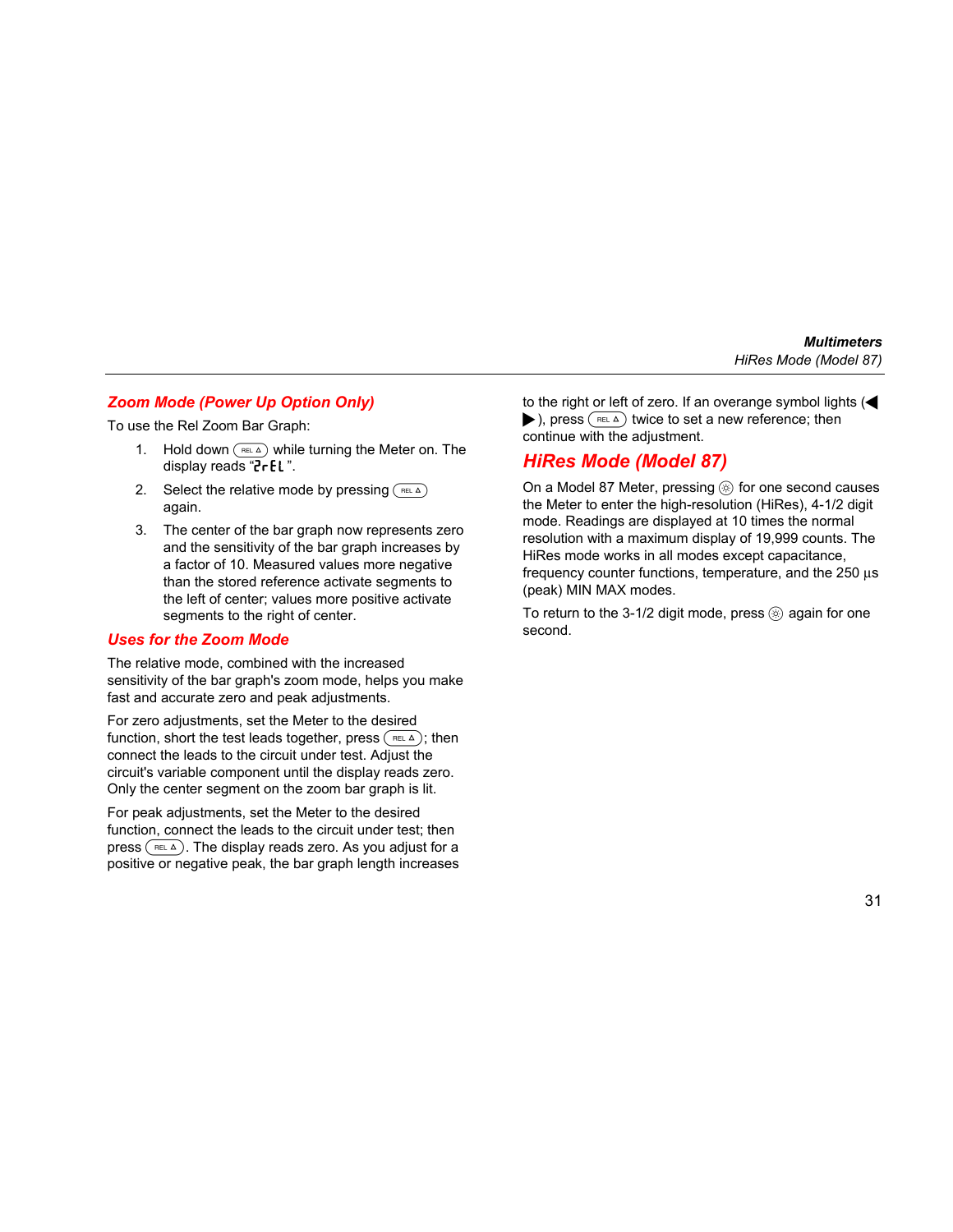## Zoom Mode (Power Up Option Only)

To use the Rel Zoom Bar Graph:

1. Hold down REL Δ while turning the Meter on. The display reads "ZrEL".
2. Select the relative mode by pressing REL Δ again.
3. The center of the bar graph now represents zero and the sensitivity of the bar graph increases by a factor of 10. Measured values more negative than the stored reference activate segments to the left of center; values more positive activate segments to the right of center.

## Uses for the Zoom Mode

The relative mode, combined with the increased sensitivity of the bar graph's zoom mode, helps you make fast and accurate zero and peak adjustments.

For zero adjustments, set the Meter to the desired function, short the test leads together, press REL Δ; then connect the leads to the circuit under test. Adjust the circuit's variable component until the display reads zero. Only the center segment on the zoom bar graph is lit.

For peak adjustments, set the Meter to the desired function, connect the leads to the circuit under test; then press REL Δ. The display reads zero. As you adjust for a positive or negative peak, the bar graph length increases to the right or left of zero. If an overange symbol lights (◀ ▶), press REL Δ twice to set a new reference; then continue with the adjustment.

## HiRes Mode (Model 87)

On a Model 87 Meter, pressing ☼ for one second causes the Meter to enter the high-resolution (HiRes), 4-1/2 digit mode. Readings are displayed at 10 times the normal resolution with a maximum display of 19,999 counts. The HiRes mode works in all modes except capacitance, frequency counter functions, temperature, and the 250 µs (peak) MIN MAX modes.

To return to the 3-1/2 digit mode, press ☼ again for one second.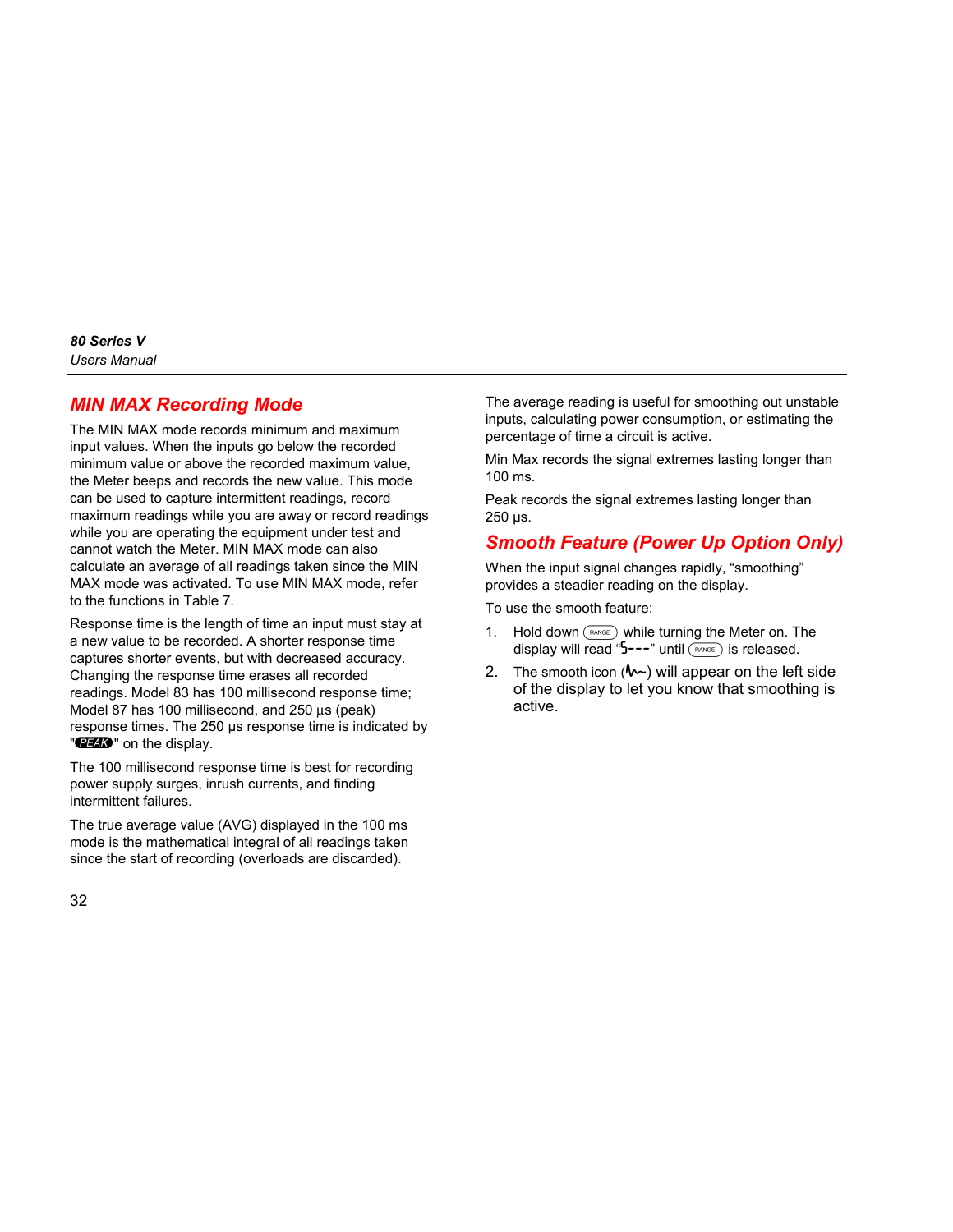## MIN MAX Recording Mode

The MIN MAX mode records minimum and maximum input values. When the inputs go below the recorded minimum value or above the recorded maximum value, the Meter beeps and records the new value. This mode can be used to capture intermittent readings, record maximum readings while you are away or record readings while you are operating the equipment under test and cannot watch the Meter. MIN MAX mode can also calculate an average of all readings taken since the MIN MAX mode was activated. To use MIN MAX mode, refer to the functions in Table 7.

Response time is the length of time an input must stay at a new value to be recorded. A shorter response time captures shorter events, but with decreased accuracy. Changing the response time erases all recorded readings. Model 83 has 100 millisecond response time; Model 87 has 100 millisecond, and 250 µs (peak) response times. The 250 µs response time is indicated by "PEAK" on the display.

The 100 millisecond response time is best for recording power supply surges, inrush currents, and finding intermittent failures.

The true average value (AVG) displayed in the 100 ms mode is the mathematical integral of all readings taken since the start of recording (overloads are discarded).

The average reading is useful for smoothing out unstable inputs, calculating power consumption, or estimating the percentage of time a circuit is active.

Min Max records the signal extremes lasting longer than 100 ms.

Peak records the signal extremes lasting longer than 250 µs.

## Smooth Feature (Power Up Option Only)

When the input signal changes rapidly, "smoothing" provides a steadier reading on the display.

To use the smooth feature:

1. Hold down RANGE while turning the Meter on. The display will read "S---" until RANGE is released.
2. The smooth icon (∿) will appear on the left side of the display to let you know that smoothing is active.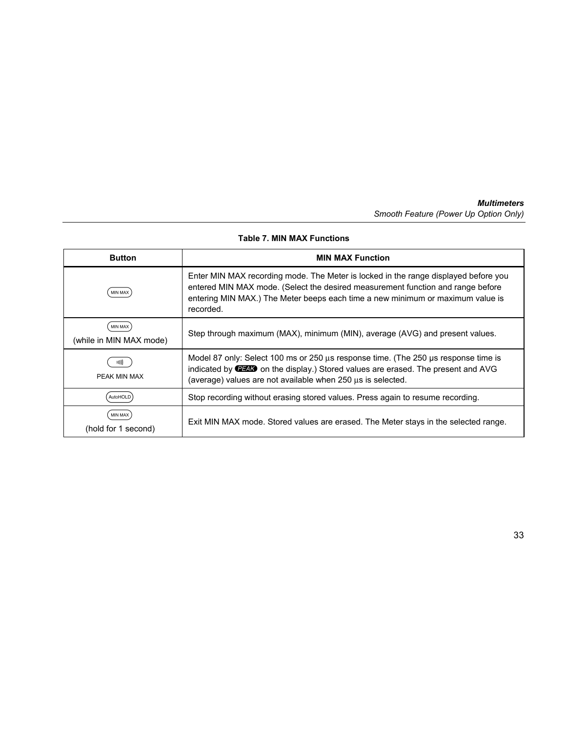**Table 7. MIN MAX Functions**

| Button | MIN MAX Function |
| --- | --- |
| MIN MAX | Enter MIN MAX recording mode. The Meter is locked in the range displayed before you entered MIN MAX mode. (Select the desired measurement function and range before entering MIN MAX.) The Meter beeps each time a new minimum or maximum value is recorded. |
| MIN MAX (while in MIN MAX mode) | Step through maximum (MAX), minimum (MIN), average (AVG) and present values. |
| ))) PEAK MIN MAX | Model 87 only: Select 100 ms or 250 µs response time. (The 250 µs response time is indicated by PEAK on the display.) Stored values are erased. The present and AVG (average) values are not available when 250 µs is selected. |
| AutoHOLD | Stop recording without erasing stored values. Press again to resume recording. |
| MIN MAX (hold for 1 second) | Exit MIN MAX mode. Stored values are erased. The Meter stays in the selected range. |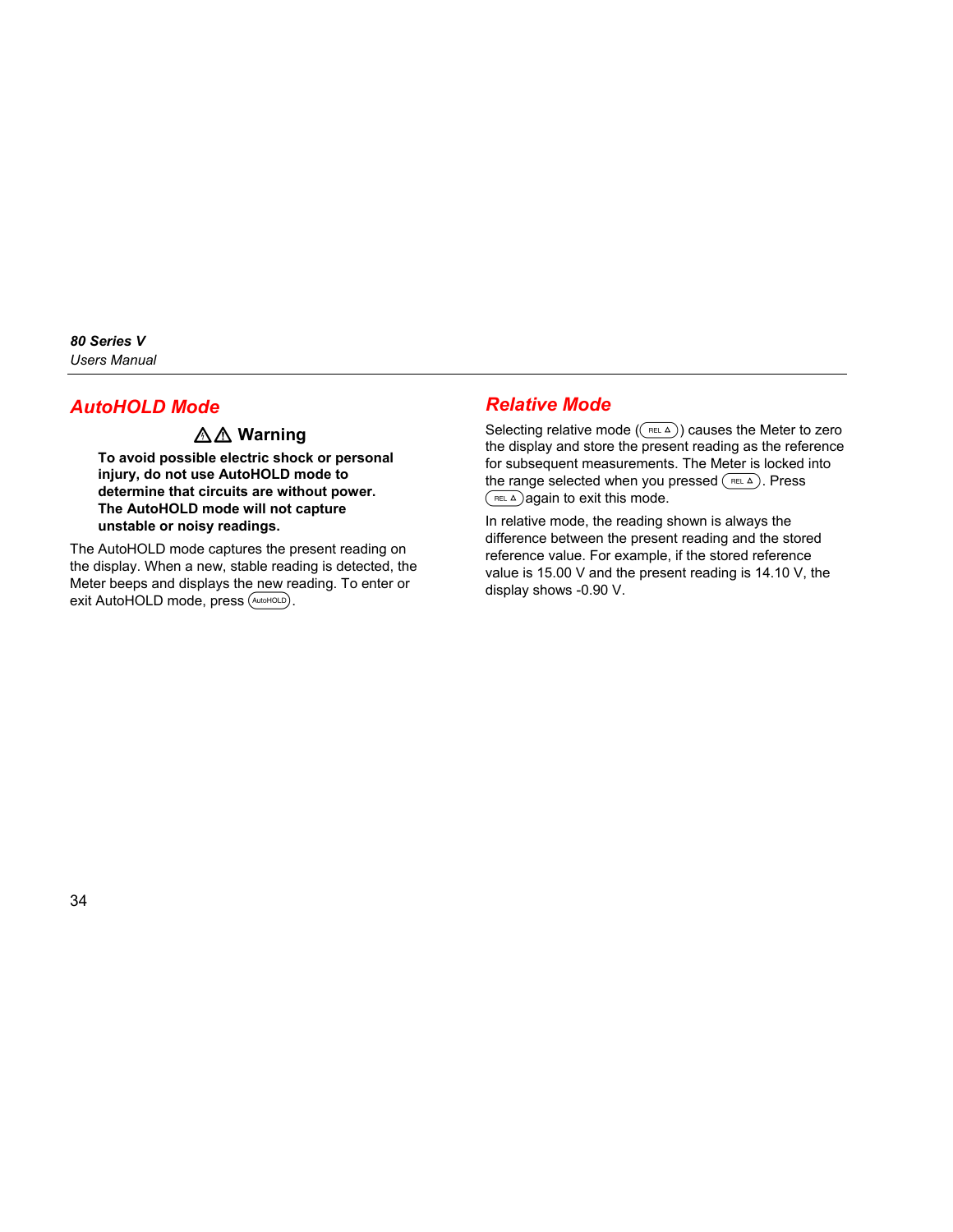## AutoHOLD Mode

### ⚠⚠ Warning

**To avoid possible electric shock or personal injury, do not use AutoHOLD mode to determine that circuits are without power. The AutoHOLD mode will not capture unstable or noisy readings.**

The AutoHOLD mode captures the present reading on the display. When a new, stable reading is detected, the Meter beeps and displays the new reading. To enter or exit AutoHOLD mode, press (AutoHOLD).

## Relative Mode

Selecting relative mode ((REL Δ)) causes the Meter to zero the display and store the present reading as the reference for subsequent measurements. The Meter is locked into the range selected when you pressed (REL Δ). Press (REL Δ) again to exit this mode.

In relative mode, the reading shown is always the difference between the present reading and the stored reference value. For example, if the stored reference value is 15.00 V and the present reading is 14.10 V, the display shows -0.90 V.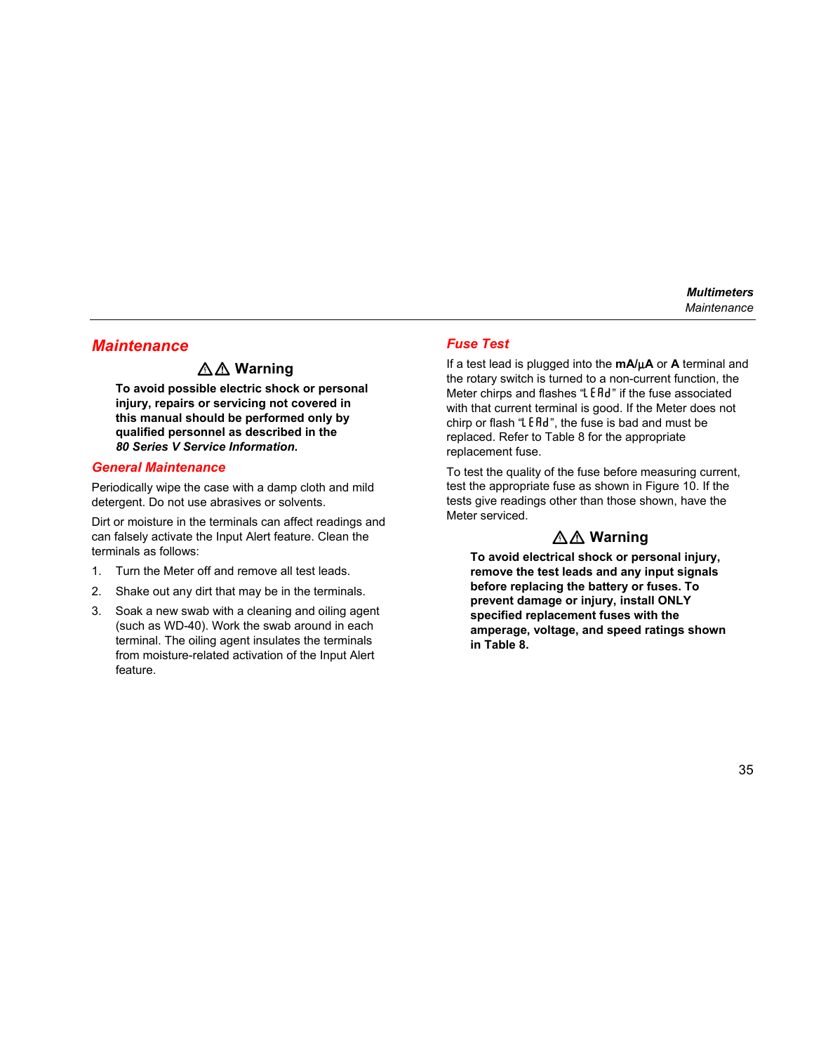## Maintenance

### ⚠⚠ Warning

**To avoid possible electric shock or personal injury, repairs or servicing not covered in this manual should be performed only by qualified personnel as described in the *80 Series V Service Information*.**

### General Maintenance

Periodically wipe the case with a damp cloth and mild detergent. Do not use abrasives or solvents.

Dirt or moisture in the terminals can affect readings and can falsely activate the Input Alert feature. Clean the terminals as follows:

1. Turn the Meter off and remove all test leads.
2. Shake out any dirt that may be in the terminals.
3. Soak a new swab with a cleaning and oiling agent (such as WD-40). Work the swab around in each terminal. The oiling agent insulates the terminals from moisture-related activation of the Input Alert feature.

### Fuse Test

If a test lead is plugged into the **mA/µA** or **A** terminal and the rotary switch is turned to a non-current function, the Meter chirps and flashes "LEAd" if the fuse associated with that current terminal is good. If the Meter does not chirp or flash "LEAd", the fuse is bad and must be replaced. Refer to Table 8 for the appropriate replacement fuse.

To test the quality of the fuse before measuring current, test the appropriate fuse as shown in Figure 10. If the tests give readings other than those shown, have the Meter serviced.

### ⚠⚠ Warning

**To avoid electrical shock or personal injury, remove the test leads and any input signals before replacing the battery or fuses. To prevent damage or injury, install ONLY specified replacement fuses with the amperage, voltage, and speed ratings shown in Table 8.**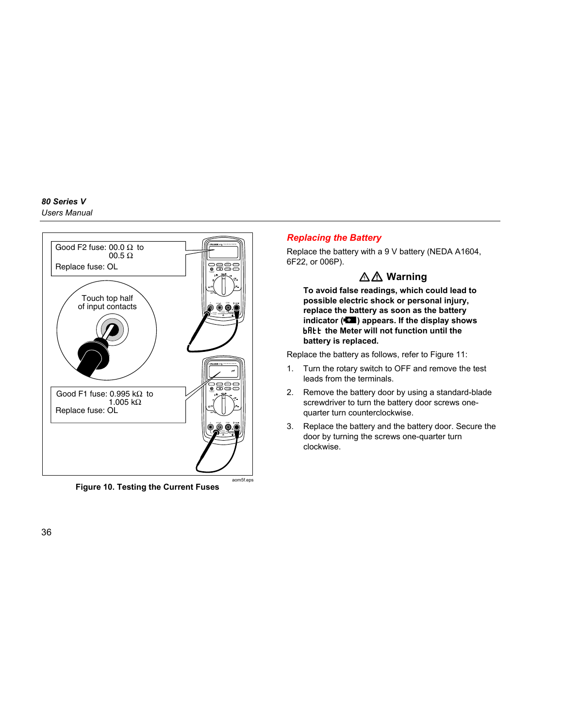Good F2 fuse: 00.0 Ω to 00.5 Ω

Replace fuse: OL

Touch top half of input contacts

Good F1 fuse: 0.995 kΩ to 1.005 kΩ

Replace fuse: OL

aom5f.eps

**Figure 10. Testing the Current Fuses**

## *Replacing the Battery*

Replace the battery with a 9 V battery (NEDA A1604, 6F22, or 006P).

### ⚠⚠ Warning

**To avoid false readings, which could lead to possible electric shock or personal injury, replace the battery as soon as the battery indicator (▪+▪) appears. If the display shows bAtt the Meter will not function until the battery is replaced.**

Replace the battery as follows, refer to Figure 11:

1. Turn the rotary switch to OFF and remove the test leads from the terminals.
2. Remove the battery door by using a standard-blade screwdriver to turn the battery door screws one-quarter turn counterclockwise.
3. Replace the battery and the battery door. Secure the door by turning the screws one-quarter turn clockwise.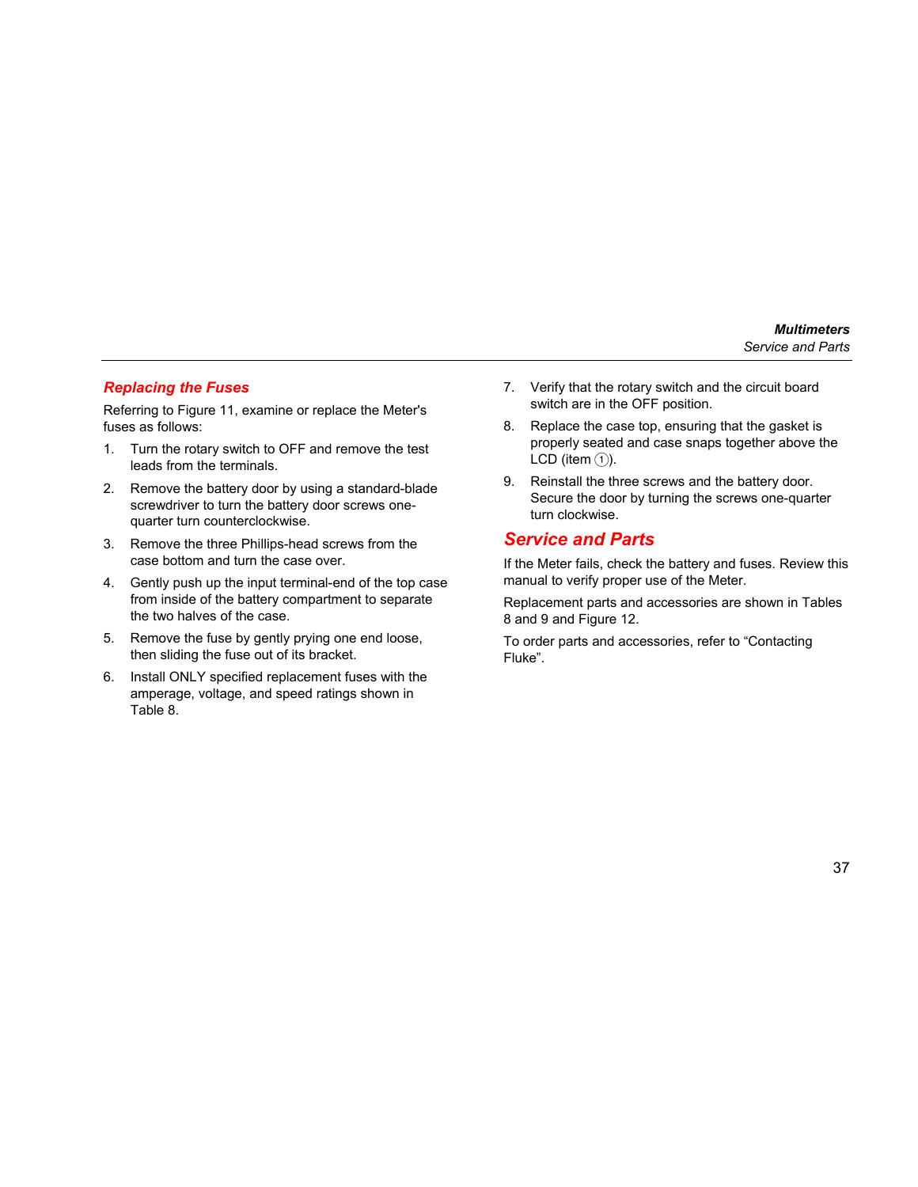## Replacing the Fuses

Referring to Figure 11, examine or replace the Meter's fuses as follows:

1. Turn the rotary switch to OFF and remove the test leads from the terminals.
2. Remove the battery door by using a standard-blade screwdriver to turn the battery door screws one-quarter turn counterclockwise.
3. Remove the three Phillips-head screws from the case bottom and turn the case over.
4. Gently push up the input terminal-end of the top case from inside of the battery compartment to separate the two halves of the case.
5. Remove the fuse by gently prying one end loose, then sliding the fuse out of its bracket.
6. Install ONLY specified replacement fuses with the amperage, voltage, and speed ratings shown in Table 8.
7. Verify that the rotary switch and the circuit board switch are in the OFF position.
8. Replace the case top, ensuring that the gasket is properly seated and case snaps together above the LCD (item ①).
9. Reinstall the three screws and the battery door. Secure the door by turning the screws one-quarter turn clockwise.

# Service and Parts

If the Meter fails, check the battery and fuses. Review this manual to verify proper use of the Meter.

Replacement parts and accessories are shown in Tables 8 and 9 and Figure 12.

To order parts and accessories, refer to “Contacting Fluke”.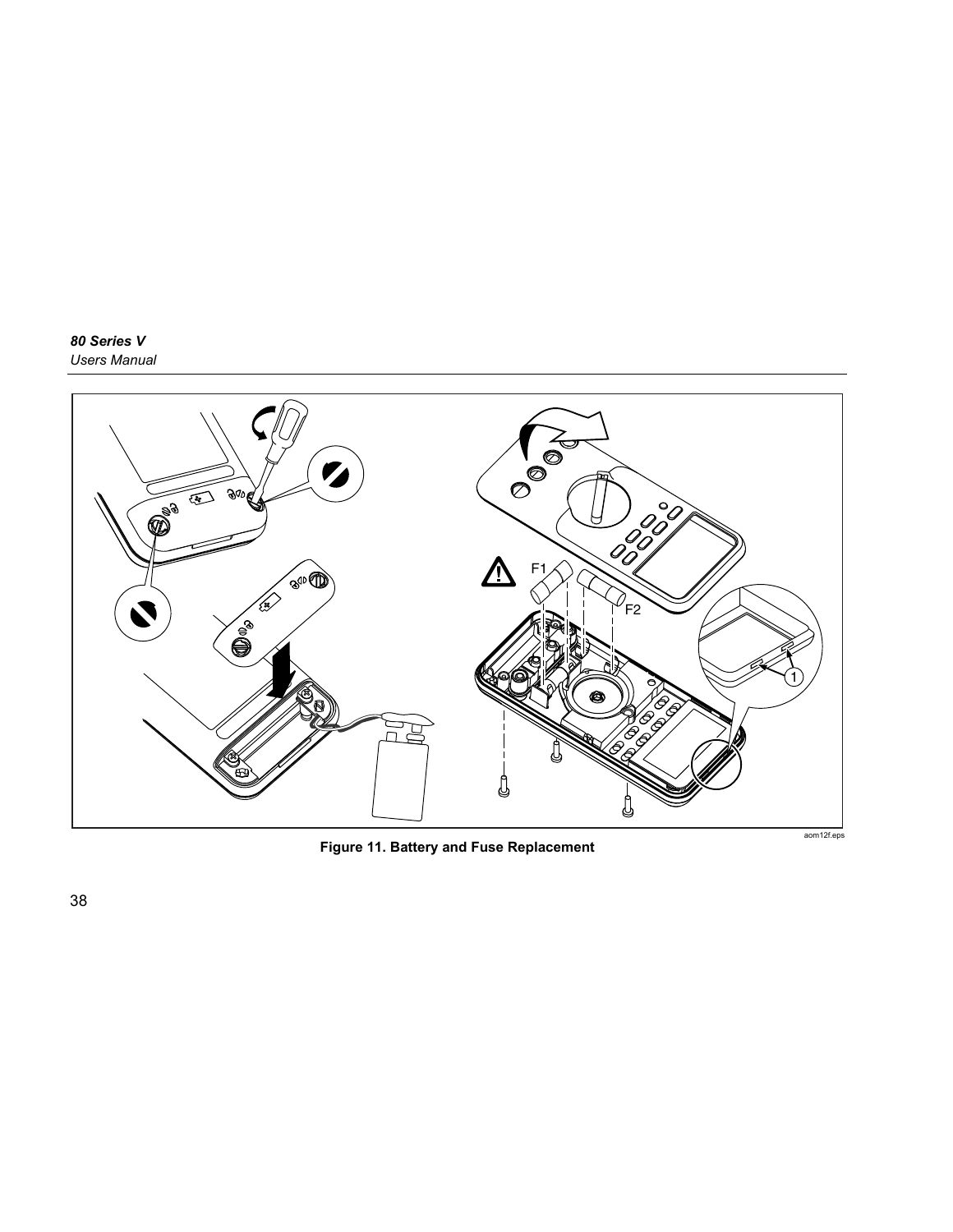Figure 11. Battery and Fuse Replacement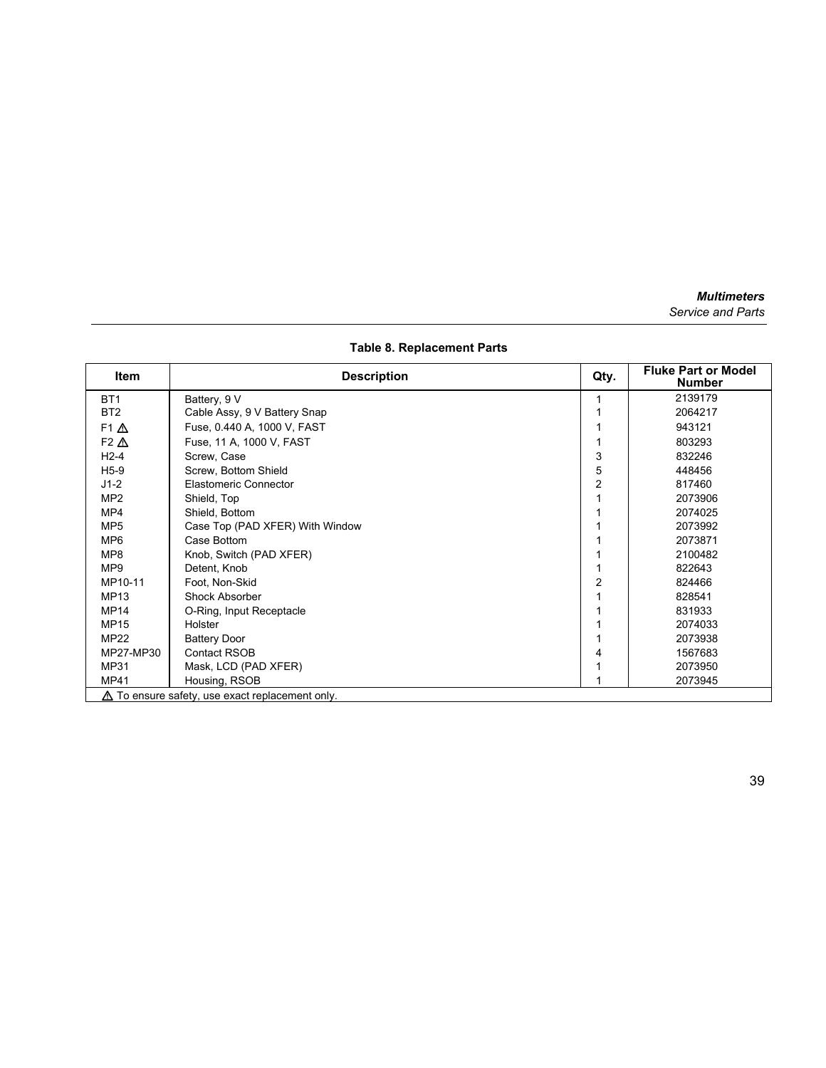**Table 8. Replacement Parts**

| Item | Description | Qty. | Fluke Part or Model Number |
|---|---|---|---|
| BT1 | Battery, 9 V | 1 | 2139179 |
| BT2 | Cable Assy, 9 V Battery Snap | 1 | 2064217 |
| F1 ⚠ | Fuse, 0.440 A, 1000 V, FAST | 1 | 943121 |
| F2 ⚠ | Fuse, 11 A, 1000 V, FAST | 1 | 803293 |
| H2-4 | Screw, Case | 3 | 832246 |
| H5-9 | Screw, Bottom Shield | 5 | 448456 |
| J1-2 | Elastomeric Connector | 2 | 817460 |
| MP2 | Shield, Top | 1 | 2073906 |
| MP4 | Shield, Bottom | 1 | 2074025 |
| MP5 | Case Top (PAD XFER) With Window | 1 | 2073992 |
| MP6 | Case Bottom | 1 | 2073871 |
| MP8 | Knob, Switch (PAD XFER) | 1 | 2100482 |
| MP9 | Detent, Knob | 1 | 822643 |
| MP10-11 | Foot, Non-Skid | 2 | 824466 |
| MP13 | Shock Absorber | 1 | 828541 |
| MP14 | O-Ring, Input Receptacle | 1 | 831933 |
| MP15 | Holster | 1 | 2074033 |
| MP22 | Battery Door | 1 | 2073938 |
| MP27-MP30 | Contact RSOB | 4 | 1567683 |
| MP31 | Mask, LCD (PAD XFER) | 1 | 2073950 |
| MP41 | Housing, RSOB | 1 | 2073945 |
| ⚠ To ensure safety, use exact replacement only. | | | |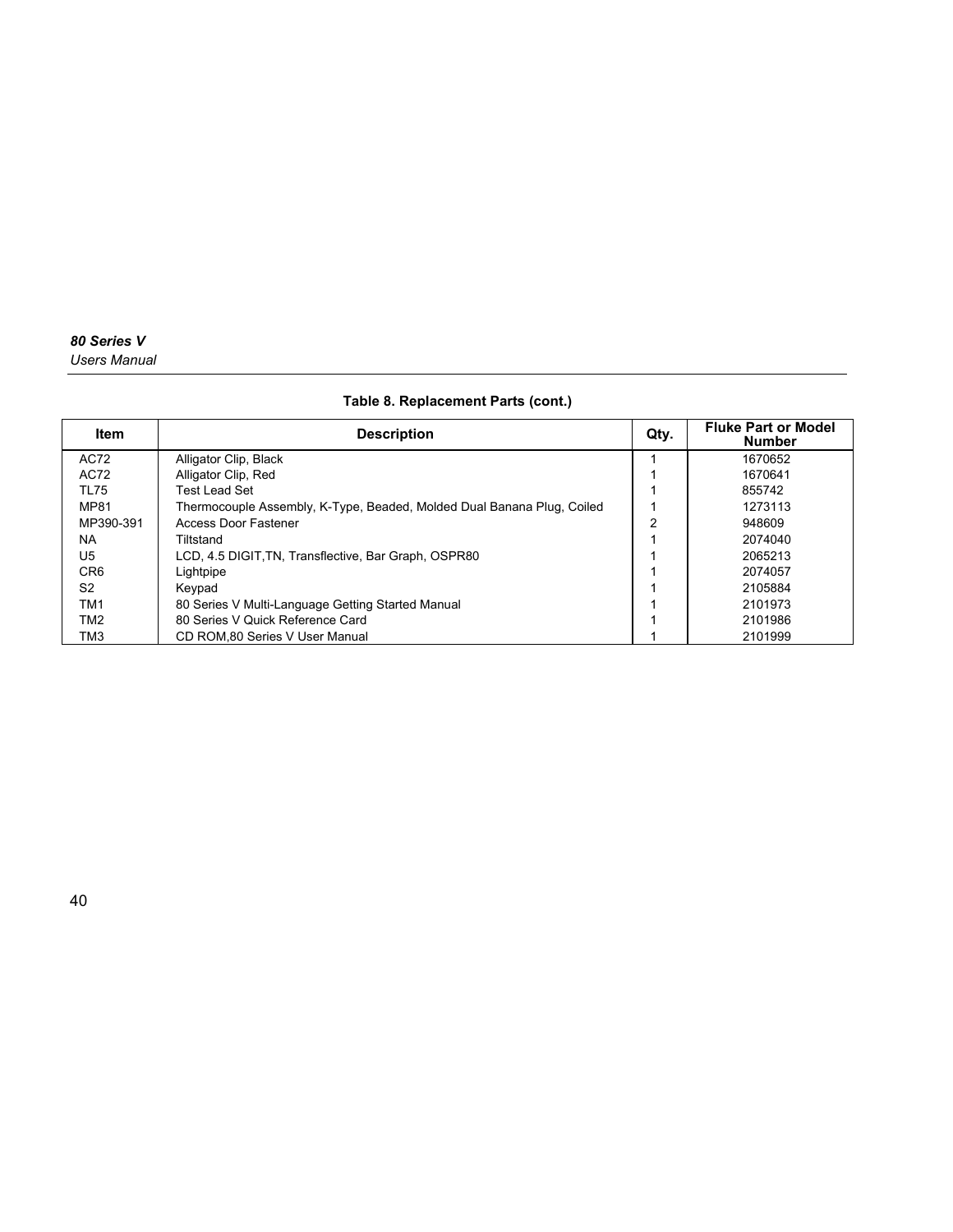**Table 8. Replacement Parts (cont.)**

| Item | Description | Qty. | Fluke Part or Model Number |
|---|---|---|---|
| AC72 | Alligator Clip, Black | 1 | 1670652 |
| AC72 | Alligator Clip, Red | 1 | 1670641 |
| TL75 | Test Lead Set | 1 | 855742 |
| MP81 | Thermocouple Assembly, K-Type, Beaded, Molded Dual Banana Plug, Coiled | 1 | 1273113 |
| MP390-391 | Access Door Fastener | 2 | 948609 |
| NA | Tiltstand | 1 | 2074040 |
| U5 | LCD, 4.5 DIGIT,TN, Transflective, Bar Graph, OSPR80 | 1 | 2065213 |
| CR6 | Lightpipe | 1 | 2074057 |
| S2 | Keypad | 1 | 2105884 |
| TM1 | 80 Series V Multi-Language Getting Started Manual | 1 | 2101973 |
| TM2 | 80 Series V Quick Reference Card | 1 | 2101986 |
| TM3 | CD ROM,80 Series V User Manual | 1 | 2101999 |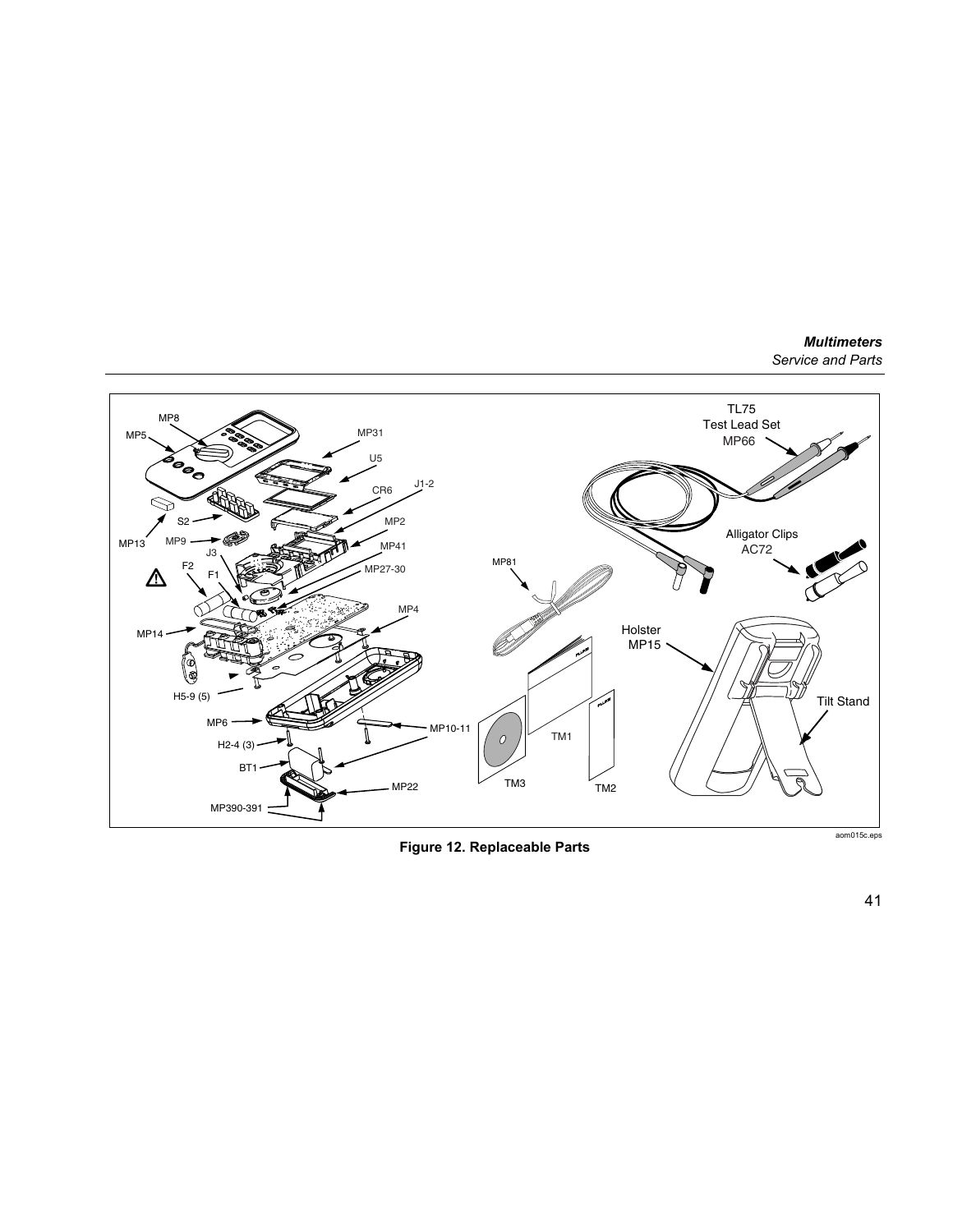**Figure 12. Replaceable Parts**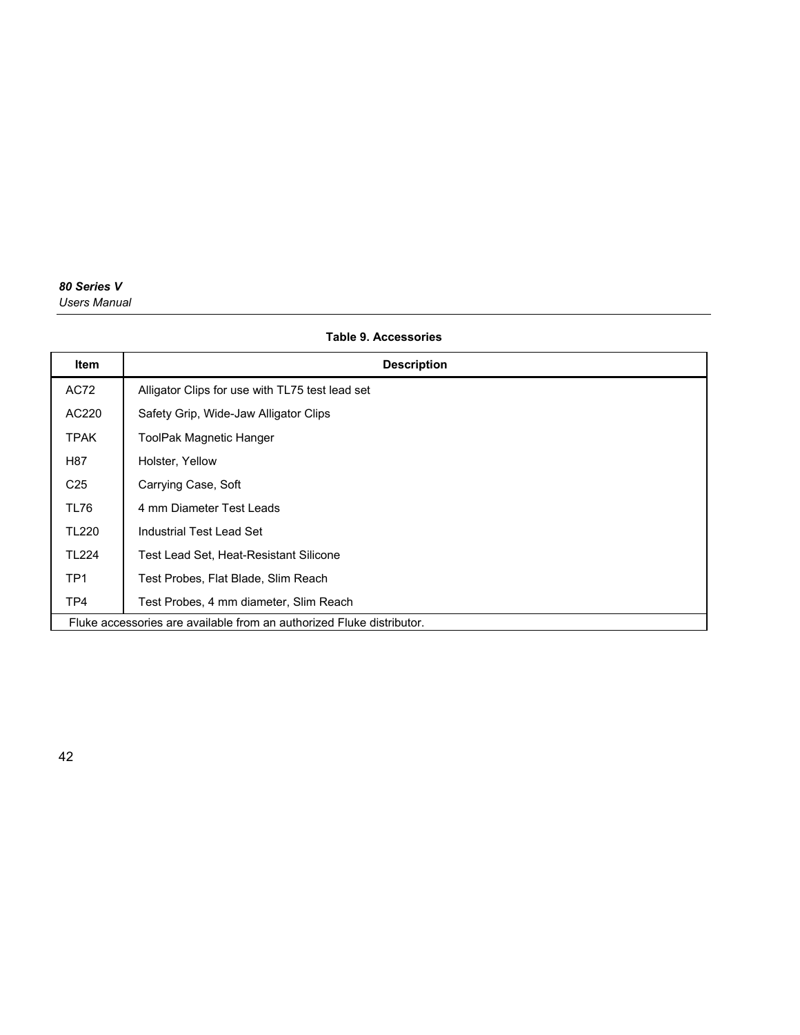**Table 9. Accessories**

| Item | Description |
|---|---|
| AC72 | Alligator Clips for use with TL75 test lead set |
| AC220 | Safety Grip, Wide-Jaw Alligator Clips |
| TPAK | ToolPak Magnetic Hanger |
| H87 | Holster, Yellow |
| C25 | Carrying Case, Soft |
| TL76 | 4 mm Diameter Test Leads |
| TL220 | Industrial Test Lead Set |
| TL224 | Test Lead Set, Heat-Resistant Silicone |
| TP1 | Test Probes, Flat Blade, Slim Reach |
| TP4 | Test Probes, 4 mm diameter, Slim Reach |
| Fluke accessories are available from an authorized Fluke distributor. | |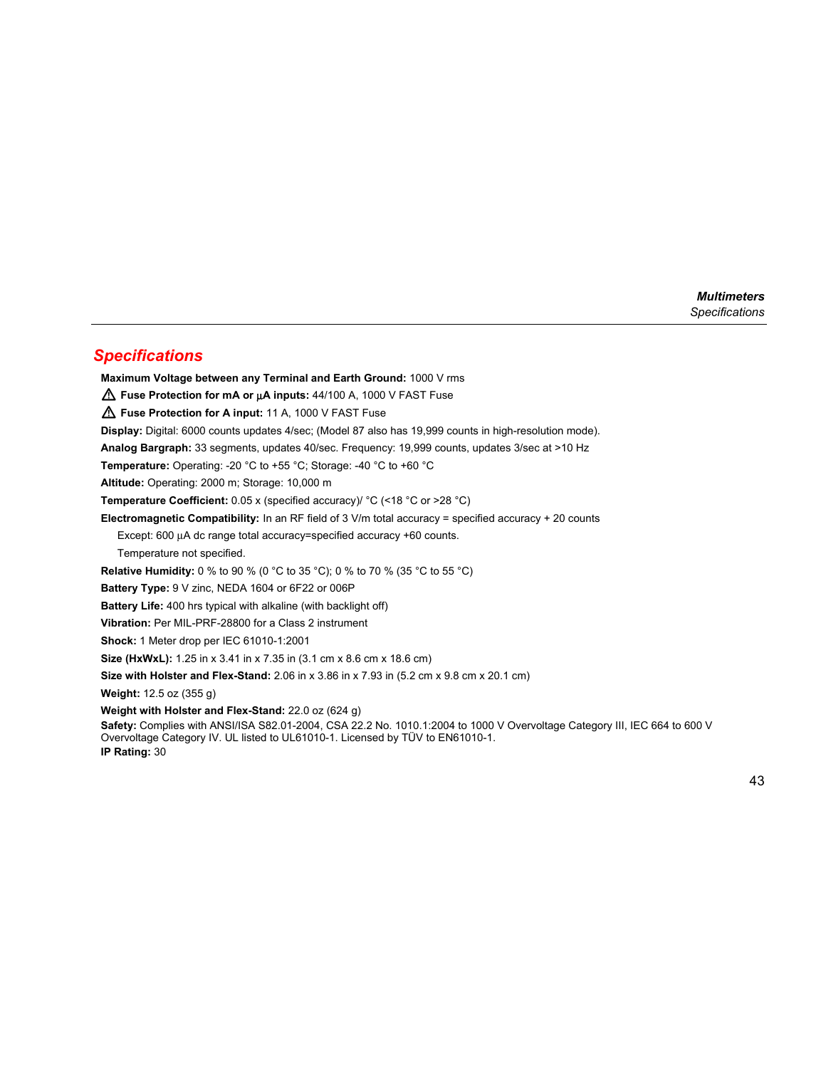## Specifications

**Maximum Voltage between any Terminal and Earth Ground:** 1000 V rms

⚠ **Fuse Protection for mA or µA inputs:** 44/100 A, 1000 V FAST Fuse

⚠ **Fuse Protection for A input:** 11 A, 1000 V FAST Fuse

**Display:** Digital: 6000 counts updates 4/sec; (Model 87 also has 19,999 counts in high-resolution mode).

**Analog Bargraph:** 33 segments, updates 40/sec. Frequency: 19,999 counts, updates 3/sec at >10 Hz

**Temperature:** Operating: -20 °C to +55 °C; Storage: -40 °C to +60 °C

**Altitude:** Operating: 2000 m; Storage: 10,000 m

**Temperature Coefficient:** 0.05 x (specified accuracy)/ °C (<18 °C or >28 °C)

**Electromagnetic Compatibility:** In an RF field of 3 V/m total accuracy = specified accuracy + 20 counts

Except: 600 µA dc range total accuracy=specified accuracy +60 counts.

Temperature not specified.

**Relative Humidity:** 0 % to 90 % (0 °C to 35 °C); 0 % to 70 % (35 °C to 55 °C)

**Battery Type:** 9 V zinc, NEDA 1604 or 6F22 or 006P

**Battery Life:** 400 hrs typical with alkaline (with backlight off)

**Vibration:** Per MIL-PRF-28800 for a Class 2 instrument

**Shock:** 1 Meter drop per IEC 61010-1:2001

**Size (HxWxL):** 1.25 in x 3.41 in x 7.35 in (3.1 cm x 8.6 cm x 18.6 cm)

**Size with Holster and Flex-Stand:** 2.06 in x 3.86 in x 7.93 in (5.2 cm x 9.8 cm x 20.1 cm)

**Weight:** 12.5 oz (355 g)

**Weight with Holster and Flex-Stand:** 22.0 oz (624 g)

**Safety:** Complies with ANSI/ISA S82.01-2004, CSA 22.2 No. 1010.1:2004 to 1000 V Overvoltage Category III, IEC 664 to 600 V Overvoltage Category IV. UL listed to UL61010-1. Licensed by TÜV to EN61010-1.

**IP Rating:** 30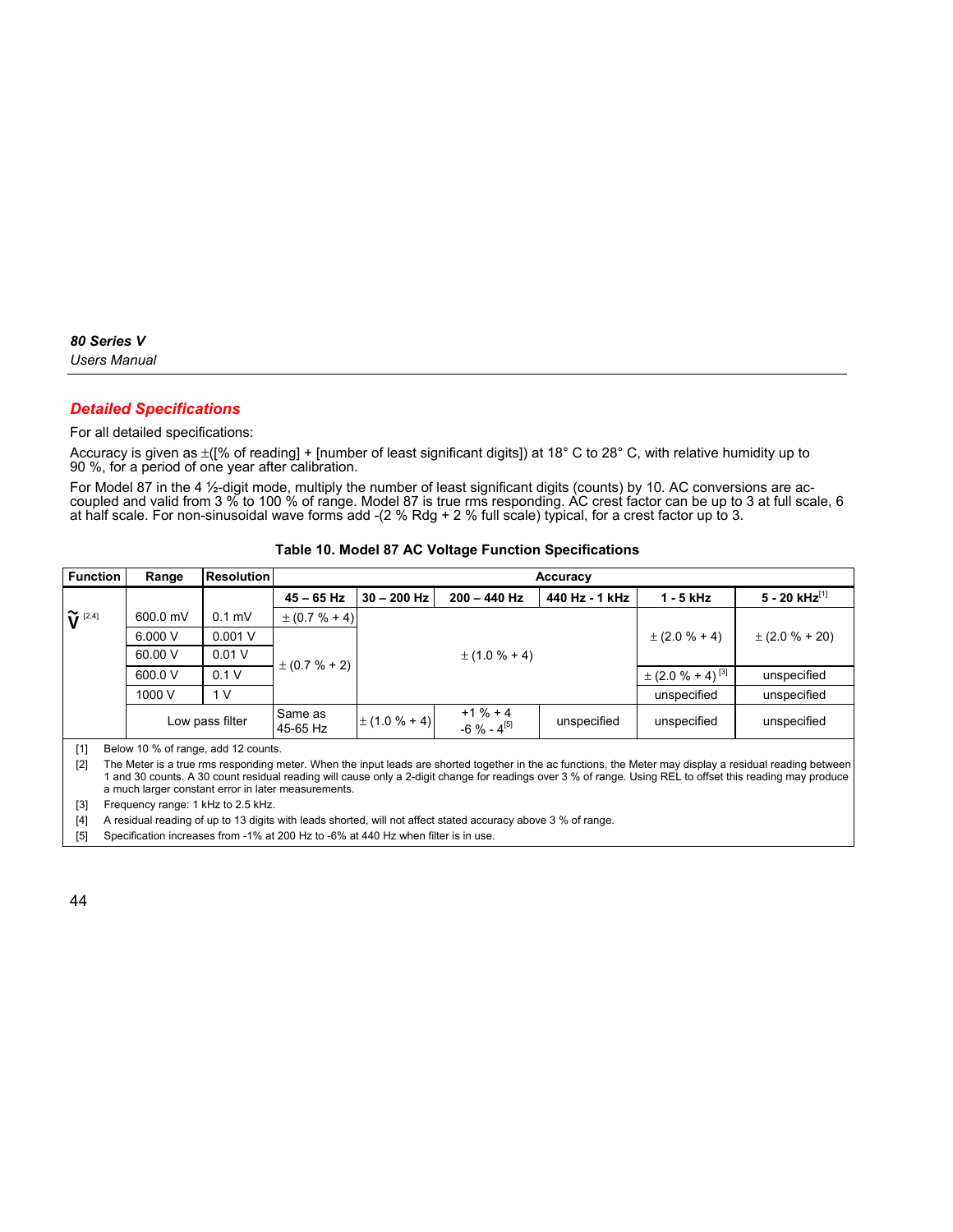## Detailed Specifications

For all detailed specifications:

Accuracy is given as ±([% of reading] + [number of least significant digits]) at 18° C to 28° C, with relative humidity up to 90 %, for a period of one year after calibration.

For Model 87 in the 4 ½-digit mode, multiply the number of least significant digits (counts) by 10. AC conversions are ac-coupled and valid from 3 % to 100 % of range. Model 87 is true rms responding. AC crest factor can be up to 3 at full scale, 6 at half scale. For non-sinusoidal wave forms add -(2 % Rdg + 2 % full scale) typical, for a crest factor up to 3.

**Table 10. Model 87 AC Voltage Function Specifications**

| Function | Range | Resolution | Accuracy | | | | | |
|---|---|---|---|---|---|---|---|---|
| | | | 45 – 65 Hz | 30 – 200 Hz | 200 – 440 Hz | 440 Hz - 1 kHz | 1 - 5 kHz | 5 - 20 kHz[1] |
| Ṽ [2,4] | 600.0 mV | 0.1 mV | ± (0.7 % + 4) | ± (1.0 % + 4) | ± (1.0 % + 4) | ± (1.0 % + 4) | ± (2.0 % + 4) | ± (2.0 % + 20) |
| | 6.000 V | 0.001 V | ± (0.7 % + 2) | ± (1.0 % + 4) | ± (1.0 % + 4) | ± (1.0 % + 4) | ± (2.0 % + 4) | ± (2.0 % + 20) |
| | 60.00 V | 0.01 V | ± (0.7 % + 2) | ± (1.0 % + 4) | ± (1.0 % + 4) | ± (1.0 % + 4) | ± (2.0 % + 4) | ± (2.0 % + 20) |
| | 600.0 V | 0.1 V | ± (0.7 % + 2) | ± (1.0 % + 4) | ± (1.0 % + 4) | ± (1.0 % + 4) | ± (2.0 % + 4) [3] | unspecified |
| | 1000 V | 1 V | ± (0.7 % + 2) | ± (1.0 % + 4) | ± (1.0 % + 4) | ± (1.0 % + 4) | unspecified | unspecified |
| | Low pass filter | | Same as 45-65 Hz | ± (1.0 % + 4) | +1 % + 4 -6 % - 4[5] | unspecified | unspecified | unspecified |

[1] Below 10 % of range, add 12 counts.

[2] The Meter is a true rms responding meter. When the input leads are shorted together in the ac functions, the Meter may display a residual reading between 1 and 30 counts. A 30 count residual reading will cause only a 2-digit change for readings over 3 % of range. Using REL to offset this reading may produce a much larger constant error in later measurements.

[3] Frequency range: 1 kHz to 2.5 kHz.

[4] A residual reading of up to 13 digits with leads shorted, will not affect stated accuracy above 3 % of range.

[5] Specification increases from -1% at 200 Hz to -6% at 440 Hz when filter is in use.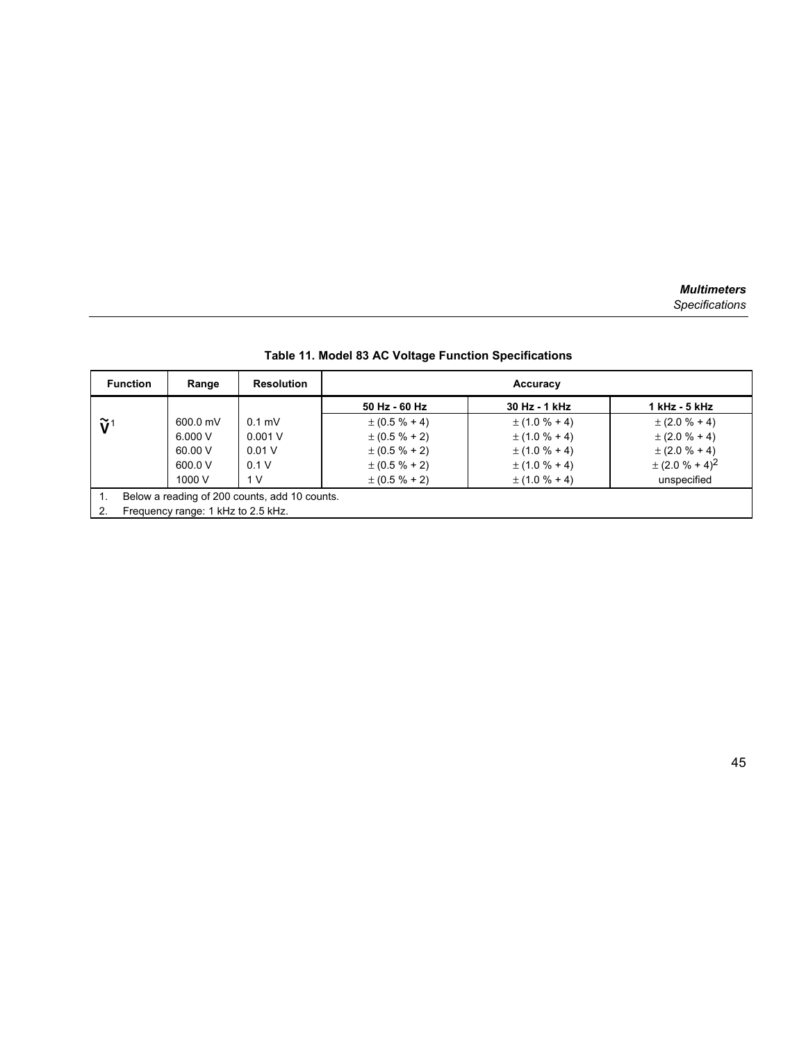**Table 11. Model 83 AC Voltage Function Specifications**

| Function | Range | Resolution | Accuracy | | |
|---|---|---|---|---|---|
| | | | 50 Hz - 60 Hz | 30 Hz - 1 kHz | 1 kHz - 5 kHz |
| $\tilde{V}$[1] | 600.0 mV | 0.1 mV | ± (0.5 % + 4) | ± (1.0 % + 4) | ± (2.0 % + 4) |
| | 6.000 V | 0.001 V | ± (0.5 % + 2) | ± (1.0 % + 4) | ± (2.0 % + 4) |
| | 60.00 V | 0.01 V | ± (0.5 % + 2) | ± (1.0 % + 4) | ± (2.0 % + 4) |
| | 600.0 V | 0.1 V | ± (0.5 % + 2) | ± (1.0 % + 4) | ± (2.0 % + 4)[2] |
| | 1000 V | 1 V | ± (0.5 % + 2) | ± (1.0 % + 4) | unspecified |

1. Below a reading of 200 counts, add 10 counts.
2. Frequency range: 1 kHz to 2.5 kHz.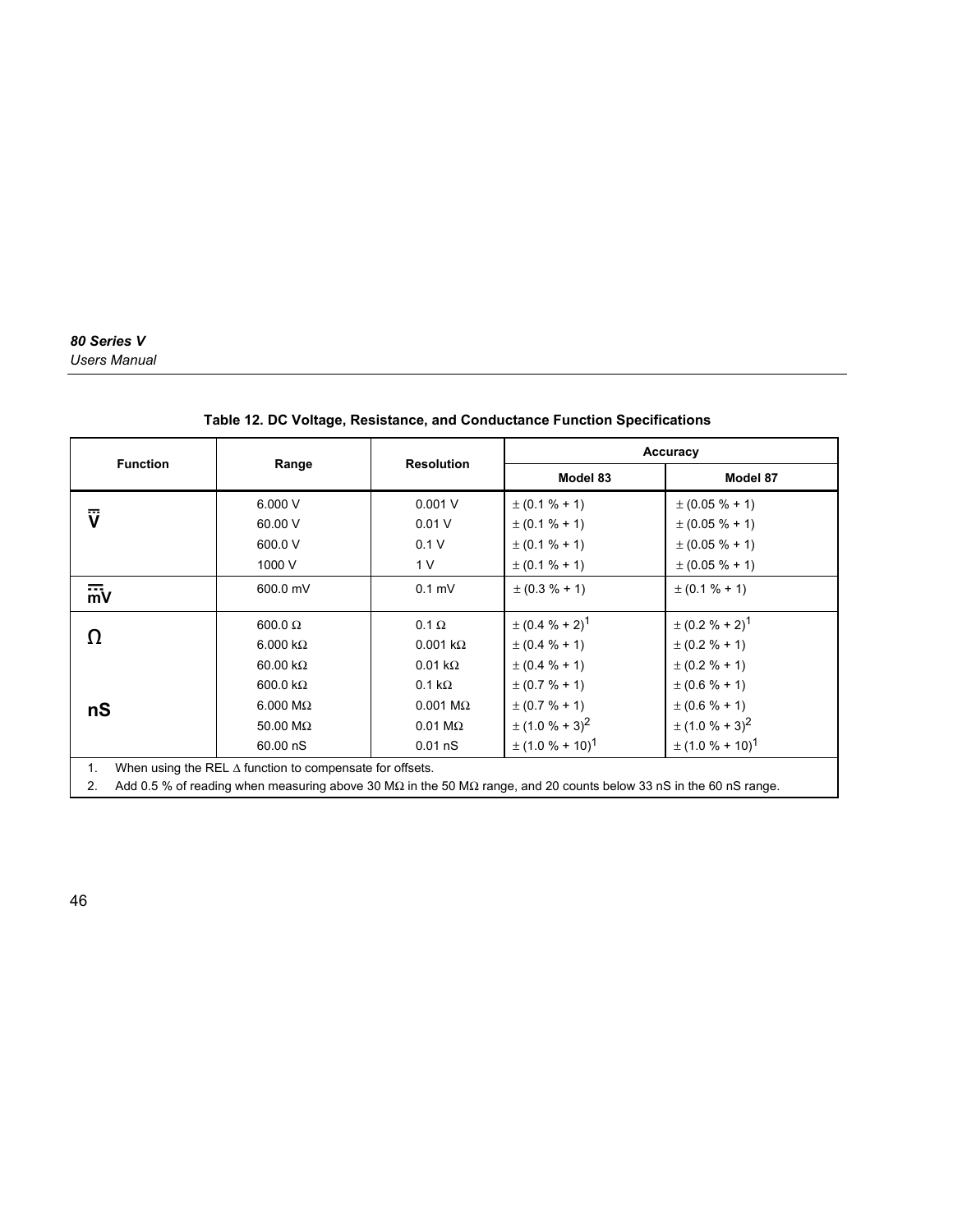**Table 12. DC Voltage, Resistance, and Conductance Function Specifications**

| Function | Range | Resolution | Accuracy | |
|---|---|---|---|---|
| | | | Model 83 | Model 87 |
| V (DC) | 6.000 V | 0.001 V | ± (0.1 % + 1) | ± (0.05 % + 1) |
| | 60.00 V | 0.01 V | ± (0.1 % + 1) | ± (0.05 % + 1) |
| | 600.0 V | 0.1 V | ± (0.1 % + 1) | ± (0.05 % + 1) |
| | 1000 V | 1 V | ± (0.1 % + 1) | ± (0.05 % + 1) |
| mV (DC) | 600.0 mV | 0.1 mV | ± (0.3 % + 1) | ± (0.1 % + 1) |
| Ω | 600.0 Ω | 0.1 Ω | ± (0.4 % + 2)[1] | ± (0.2 % + 2)[1] |
| | 6.000 kΩ | 0.001 kΩ | ± (0.4 % + 1) | ± (0.2 % + 1) |
| | 60.00 kΩ | 0.01 kΩ | ± (0.4 % + 1) | ± (0.2 % + 1) |
| | 600.0 kΩ | 0.1 kΩ | ± (0.7 % + 1) | ± (0.6 % + 1) |
| | 6.000 MΩ | 0.001 MΩ | ± (0.7 % + 1) | ± (0.6 % + 1) |
| | 50.00 MΩ | 0.01 MΩ | ± (1.0 % + 3)[2] | ± (1.0 % + 3)[2] |
| nS | 60.00 nS | 0.01 nS | ± (1.0 % + 10)[1] | ± (1.0 % + 10)[1] |

1. When using the REL Δ function to compensate for offsets.
2. Add 0.5 % of reading when measuring above 30 MΩ in the 50 MΩ range, and 20 counts below 33 nS in the 60 nS range.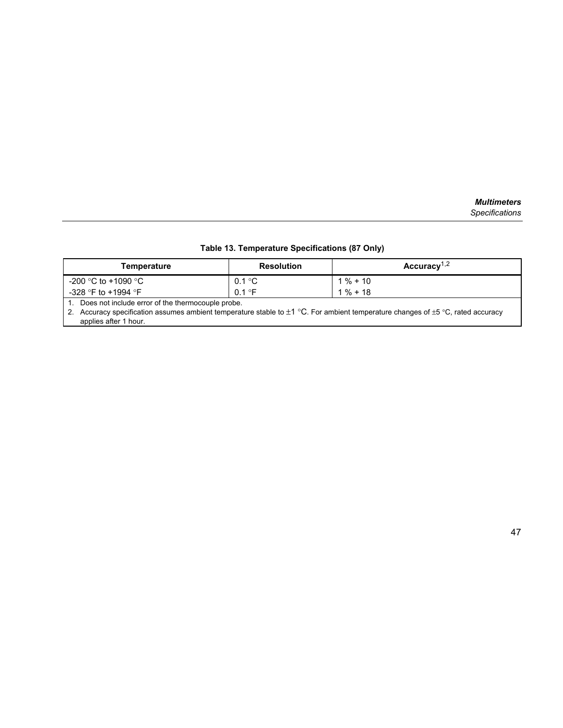**Table 13. Temperature Specifications (87 Only)**

| Temperature | Resolution | Accuracy[1,2] |
|---|---|---|
| -200 °C to +1090 °C | 0.1 °C | 1 % + 10 |
| -328 °F to +1994 °F | 0.1 °F | 1 % + 18 |

1. Does not include error of the thermocouple probe.
2. Accuracy specification assumes ambient temperature stable to ±1 °C. For ambient temperature changes of ±5 °C, rated accuracy applies after 1 hour.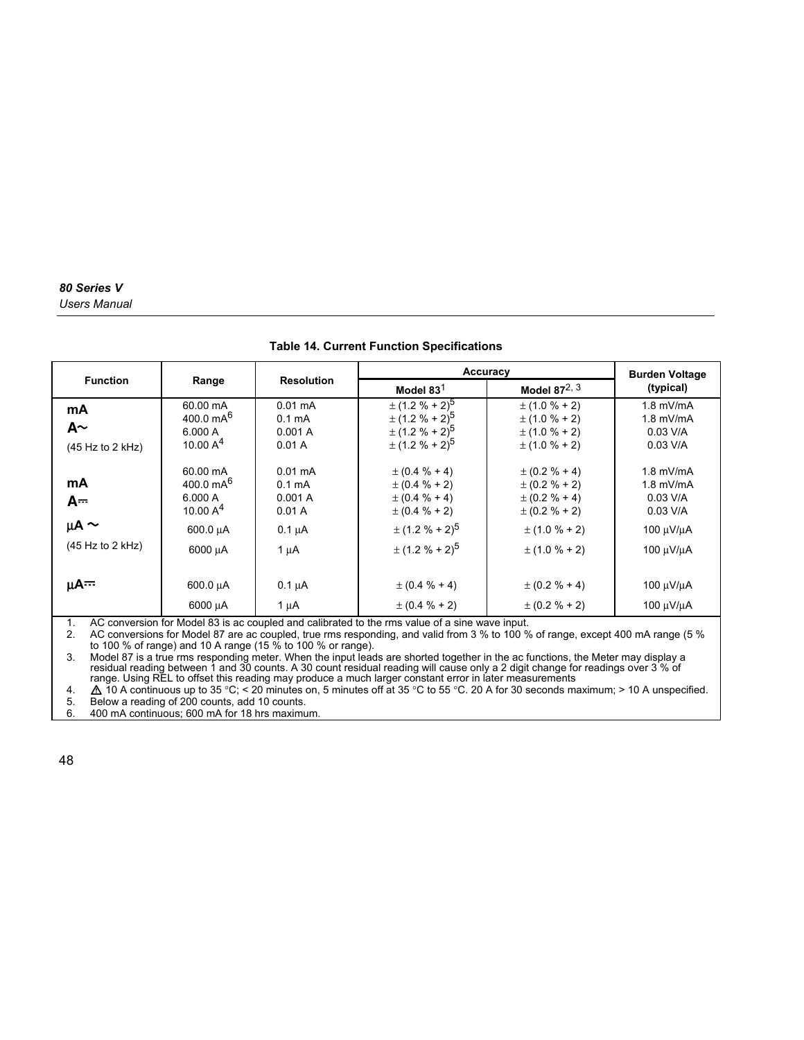**Table 14. Current Function Specifications**

| Function | Range | Resolution | Accuracy | | Burden Voltage (typical) |
|---|---|---|---|---|---|
| | | | Model 83[1] | Model 87[2, 3] | |
| mA A~ (45 Hz to 2 kHz) | 60.00 mA | 0.01 mA | ± (1.2 % + 2)[5] | ± (1.0 % + 2) | 1.8 mV/mA |
| | 400.0 mA[6] | 0.1 mA | ± (1.2 % + 2)[5] | ± (1.0 % + 2) | 1.8 mV/mA |
| | 6.000 A | 0.001 A | ± (1.2 % + 2)[5] | ± (1.0 % + 2) | 0.03 V/A |
| | 10.00 A[4] | 0.01 A | ± (1.2 % + 2)[5] | ± (1.0 % + 2) | 0.03 V/A |
| mA A⎓ | 60.00 mA | 0.01 mA | ± (0.4 % + 4) | ± (0.2 % + 4) | 1.8 mV/mA |
| | 400.0 mA[6] | 0.1 mA | ± (0.4 % + 2) | ± (0.2 % + 2) | 1.8 mV/mA |
| | 6.000 A | 0.001 A | ± (0.4 % + 4) | ± (0.2 % + 4) | 0.03 V/A |
| | 10.00 A[4] | 0.01 A | ± (0.4 % + 2) | ± (0.2 % + 2) | 0.03 V/A |
| µA ~ (45 Hz to 2 kHz) | 600.0 µA | 0.1 µA | ± (1.2 % + 2)[5] | ± (1.0 % + 2) | 100 µV/µA |
| | 6000 µA | 1 µA | ± (1.2 % + 2)[5] | ± (1.0 % + 2) | 100 µV/µA |
| µA⎓ | 600.0 µA | 0.1 µA | ± (0.4 % + 4) | ± (0.2 % + 4) | 100 µV/µA |
| | 6000 µA | 1 µA | ± (0.4 % + 2) | ± (0.2 % + 2) | 100 µV/µA |

1. AC conversion for Model 83 is ac coupled and calibrated to the rms value of a sine wave input.
2. AC conversions for Model 87 are ac coupled, true rms responding, and valid from 3 % to 100 % of range, except 400 mA range (5 % to 100 % of range) and 10 A range (15 % to 100 % or range).
3. Model 87 is a true rms responding meter. When the input leads are shorted together in the ac functions, the Meter may display a residual reading between 1 and 30 counts. A 30 count residual reading will cause only a 2 digit change for readings over 3 % of range. Using REL to offset this reading may produce a much larger constant error in later measurements
4. ⚠ 10 A continuous up to 35 °C; < 20 minutes on, 5 minutes off at 35 °C to 55 °C. 20 A for 30 seconds maximum; > 10 A unspecified.
5. Below a reading of 200 counts, add 10 counts.
6. 400 mA continuous; 600 mA for 18 hrs maximum.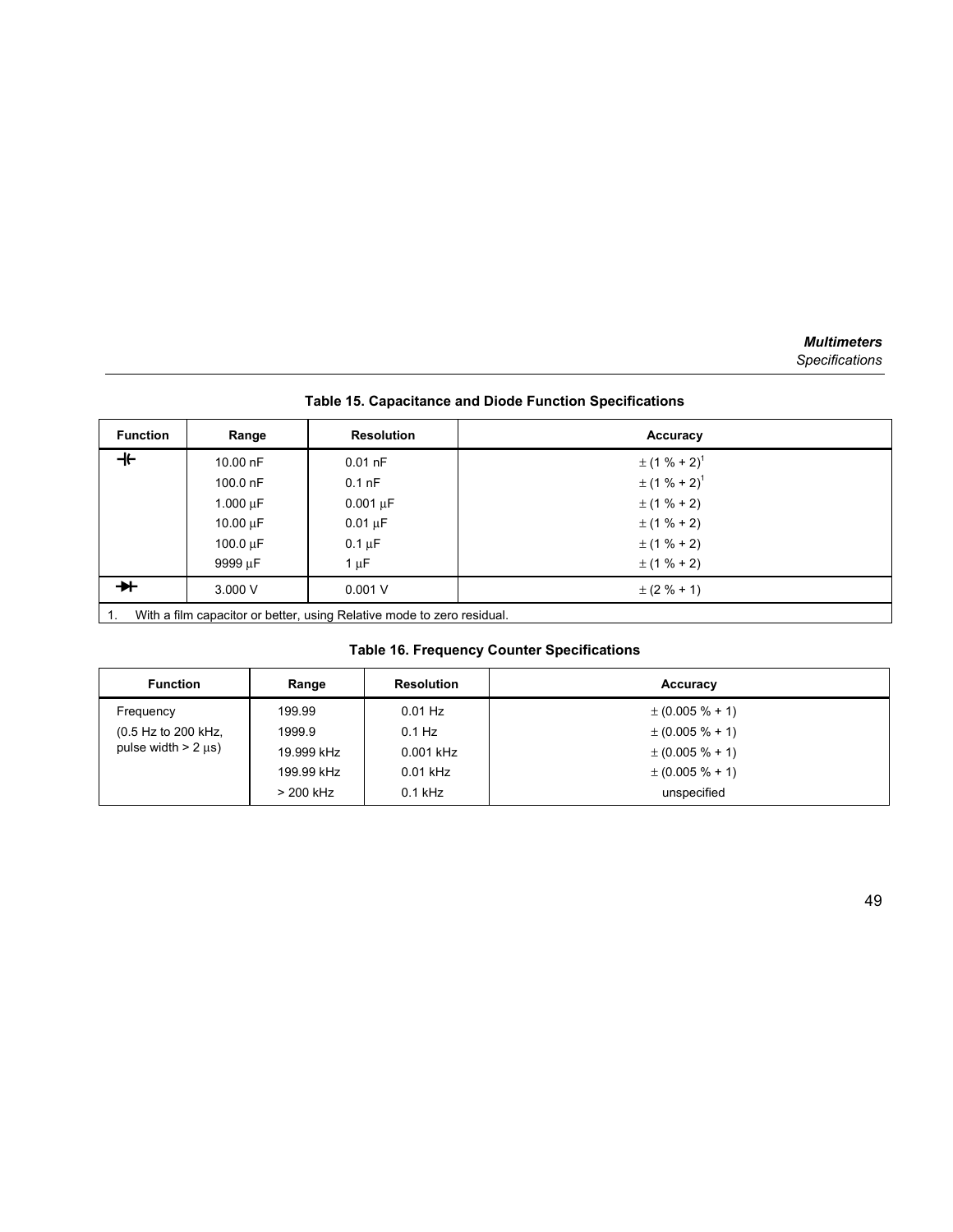**Table 15. Capacitance and Diode Function Specifications**

| Function | Range | Resolution | Accuracy |
|---|---|---|---|
| ⊣⊢ | 10.00 nF | 0.01 nF | ± (1 % + 2)[1] |
| | 100.0 nF | 0.1 nF | ± (1 % + 2)[1] |
| | 1.000 µF | 0.001 µF | ± (1 % + 2) |
| | 10.00 µF | 0.01 µF | ± (1 % + 2) |
| | 100.0 µF | 0.1 µF | ± (1 % + 2) |
| | 9999 µF | 1 µF | ± (1 % + 2) |
| ➔⊢ | 3.000 V | 0.001 V | ± (2 % + 1) |

1. With a film capacitor or better, using Relative mode to zero residual.

**Table 16. Frequency Counter Specifications**

| Function | Range | Resolution | Accuracy |
|---|---|---|---|
| Frequency (0.5 Hz to 200 kHz, pulse width > 2 µs) | 199.99 | 0.01 Hz | ± (0.005 % + 1) |
| | 1999.9 | 0.1 Hz | ± (0.005 % + 1) |
| | 19.999 kHz | 0.001 kHz | ± (0.005 % + 1) |
| | 199.99 kHz | 0.01 kHz | ± (0.005 % + 1) |
| | > 200 kHz | 0.1 kHz | unspecified |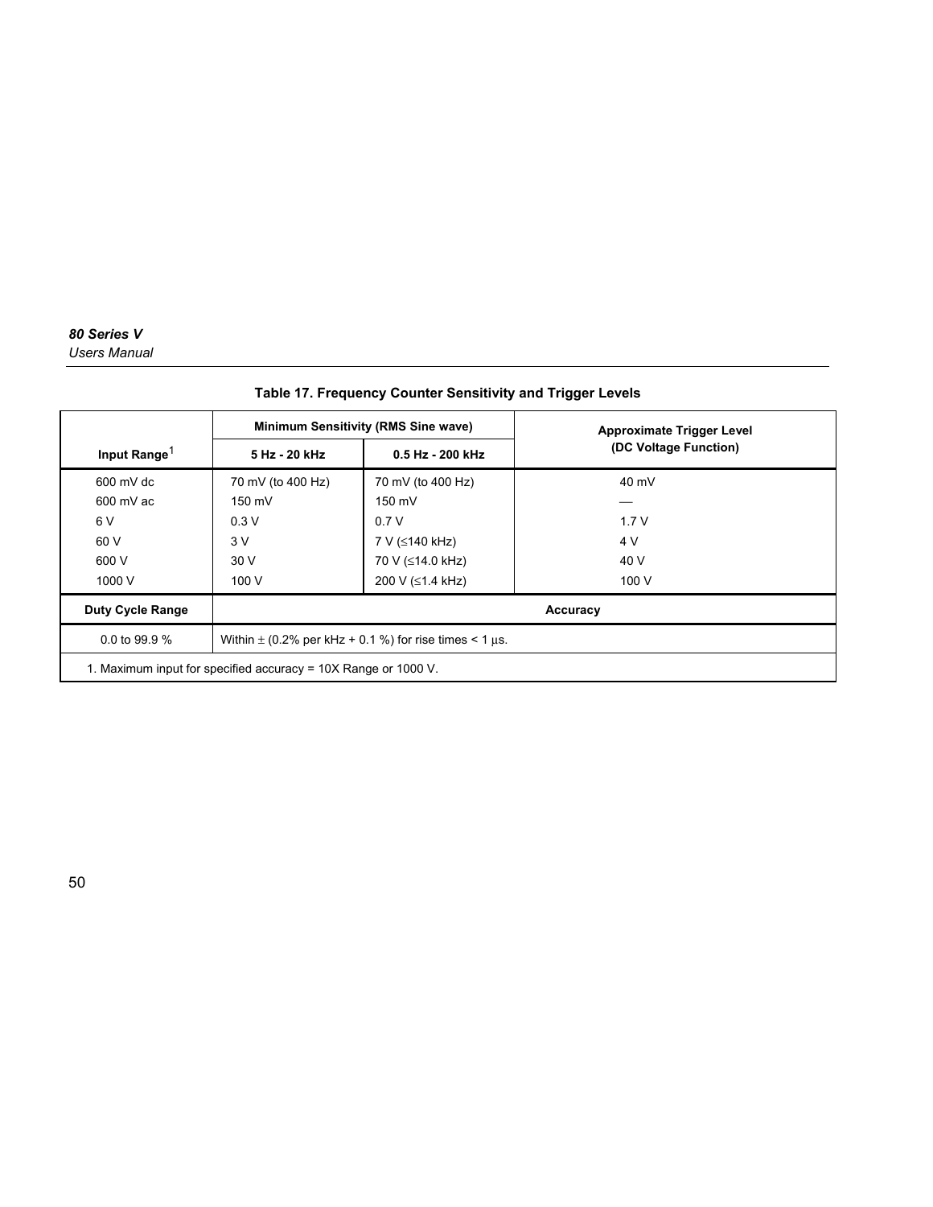**Table 17. Frequency Counter Sensitivity and Trigger Levels**

| Input Range[1] | Minimum Sensitivity (RMS Sine wave) | | Approximate Trigger Level (DC Voltage Function) |
|---|---|---|---|
| | 5 Hz - 20 kHz | 0.5 Hz - 200 kHz | |
| 600 mV dc | 70 mV (to 400 Hz) | 70 mV (to 400 Hz) | 40 mV |
| 600 mV ac | 150 mV | 150 mV | — |
| 6 V | 0.3 V | 0.7 V | 1.7 V |
| 60 V | 3 V | 7 V (≤140 kHz) | 4 V |
| 600 V | 30 V | 70 V (≤14.0 kHz) | 40 V |
| 1000 V | 100 V | 200 V (≤1.4 kHz) | 100 V |
| **Duty Cycle Range** | **Accuracy** | | |
| 0.0 to 99.9 % | Within ± (0.2% per kHz + 0.1 %) for rise times < 1 μs. | | |

1. Maximum input for specified accuracy = 10X Range or 1000 V.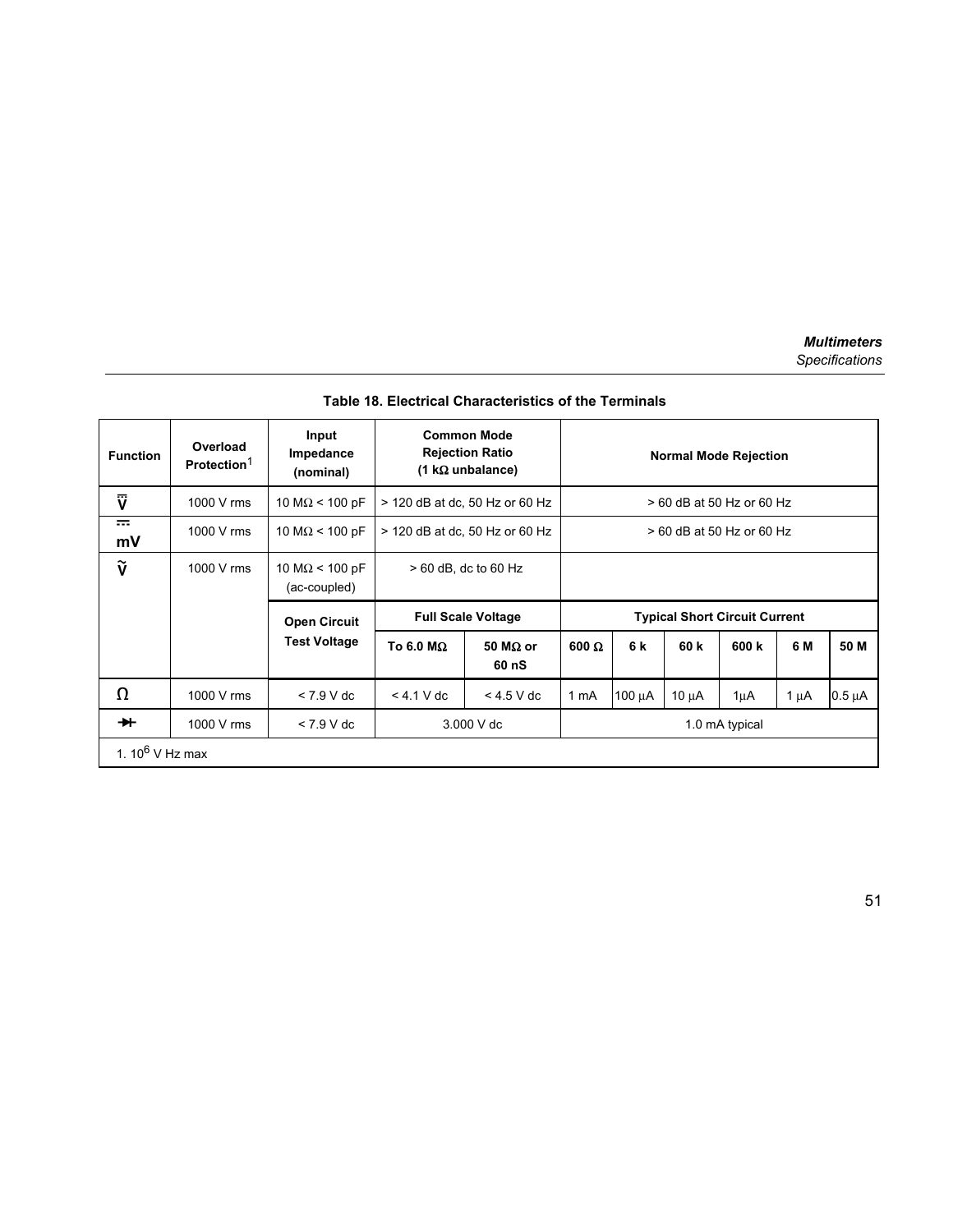**Table 18. Electrical Characteristics of the Terminals**

| Function | Overload Protection[1] | Input Impedance (nominal) | Common Mode Rejection Ratio (1 kΩ unbalance) | | Normal Mode Rejection | | | | | |
|---|---|---|---|---|---|---|---|---|---|---|
| V (ac/dc) | 1000 V rms | 10 MΩ < 100 pF | > 120 dB at dc, 50 Hz or 60 Hz | | > 60 dB at 50 Hz or 60 Hz | | | | | |
| mV (dc) | 1000 V rms | 10 MΩ < 100 pF | > 120 dB at dc, 50 Hz or 60 Hz | | > 60 dB at 50 Hz or 60 Hz | | | | | |
| V (ac) | 1000 V rms | 10 MΩ < 100 pF (ac-coupled) | > 60 dB, dc to 60 Hz | | | | | | | |
| | | **Open Circuit Test Voltage** | **Full Scale Voltage** | | **Typical Short Circuit Current** | | | | | |
| | | | **To 6.0 MΩ** | **50 MΩ or 60 nS** | **600 Ω** | **6 k** | **60 k** | **600 k** | **6 M** | **50 M** |
| Ω | 1000 V rms | < 7.9 V dc | < 4.1 V dc | < 4.5 V dc | 1 mA | 100 µA | 10 µA | 1µA | 1 µA | 0.5 µA |
| Diode | 1000 V rms | < 7.9 V dc | 3.000 V dc | | 1.0 mA typical | | | | | |

1. $10^6$ V Hz max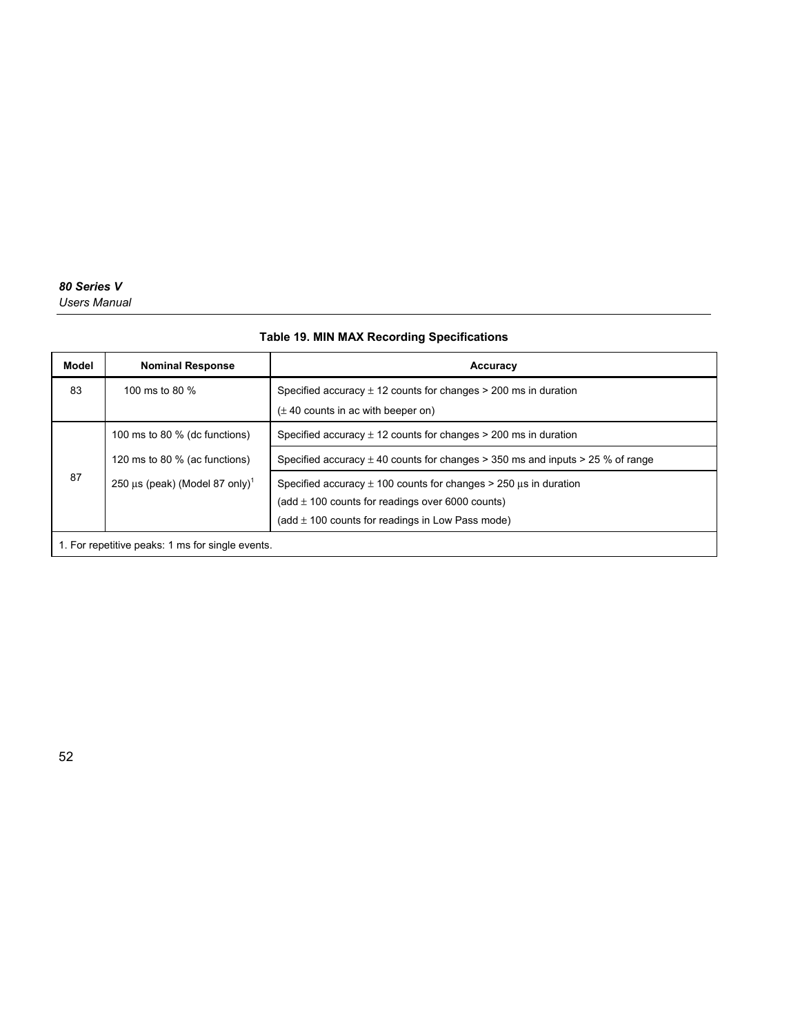**Table 19. MIN MAX Recording Specifications**

| Model | Nominal Response | Accuracy |
|---|---|---|
| 83 | 100 ms to 80 % | Specified accuracy ± 12 counts for changes > 200 ms in duration (± 40 counts in ac with beeper on) |
| 87 | 100 ms to 80 % (dc functions) | Specified accuracy ± 12 counts for changes > 200 ms in duration |
| | 120 ms to 80 % (ac functions) | Specified accuracy ± 40 counts for changes > 350 ms and inputs > 25 % of range |
| | 250 µs (peak) (Model 87 only)[1] | Specified accuracy ± 100 counts for changes > 250 µs in duration (add ± 100 counts for readings over 6000 counts) (add ± 100 counts for readings in Low Pass mode) |

1. For repetitive peaks: 1 ms for single events.